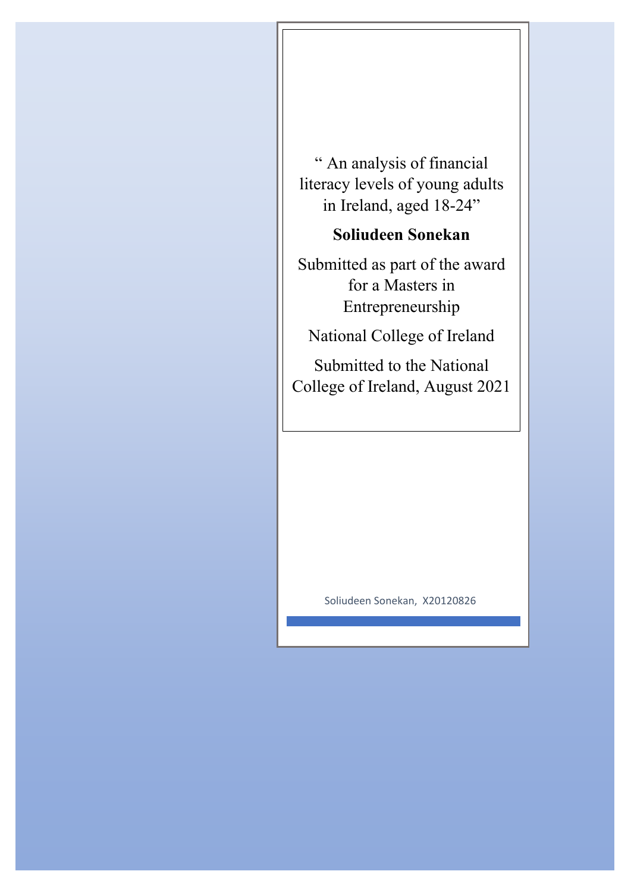# " An analysis of financial literacy levels of young adults in Ireland, aged 18-24"

**Soliudeen Sonekan**

Submitted as part of the award for a Masters in Entrepreneurship

National College of Ireland

Submitted to the National College of Ireland, August 2021

Soliudeen Sonekan, X20120826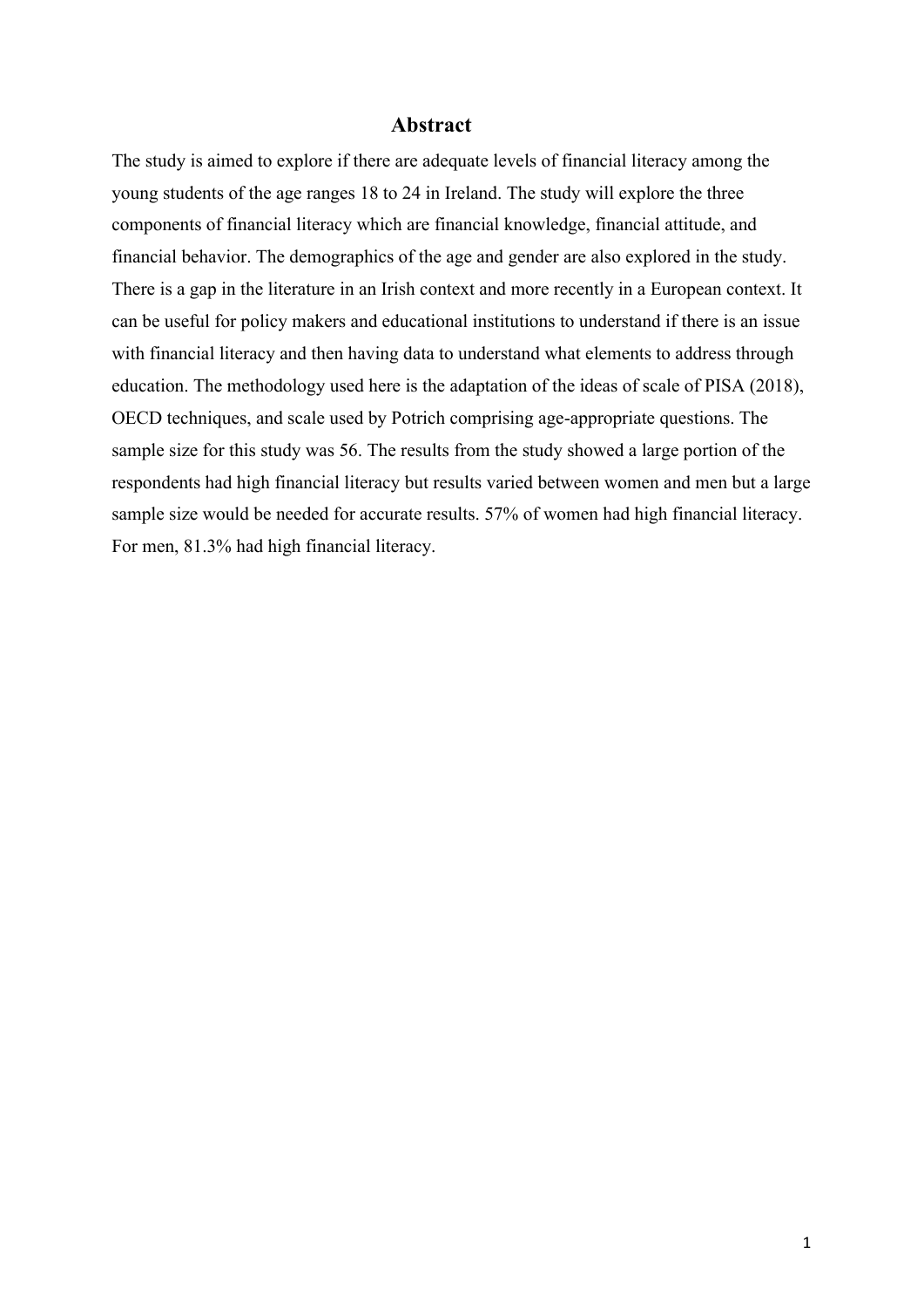# Abstract

The study is aimed to explore if there are adequate levels of financial literacy among the young students of the age ranges 18 to 24 in Ireland. The study will explore the three components of financial literacy which are financial knowledge, financial attitude, and financial behavior. The demographics of the age and gender are also explored in the study. There is a gap in the literature in an Irish context and more recently in a European context. It can be useful for policy makers and educational institutions to understand if there is an issue with financial literacy and then having data to understand what elements to address through education. The methodology used here is the adaptation of the ideas of scale of PISA (2018), OECD techniques, and scale used by Potrich comprising age-appropriate questions. The sample size for this study was 56. The results from the study showed a large portion of the respondents had high financial literacy but results varied between women and men but a large sample size would be needed for accurate results. 57% of women had high financial literacy. For men, 81.3% had high financial literacy.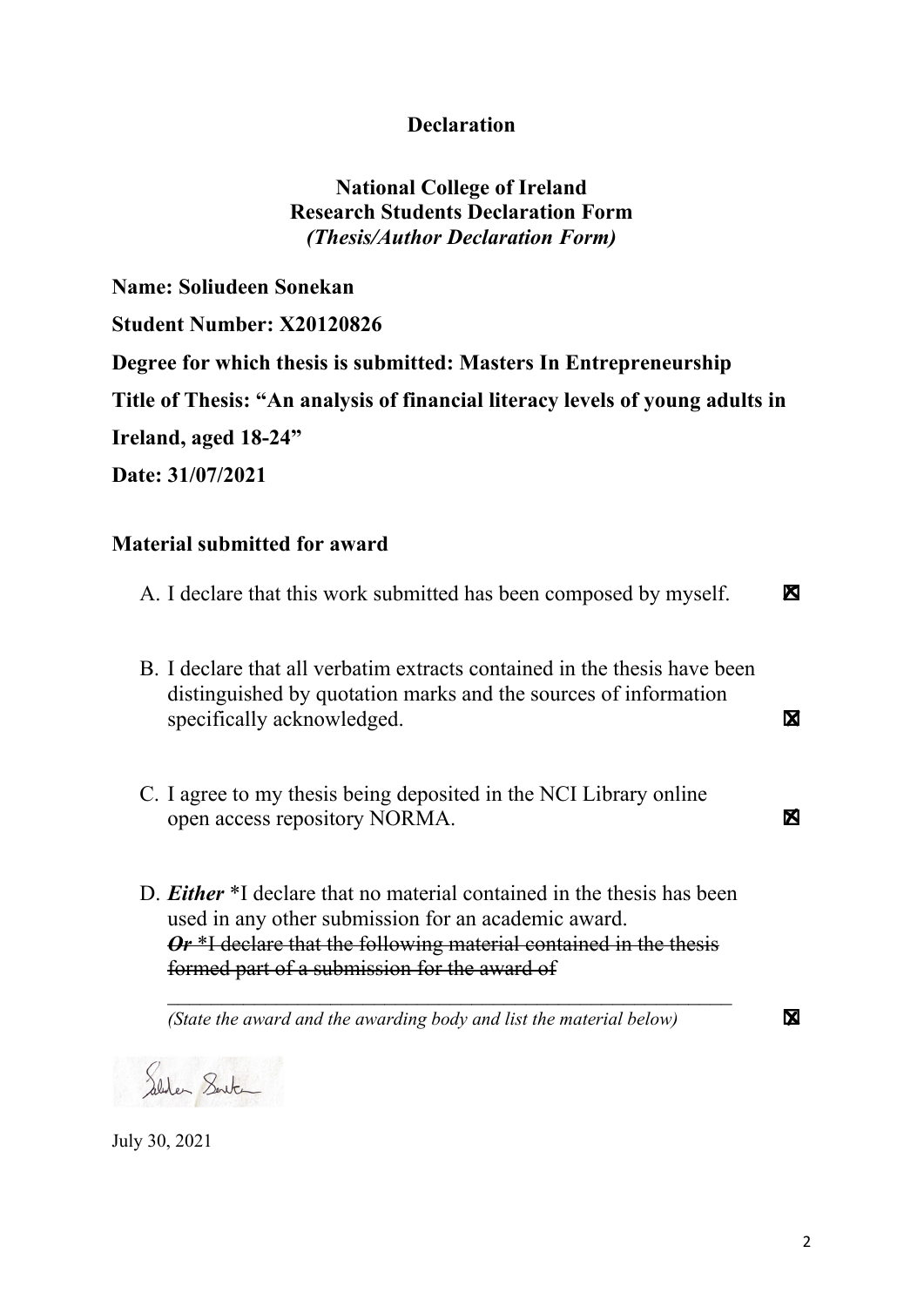# Declaration

## National College of Ireland
## Research Students Declaration Form
## *(Thesis/Author Declaration Form)*

**Name: Soliudeen Sonekan**

**Student Number: X20120826**

**Degree for which thesis is submitted: Masters In Entrepreneurship**

**Title of Thesis: "An analysis of financial literacy levels of young adults in Ireland, aged 18-24"**

**Date: 31/07/2021**

### Material submitted for award

A. I declare that this work submitted has been composed by myself. ☒

B. I declare that all verbatim extracts contained in the thesis have been distinguished by quotation marks and the sources of information specifically acknowledged. ☒

C. I agree to my thesis being deposited in the NCI Library online open access repository NORMA. ☒

D. ***Either*** *I declare that no material contained in the thesis has been used in any other submission for an academic award.
~~***Or*** *I declare that the following material contained in the thesis formed part of a submission for the award of~~
\_\_\_\_\_\_\_\_\_\_\_\_\_\_\_\_\_\_\_\_\_\_\_\_\_\_\_\_\_\_\_\_\_\_\_\_\_\_\_\_\_\_\_\_\_\_\_\_\_\_\_\_\_\_\_\_
*(State the award and the awarding body and list the material below)* ☒

July 30, 2021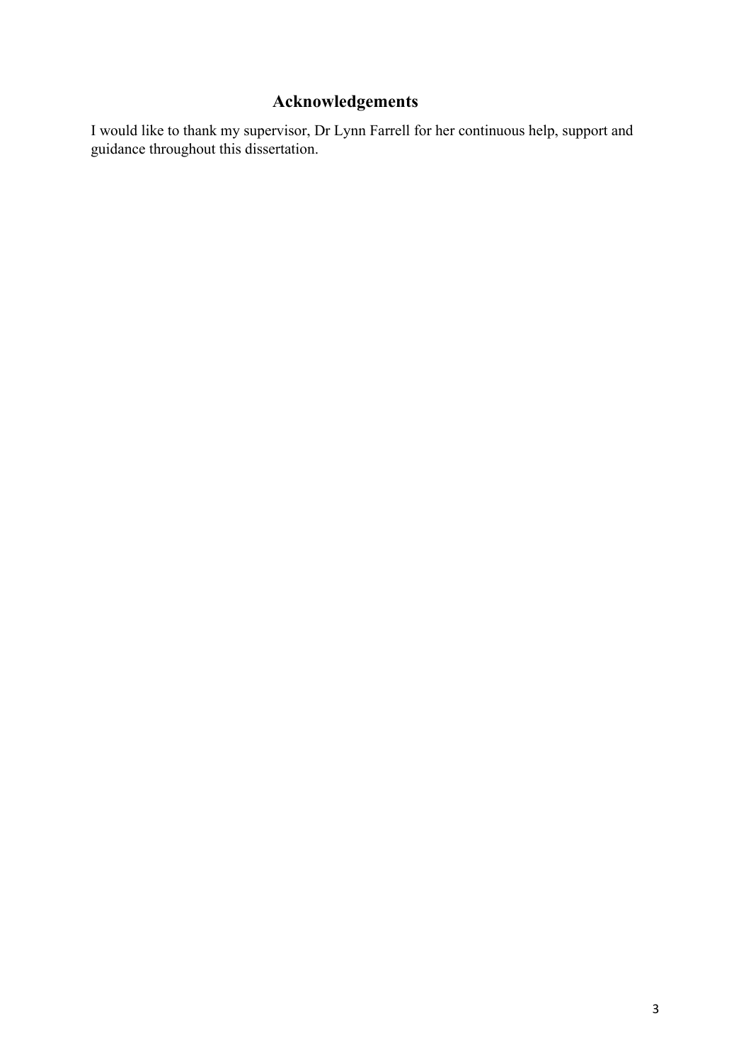# Acknowledgements

I would like to thank my supervisor, Dr Lynn Farrell for her continuous help, support and guidance throughout this dissertation.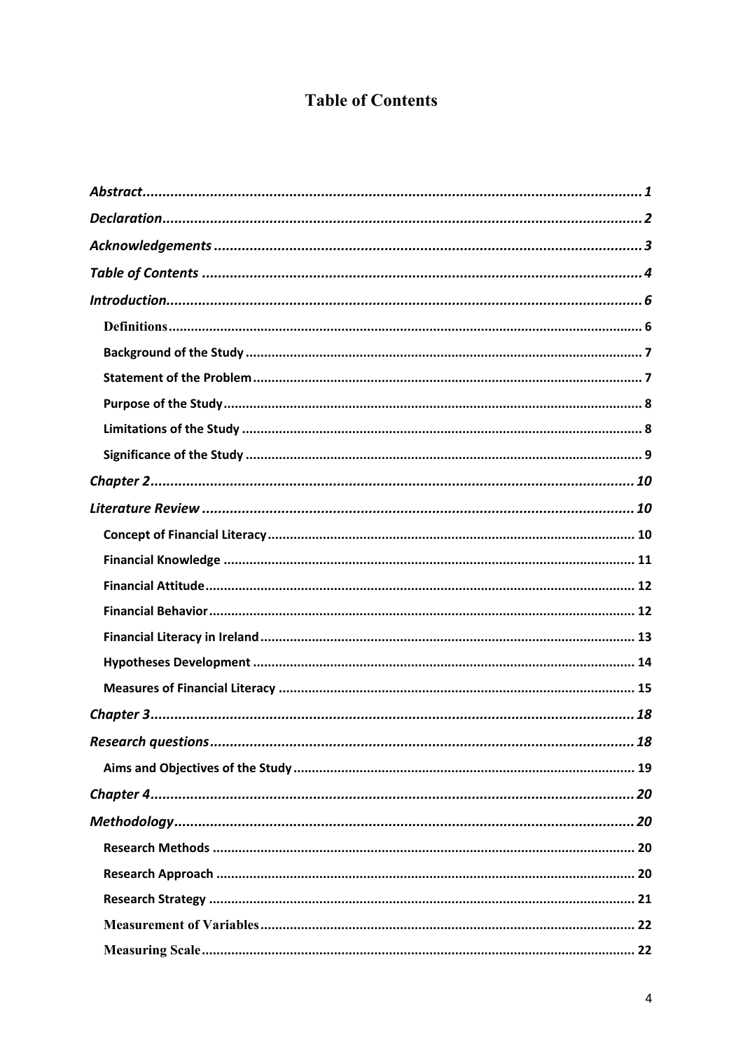# Table of Contents

*Abstract* ............ *1*

*Declaration* ............ *2*

*Acknowledgements* ............ *3*

*Table of Contents* ............ *4*

*Introduction* ............ *6*

- **Definitions** ............ 6
- **Background of the Study** ............ 7
- **Statement of the Problem** ............ 7
- **Purpose of the Study** ............ 8
- **Limitations of the Study** ............ 8
- **Significance of the Study** ............ 9

*Chapter 2* ............ *10*

*Literature Review* ............ *10*

- **Concept of Financial Literacy** ............ 10
- **Financial Knowledge** ............ 11
- **Financial Attitude** ............ 12
- **Financial Behavior** ............ 12
- **Financial Literacy in Ireland** ............ 13
- **Hypotheses Development** ............ 14
- **Measures of Financial Literacy** ............ 15

*Chapter 3* ............ *18*

*Research questions* ............ *18*

- **Aims and Objectives of the Study** ............ 19

*Chapter 4* ............ *20*

*Methodology* ............ *20*

- **Research Methods** ............ 20
- **Research Approach** ............ 20
- **Research Strategy** ............ 21
- **Measurement of Variables** ............ 22
- **Measuring Scale** ............ 22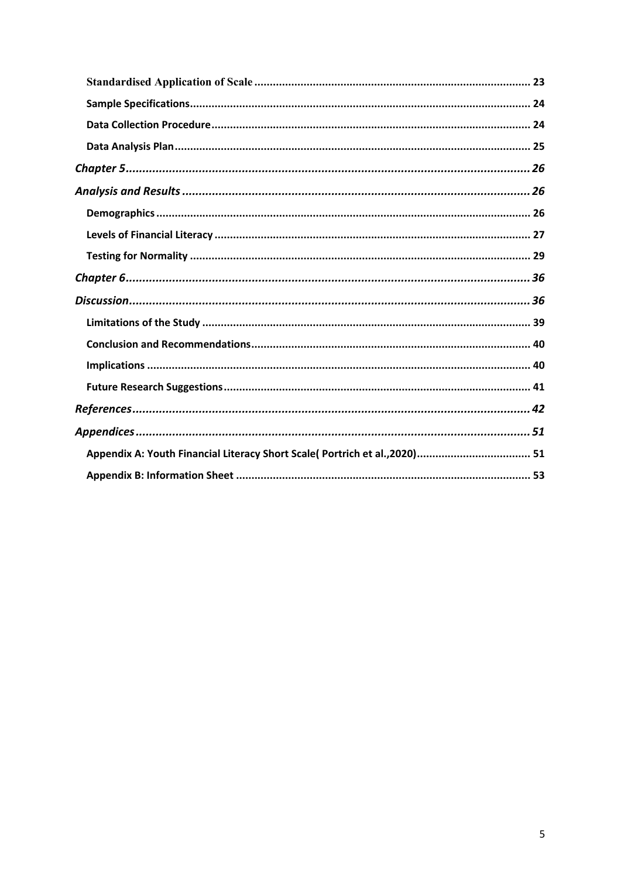**Standardised Application of Scale** ........................................................................................ 23

**Sample Specifications**............................................................................................................. 24

**Data Collection Procedure**...................................................................................................... 24

**Data Analysis Plan**.................................................................................................................. 25

***Chapter 5***.......................................................................................................................... 26

***Analysis and Results***......................................................................................................... 26

**Demographics**........................................................................................................................ 26

**Levels of Financial Literacy**..................................................................................................... 27

**Testing for Normality**............................................................................................................. 29

***Chapter 6***.......................................................................................................................... 36

***Discussion***........................................................................................................................ 36

**Limitations of the Study**......................................................................................................... 39

**Conclusion and Recommendations**......................................................................................... 40

**Implications**........................................................................................................................... 40

**Future Research Suggestions**.................................................................................................. 41

***References***....................................................................................................................... 42

***Appendices***....................................................................................................................... 51

**Appendix A: Youth Financial Literacy Short Scale( Portrich et al.,2020)**.................................... 51

**Appendix B: Information Sheet**.............................................................................................. 53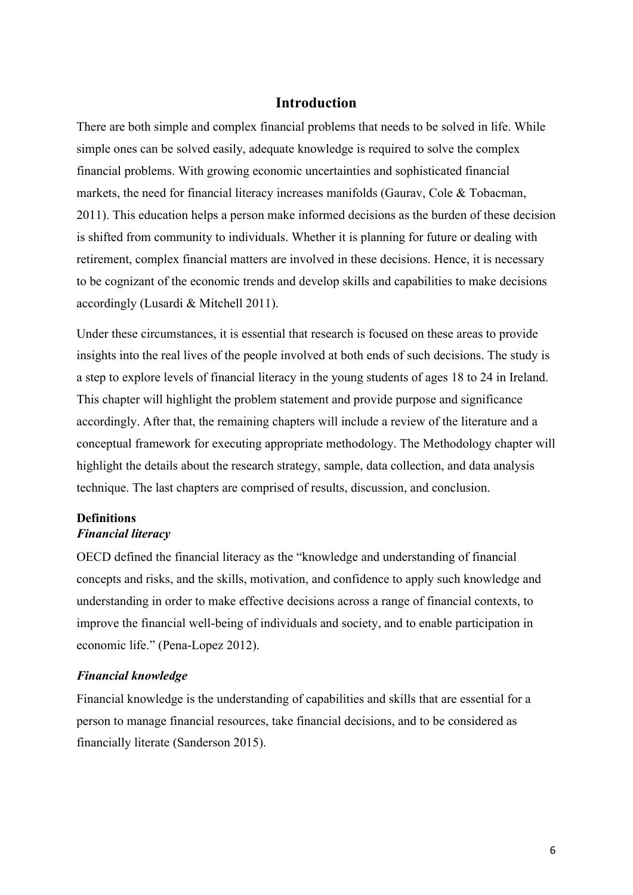# Introduction

There are both simple and complex financial problems that needs to be solved in life. While simple ones can be solved easily, adequate knowledge is required to solve the complex financial problems. With growing economic uncertainties and sophisticated financial markets, the need for financial literacy increases manifolds (Gaurav, Cole & Tobacman, 2011). This education helps a person make informed decisions as the burden of these decision is shifted from community to individuals. Whether it is planning for future or dealing with retirement, complex financial matters are involved in these decisions. Hence, it is necessary to be cognizant of the economic trends and develop skills and capabilities to make decisions accordingly (Lusardi & Mitchell 2011).

Under these circumstances, it is essential that research is focused on these areas to provide insights into the real lives of the people involved at both ends of such decisions. The study is a step to explore levels of financial literacy in the young students of ages 18 to 24 in Ireland. This chapter will highlight the problem statement and provide purpose and significance accordingly. After that, the remaining chapters will include a review of the literature and a conceptual framework for executing appropriate methodology. The Methodology chapter will highlight the details about the research strategy, sample, data collection, and data analysis technique. The last chapters are comprised of results, discussion, and conclusion.

## Definitions

### *Financial literacy*

OECD defined the financial literacy as the "knowledge and understanding of financial concepts and risks, and the skills, motivation, and confidence to apply such knowledge and understanding in order to make effective decisions across a range of financial contexts, to improve the financial well-being of individuals and society, and to enable participation in economic life." (Pena-Lopez 2012).

### *Financial knowledge*

Financial knowledge is the understanding of capabilities and skills that are essential for a person to manage financial resources, take financial decisions, and to be considered as financially literate (Sanderson 2015).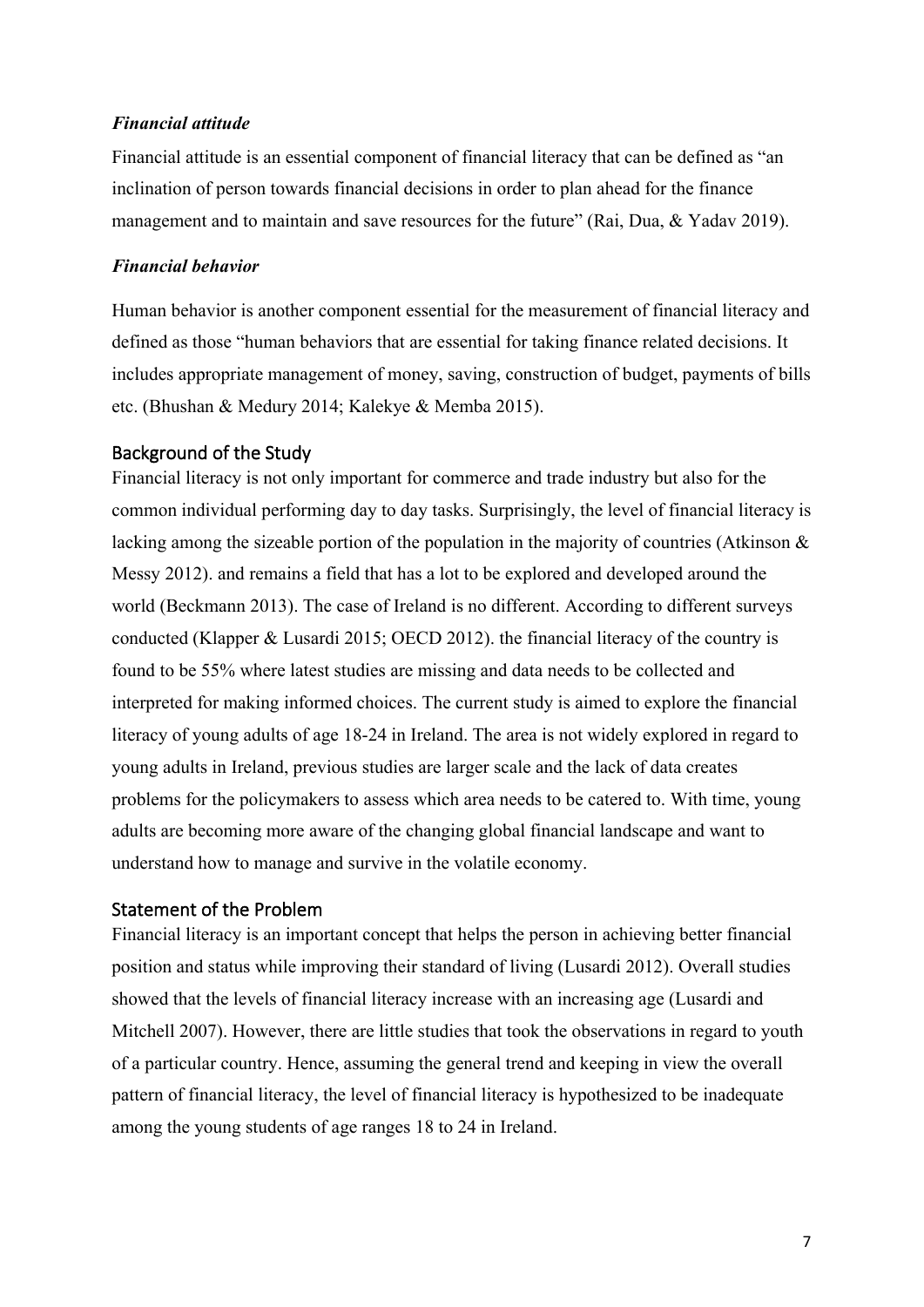### *Financial attitude*

Financial attitude is an essential component of financial literacy that can be defined as "an inclination of person towards financial decisions in order to plan ahead for the finance management and to maintain and save resources for the future" (Rai, Dua, & Yadav 2019).

### *Financial behavior*

Human behavior is another component essential for the measurement of financial literacy and defined as those "human behaviors that are essential for taking finance related decisions. It includes appropriate management of money, saving, construction of budget, payments of bills etc. (Bhushan & Medury 2014; Kalekye & Memba 2015).

## Background of the Study

Financial literacy is not only important for commerce and trade industry but also for the common individual performing day to day tasks. Surprisingly, the level of financial literacy is lacking among the sizeable portion of the population in the majority of countries (Atkinson & Messy 2012). and remains a field that has a lot to be explored and developed around the world (Beckmann 2013). The case of Ireland is no different. According to different surveys conducted (Klapper & Lusardi 2015; OECD 2012). the financial literacy of the country is found to be 55% where latest studies are missing and data needs to be collected and interpreted for making informed choices. The current study is aimed to explore the financial literacy of young adults of age 18-24 in Ireland. The area is not widely explored in regard to young adults in Ireland, previous studies are larger scale and the lack of data creates problems for the policymakers to assess which area needs to be catered to. With time, young adults are becoming more aware of the changing global financial landscape and want to understand how to manage and survive in the volatile economy.

## Statement of the Problem

Financial literacy is an important concept that helps the person in achieving better financial position and status while improving their standard of living (Lusardi 2012). Overall studies showed that the levels of financial literacy increase with an increasing age (Lusardi and Mitchell 2007). However, there are little studies that took the observations in regard to youth of a particular country. Hence, assuming the general trend and keeping in view the overall pattern of financial literacy, the level of financial literacy is hypothesized to be inadequate among the young students of age ranges 18 to 24 in Ireland.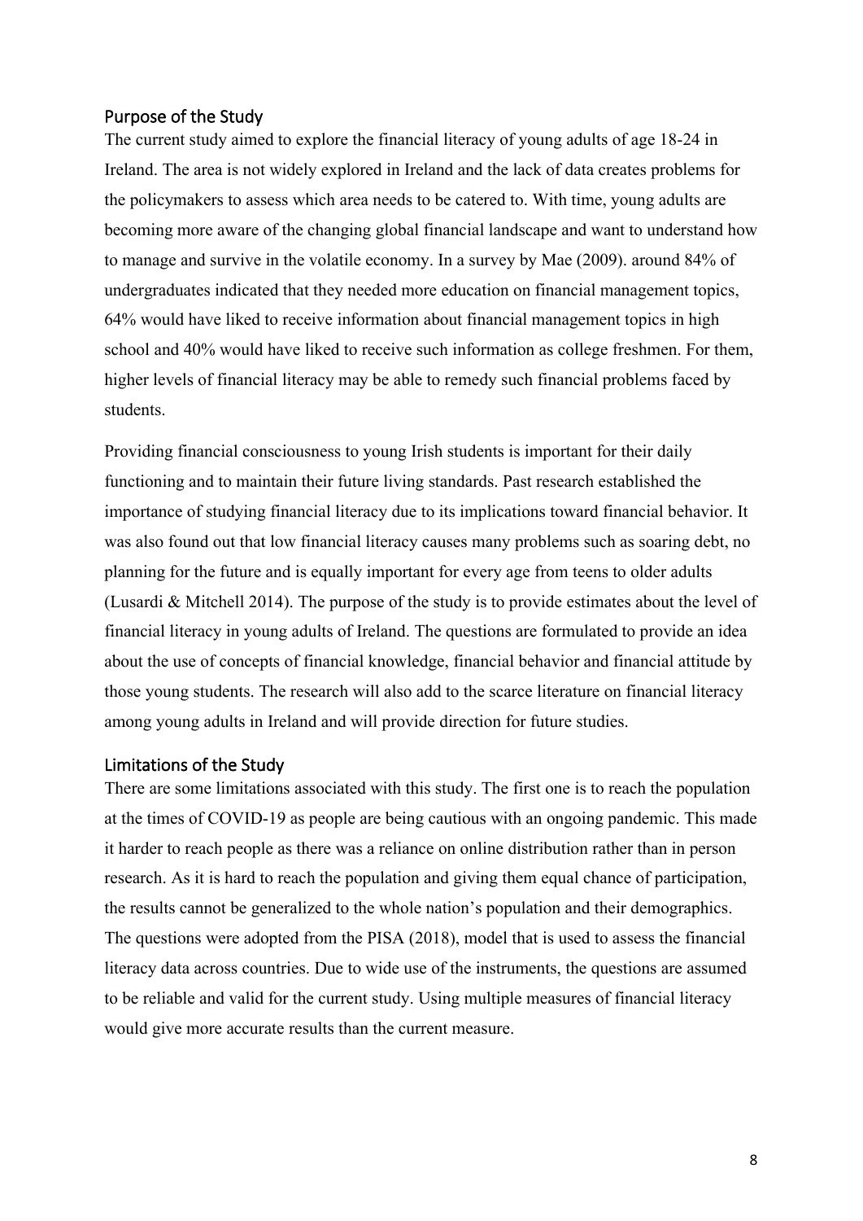## Purpose of the Study

The current study aimed to explore the financial literacy of young adults of age 18-24 in Ireland. The area is not widely explored in Ireland and the lack of data creates problems for the policymakers to assess which area needs to be catered to. With time, young adults are becoming more aware of the changing global financial landscape and want to understand how to manage and survive in the volatile economy. In a survey by Mae (2009). around 84% of undergraduates indicated that they needed more education on financial management topics, 64% would have liked to receive information about financial management topics in high school and 40% would have liked to receive such information as college freshmen. For them, higher levels of financial literacy may be able to remedy such financial problems faced by students.

Providing financial consciousness to young Irish students is important for their daily functioning and to maintain their future living standards. Past research established the importance of studying financial literacy due to its implications toward financial behavior. It was also found out that low financial literacy causes many problems such as soaring debt, no planning for the future and is equally important for every age from teens to older adults (Lusardi & Mitchell 2014). The purpose of the study is to provide estimates about the level of financial literacy in young adults of Ireland. The questions are formulated to provide an idea about the use of concepts of financial knowledge, financial behavior and financial attitude by those young students. The research will also add to the scarce literature on financial literacy among young adults in Ireland and will provide direction for future studies.

## Limitations of the Study

There are some limitations associated with this study. The first one is to reach the population at the times of COVID-19 as people are being cautious with an ongoing pandemic. This made it harder to reach people as there was a reliance on online distribution rather than in person research. As it is hard to reach the population and giving them equal chance of participation, the results cannot be generalized to the whole nation's population and their demographics. The questions were adopted from the PISA (2018), model that is used to assess the financial literacy data across countries. Due to wide use of the instruments, the questions are assumed to be reliable and valid for the current study. Using multiple measures of financial literacy would give more accurate results than the current measure.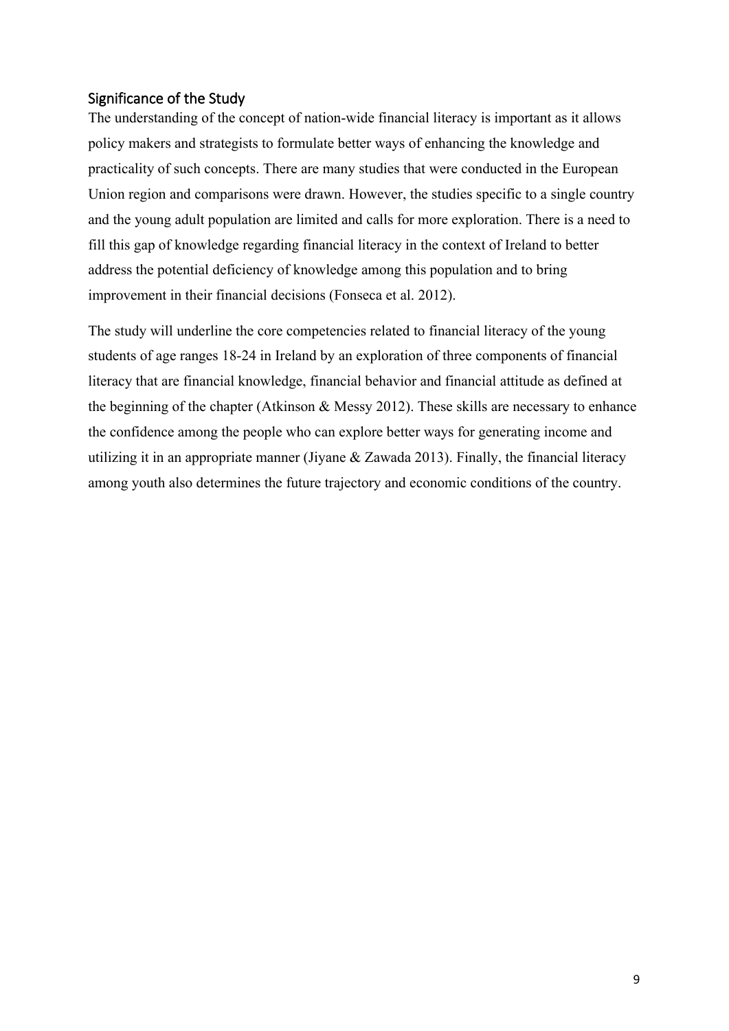## Significance of the Study

The understanding of the concept of nation-wide financial literacy is important as it allows policy makers and strategists to formulate better ways of enhancing the knowledge and practicality of such concepts. There are many studies that were conducted in the European Union region and comparisons were drawn. However, the studies specific to a single country and the young adult population are limited and calls for more exploration. There is a need to fill this gap of knowledge regarding financial literacy in the context of Ireland to better address the potential deficiency of knowledge among this population and to bring improvement in their financial decisions (Fonseca et al. 2012).

The study will underline the core competencies related to financial literacy of the young students of age ranges 18-24 in Ireland by an exploration of three components of financial literacy that are financial knowledge, financial behavior and financial attitude as defined at the beginning of the chapter (Atkinson & Messy 2012). These skills are necessary to enhance the confidence among the people who can explore better ways for generating income and utilizing it in an appropriate manner (Jiyane & Zawada 2013). Finally, the financial literacy among youth also determines the future trajectory and economic conditions of the country.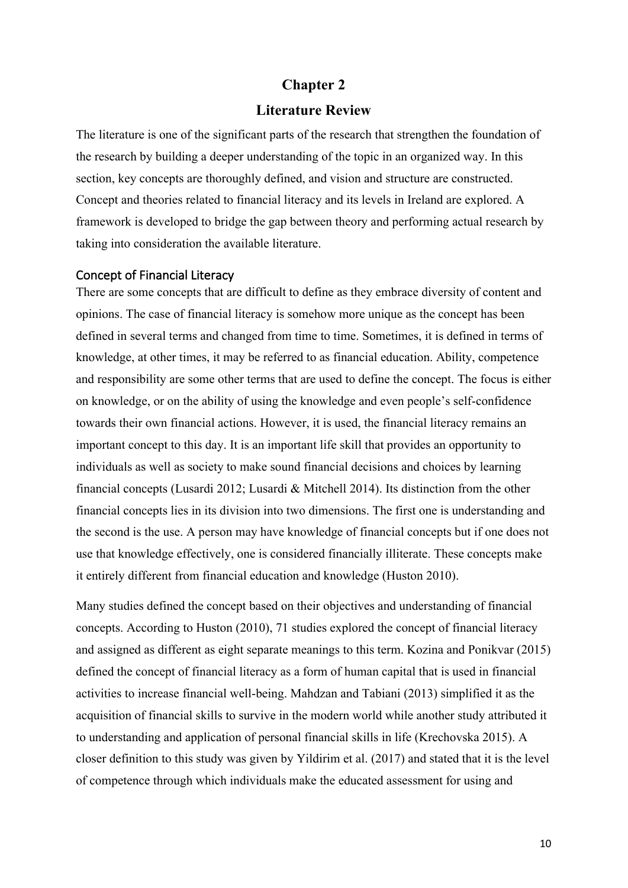# Chapter 2

# Literature Review

The literature is one of the significant parts of the research that strengthen the foundation of the research by building a deeper understanding of the topic in an organized way. In this section, key concepts are thoroughly defined, and vision and structure are constructed. Concept and theories related to financial literacy and its levels in Ireland are explored. A framework is developed to bridge the gap between theory and performing actual research by taking into consideration the available literature.

## Concept of Financial Literacy

There are some concepts that are difficult to define as they embrace diversity of content and opinions. The case of financial literacy is somehow more unique as the concept has been defined in several terms and changed from time to time. Sometimes, it is defined in terms of knowledge, at other times, it may be referred to as financial education. Ability, competence and responsibility are some other terms that are used to define the concept. The focus is either on knowledge, or on the ability of using the knowledge and even people's self-confidence towards their own financial actions. However, it is used, the financial literacy remains an important concept to this day. It is an important life skill that provides an opportunity to individuals as well as society to make sound financial decisions and choices by learning financial concepts (Lusardi 2012; Lusardi & Mitchell 2014). Its distinction from the other financial concepts lies in its division into two dimensions. The first one is understanding and the second is the use. A person may have knowledge of financial concepts but if one does not use that knowledge effectively, one is considered financially illiterate. These concepts make it entirely different from financial education and knowledge (Huston 2010).

Many studies defined the concept based on their objectives and understanding of financial concepts. According to Huston (2010), 71 studies explored the concept of financial literacy and assigned as different as eight separate meanings to this term. Kozina and Ponikvar (2015) defined the concept of financial literacy as a form of human capital that is used in financial activities to increase financial well-being. Mahdzan and Tabiani (2013) simplified it as the acquisition of financial skills to survive in the modern world while another study attributed it to understanding and application of personal financial skills in life (Krechovska 2015). A closer definition to this study was given by Yildirim et al. (2017) and stated that it is the level of competence through which individuals make the educated assessment for using and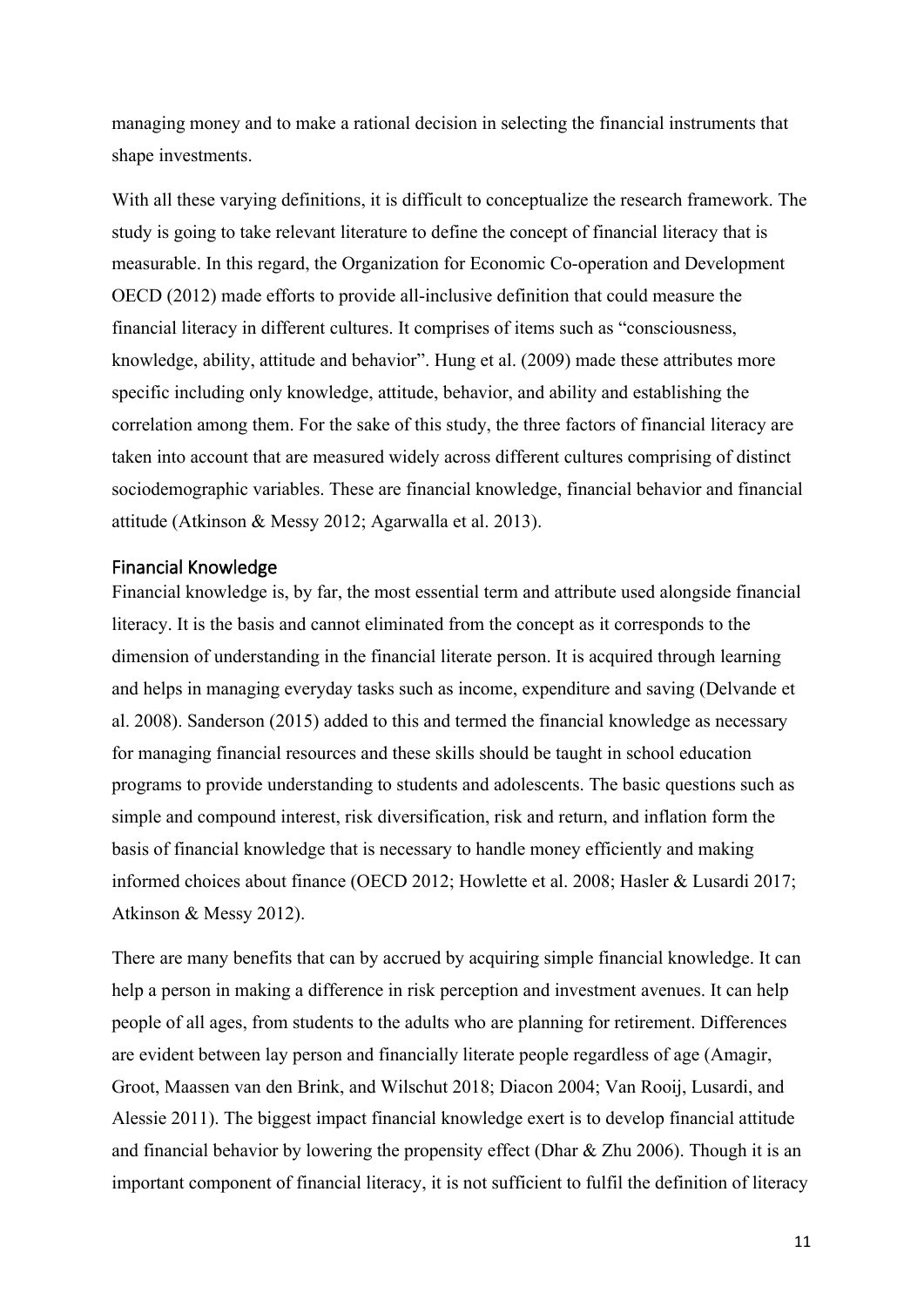managing money and to make a rational decision in selecting the financial instruments that shape investments.

With all these varying definitions, it is difficult to conceptualize the research framework. The study is going to take relevant literature to define the concept of financial literacy that is measurable. In this regard, the Organization for Economic Co-operation and Development OECD (2012) made efforts to provide all-inclusive definition that could measure the financial literacy in different cultures. It comprises of items such as "consciousness, knowledge, ability, attitude and behavior". Hung et al. (2009) made these attributes more specific including only knowledge, attitude, behavior, and ability and establishing the correlation among them. For the sake of this study, the three factors of financial literacy are taken into account that are measured widely across different cultures comprising of distinct sociodemographic variables. These are financial knowledge, financial behavior and financial attitude (Atkinson & Messy 2012; Agarwalla et al. 2013).

## Financial Knowledge

Financial knowledge is, by far, the most essential term and attribute used alongside financial literacy. It is the basis and cannot eliminated from the concept as it corresponds to the dimension of understanding in the financial literate person. It is acquired through learning and helps in managing everyday tasks such as income, expenditure and saving (Delvande et al. 2008). Sanderson (2015) added to this and termed the financial knowledge as necessary for managing financial resources and these skills should be taught in school education programs to provide understanding to students and adolescents. The basic questions such as simple and compound interest, risk diversification, risk and return, and inflation form the basis of financial knowledge that is necessary to handle money efficiently and making informed choices about finance (OECD 2012; Howlette et al. 2008; Hasler & Lusardi 2017; Atkinson & Messy 2012).

There are many benefits that can by accrued by acquiring simple financial knowledge. It can help a person in making a difference in risk perception and investment avenues. It can help people of all ages, from students to the adults who are planning for retirement. Differences are evident between lay person and financially literate people regardless of age (Amagir, Groot, Maassen van den Brink, and Wilschut 2018; Diacon 2004; Van Rooij, Lusardi, and Alessie 2011). The biggest impact financial knowledge exert is to develop financial attitude and financial behavior by lowering the propensity effect (Dhar & Zhu 2006). Though it is an important component of financial literacy, it is not sufficient to fulfil the definition of literacy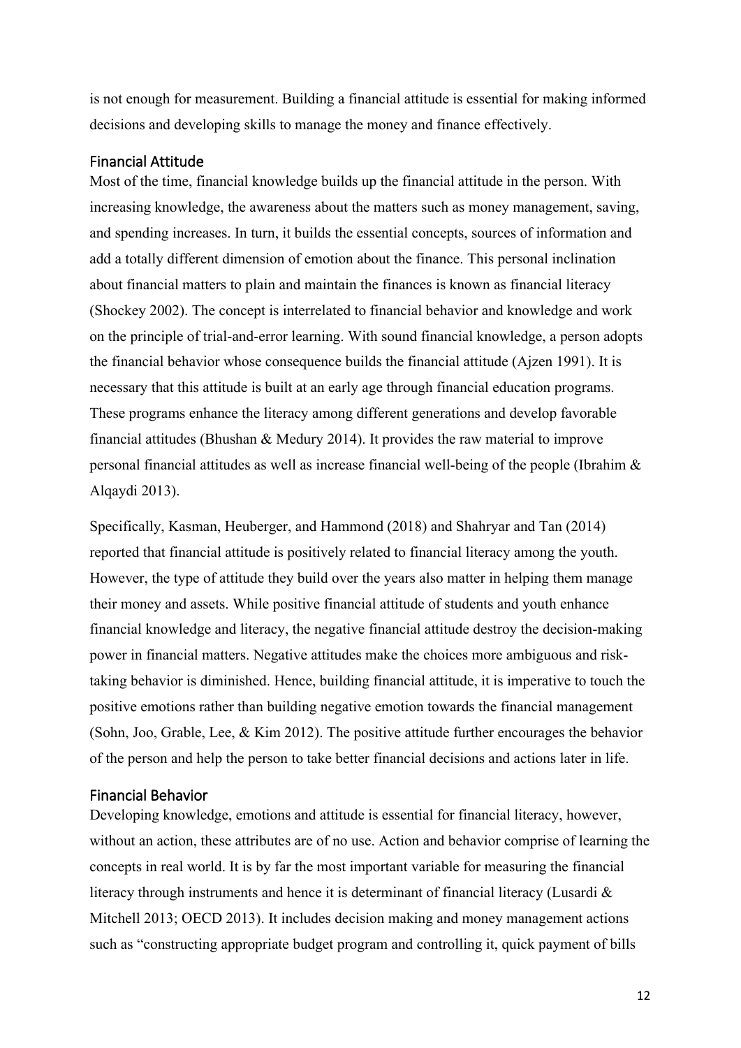is not enough for measurement. Building a financial attitude is essential for making informed decisions and developing skills to manage the money and finance effectively.

## Financial Attitude

Most of the time, financial knowledge builds up the financial attitude in the person. With increasing knowledge, the awareness about the matters such as money management, saving, and spending increases. In turn, it builds the essential concepts, sources of information and add a totally different dimension of emotion about the finance. This personal inclination about financial matters to plain and maintain the finances is known as financial literacy (Shockey 2002). The concept is interrelated to financial behavior and knowledge and work on the principle of trial-and-error learning. With sound financial knowledge, a person adopts the financial behavior whose consequence builds the financial attitude (Ajzen 1991). It is necessary that this attitude is built at an early age through financial education programs. These programs enhance the literacy among different generations and develop favorable financial attitudes (Bhushan & Medury 2014). It provides the raw material to improve personal financial attitudes as well as increase financial well-being of the people (Ibrahim & Alqaydi 2013).

Specifically, Kasman, Heuberger, and Hammond (2018) and Shahryar and Tan (2014) reported that financial attitude is positively related to financial literacy among the youth. However, the type of attitude they build over the years also matter in helping them manage their money and assets. While positive financial attitude of students and youth enhance financial knowledge and literacy, the negative financial attitude destroy the decision-making power in financial matters. Negative attitudes make the choices more ambiguous and risk-taking behavior is diminished. Hence, building financial attitude, it is imperative to touch the positive emotions rather than building negative emotion towards the financial management (Sohn, Joo, Grable, Lee, & Kim 2012). The positive attitude further encourages the behavior of the person and help the person to take better financial decisions and actions later in life.

## Financial Behavior

Developing knowledge, emotions and attitude is essential for financial literacy, however, without an action, these attributes are of no use. Action and behavior comprise of learning the concepts in real world. It is by far the most important variable for measuring the financial literacy through instruments and hence it is determinant of financial literacy (Lusardi & Mitchell 2013; OECD 2013). It includes decision making and money management actions such as "constructing appropriate budget program and controlling it, quick payment of bills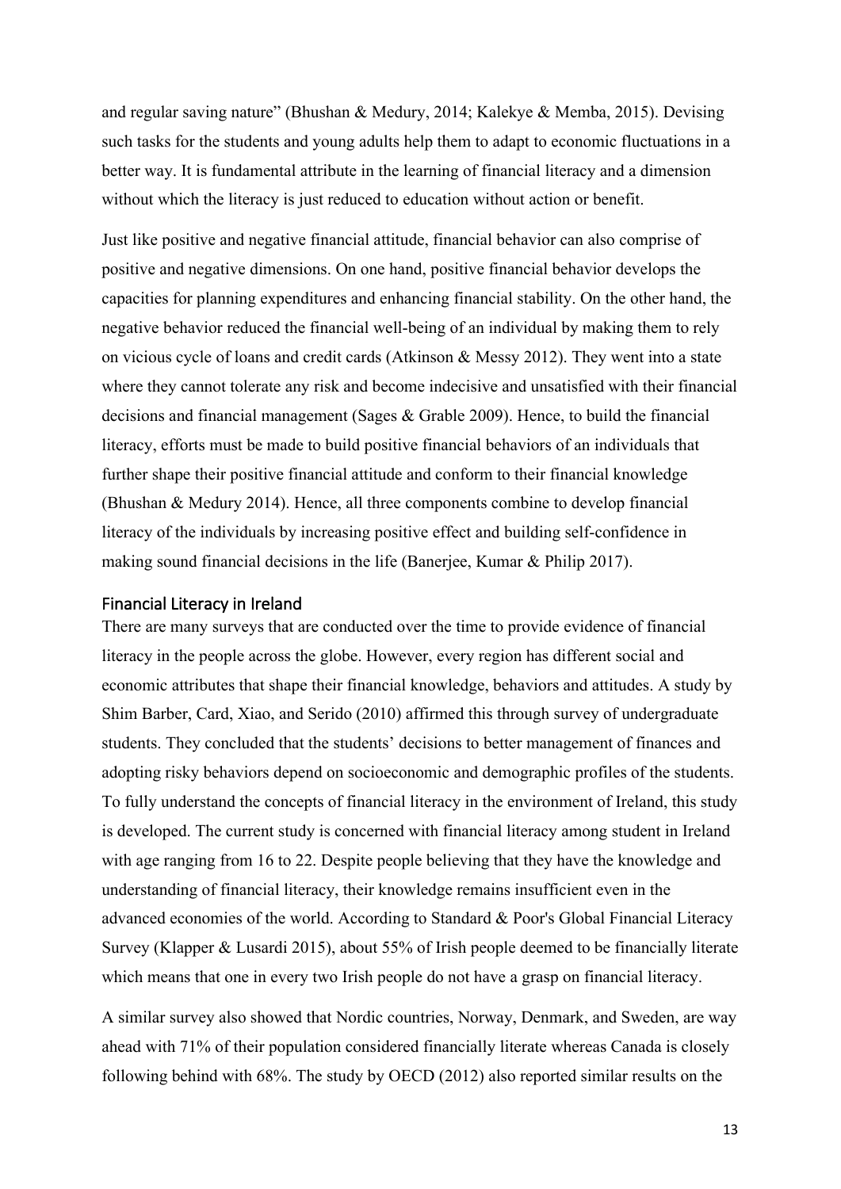and regular saving nature" (Bhushan & Medury, 2014; Kalekye & Memba, 2015). Devising such tasks for the students and young adults help them to adapt to economic fluctuations in a better way. It is fundamental attribute in the learning of financial literacy and a dimension without which the literacy is just reduced to education without action or benefit.

Just like positive and negative financial attitude, financial behavior can also comprise of positive and negative dimensions. On one hand, positive financial behavior develops the capacities for planning expenditures and enhancing financial stability. On the other hand, the negative behavior reduced the financial well-being of an individual by making them to rely on vicious cycle of loans and credit cards (Atkinson & Messy 2012). They went into a state where they cannot tolerate any risk and become indecisive and unsatisfied with their financial decisions and financial management (Sages & Grable 2009). Hence, to build the financial literacy, efforts must be made to build positive financial behaviors of an individuals that further shape their positive financial attitude and conform to their financial knowledge (Bhushan & Medury 2014). Hence, all three components combine to develop financial literacy of the individuals by increasing positive effect and building self-confidence in making sound financial decisions in the life (Banerjee, Kumar & Philip 2017).

## Financial Literacy in Ireland

There are many surveys that are conducted over the time to provide evidence of financial literacy in the people across the globe. However, every region has different social and economic attributes that shape their financial knowledge, behaviors and attitudes. A study by Shim Barber, Card, Xiao, and Serido (2010) affirmed this through survey of undergraduate students. They concluded that the students' decisions to better management of finances and adopting risky behaviors depend on socioeconomic and demographic profiles of the students. To fully understand the concepts of financial literacy in the environment of Ireland, this study is developed. The current study is concerned with financial literacy among student in Ireland with age ranging from 16 to 22. Despite people believing that they have the knowledge and understanding of financial literacy, their knowledge remains insufficient even in the advanced economies of the world. According to Standard & Poor's Global Financial Literacy Survey (Klapper & Lusardi 2015), about 55% of Irish people deemed to be financially literate which means that one in every two Irish people do not have a grasp on financial literacy.

A similar survey also showed that Nordic countries, Norway, Denmark, and Sweden, are way ahead with 71% of their population considered financially literate whereas Canada is closely following behind with 68%. The study by OECD (2012) also reported similar results on the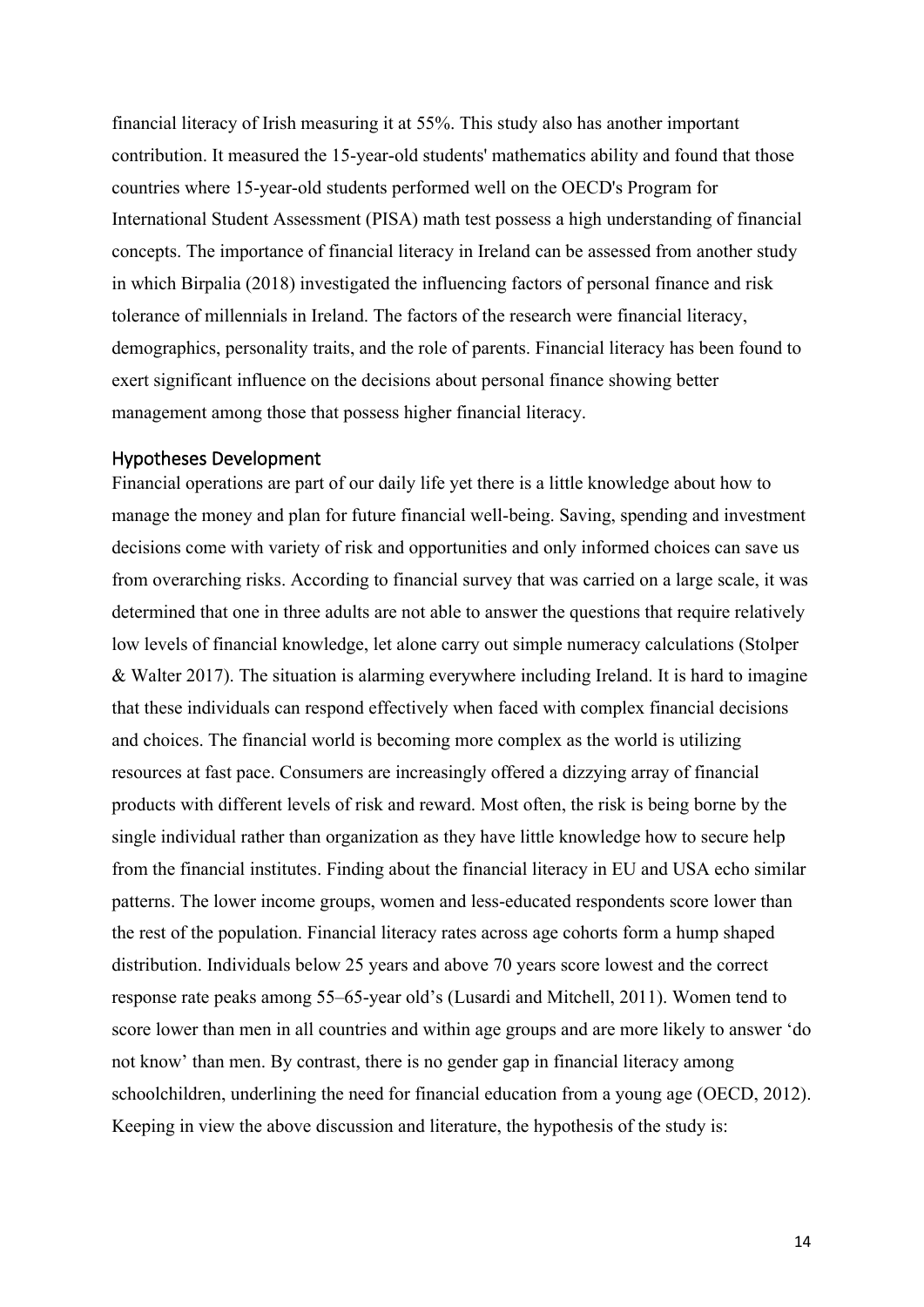financial literacy of Irish measuring it at 55%. This study also has another important contribution. It measured the 15-year-old students' mathematics ability and found that those countries where 15-year-old students performed well on the OECD's Program for International Student Assessment (PISA) math test possess a high understanding of financial concepts. The importance of financial literacy in Ireland can be assessed from another study in which Birpalia (2018) investigated the influencing factors of personal finance and risk tolerance of millennials in Ireland. The factors of the research were financial literacy, demographics, personality traits, and the role of parents. Financial literacy has been found to exert significant influence on the decisions about personal finance showing better management among those that possess higher financial literacy.

## Hypotheses Development

Financial operations are part of our daily life yet there is a little knowledge about how to manage the money and plan for future financial well-being. Saving, spending and investment decisions come with variety of risk and opportunities and only informed choices can save us from overarching risks. According to financial survey that was carried on a large scale, it was determined that one in three adults are not able to answer the questions that require relatively low levels of financial knowledge, let alone carry out simple numeracy calculations (Stolper & Walter 2017). The situation is alarming everywhere including Ireland. It is hard to imagine that these individuals can respond effectively when faced with complex financial decisions and choices. The financial world is becoming more complex as the world is utilizing resources at fast pace. Consumers are increasingly offered a dizzying array of financial products with different levels of risk and reward. Most often, the risk is being borne by the single individual rather than organization as they have little knowledge how to secure help from the financial institutes. Finding about the financial literacy in EU and USA echo similar patterns. The lower income groups, women and less-educated respondents score lower than the rest of the population. Financial literacy rates across age cohorts form a hump shaped distribution. Individuals below 25 years and above 70 years score lowest and the correct response rate peaks among 55–65-year old's (Lusardi and Mitchell, 2011). Women tend to score lower than men in all countries and within age groups and are more likely to answer 'do not know' than men. By contrast, there is no gender gap in financial literacy among schoolchildren, underlining the need for financial education from a young age (OECD, 2012). Keeping in view the above discussion and literature, the hypothesis of the study is: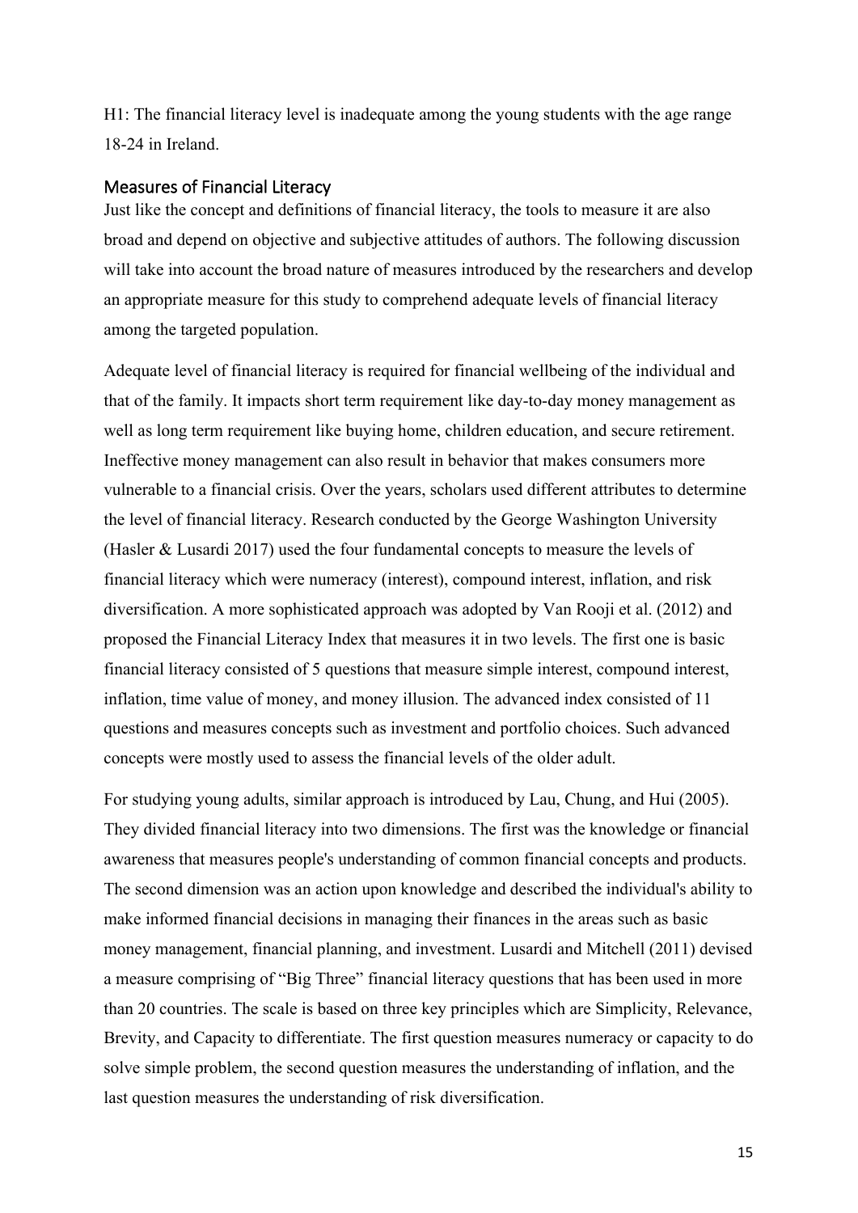H1: The financial literacy level is inadequate among the young students with the age range 18-24 in Ireland.

## Measures of Financial Literacy

Just like the concept and definitions of financial literacy, the tools to measure it are also broad and depend on objective and subjective attitudes of authors. The following discussion will take into account the broad nature of measures introduced by the researchers and develop an appropriate measure for this study to comprehend adequate levels of financial literacy among the targeted population.

Adequate level of financial literacy is required for financial wellbeing of the individual and that of the family. It impacts short term requirement like day-to-day money management as well as long term requirement like buying home, children education, and secure retirement. Ineffective money management can also result in behavior that makes consumers more vulnerable to a financial crisis. Over the years, scholars used different attributes to determine the level of financial literacy. Research conducted by the George Washington University (Hasler & Lusardi 2017) used the four fundamental concepts to measure the levels of financial literacy which were numeracy (interest), compound interest, inflation, and risk diversification. A more sophisticated approach was adopted by Van Rooji et al. (2012) and proposed the Financial Literacy Index that measures it in two levels. The first one is basic financial literacy consisted of 5 questions that measure simple interest, compound interest, inflation, time value of money, and money illusion. The advanced index consisted of 11 questions and measures concepts such as investment and portfolio choices. Such advanced concepts were mostly used to assess the financial levels of the older adult.

For studying young adults, similar approach is introduced by Lau, Chung, and Hui (2005). They divided financial literacy into two dimensions. The first was the knowledge or financial awareness that measures people's understanding of common financial concepts and products. The second dimension was an action upon knowledge and described the individual's ability to make informed financial decisions in managing their finances in the areas such as basic money management, financial planning, and investment. Lusardi and Mitchell (2011) devised a measure comprising of "Big Three" financial literacy questions that has been used in more than 20 countries. The scale is based on three key principles which are Simplicity, Relevance, Brevity, and Capacity to differentiate. The first question measures numeracy or capacity to do solve simple problem, the second question measures the understanding of inflation, and the last question measures the understanding of risk diversification.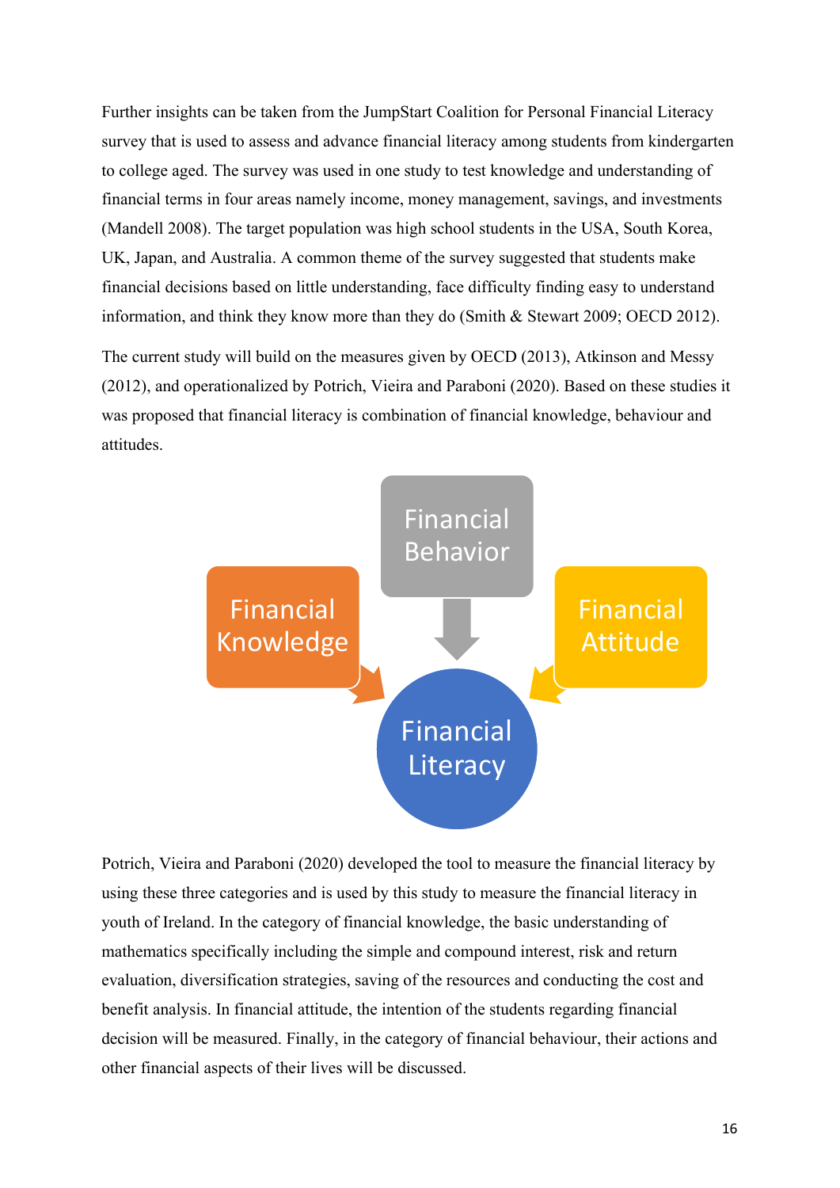Further insights can be taken from the JumpStart Coalition for Personal Financial Literacy survey that is used to assess and advance financial literacy among students from kindergarten to college aged. The survey was used in one study to test knowledge and understanding of financial terms in four areas namely income, money management, savings, and investments (Mandell 2008). The target population was high school students in the USA, South Korea, UK, Japan, and Australia. A common theme of the survey suggested that students make financial decisions based on little understanding, face difficulty finding easy to understand information, and think they know more than they do (Smith & Stewart 2009; OECD 2012).

The current study will build on the measures given by OECD (2013), Atkinson and Messy (2012), and operationalized by Potrich, Vieira and Paraboni (2020). Based on these studies it was proposed that financial literacy is combination of financial knowledge, behaviour and attitudes.

Financial Behavior

Financial Knowledge

Financial Attitude

Financial Literacy

Potrich, Vieira and Paraboni (2020) developed the tool to measure the financial literacy by using these three categories and is used by this study to measure the financial literacy in youth of Ireland. In the category of financial knowledge, the basic understanding of mathematics specifically including the simple and compound interest, risk and return evaluation, diversification strategies, saving of the resources and conducting the cost and benefit analysis. In financial attitude, the intention of the students regarding financial decision will be measured. Finally, in the category of financial behaviour, their actions and other financial aspects of their lives will be discussed.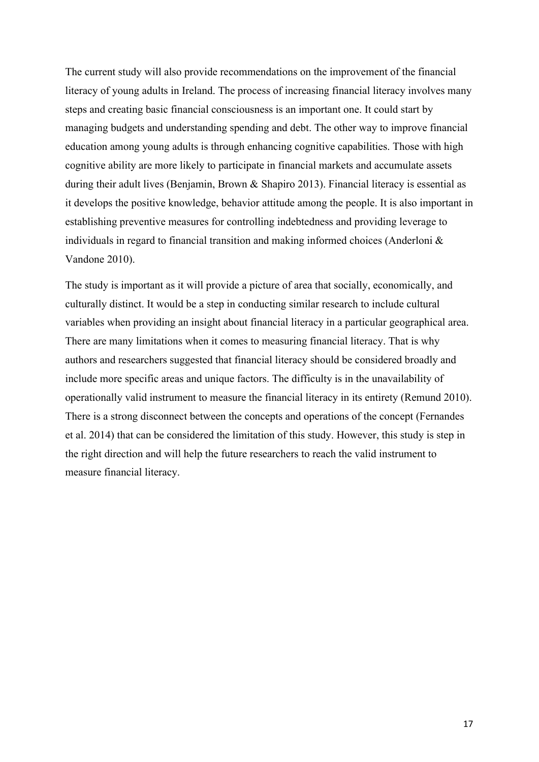The current study will also provide recommendations on the improvement of the financial literacy of young adults in Ireland. The process of increasing financial literacy involves many steps and creating basic financial consciousness is an important one. It could start by managing budgets and understanding spending and debt. The other way to improve financial education among young adults is through enhancing cognitive capabilities. Those with high cognitive ability are more likely to participate in financial markets and accumulate assets during their adult lives (Benjamin, Brown & Shapiro 2013). Financial literacy is essential as it develops the positive knowledge, behavior attitude among the people. It is also important in establishing preventive measures for controlling indebtedness and providing leverage to individuals in regard to financial transition and making informed choices (Anderloni & Vandone 2010).

The study is important as it will provide a picture of area that socially, economically, and culturally distinct. It would be a step in conducting similar research to include cultural variables when providing an insight about financial literacy in a particular geographical area. There are many limitations when it comes to measuring financial literacy. That is why authors and researchers suggested that financial literacy should be considered broadly and include more specific areas and unique factors. The difficulty is in the unavailability of operationally valid instrument to measure the financial literacy in its entirety (Remund 2010). There is a strong disconnect between the concepts and operations of the concept (Fernandes et al. 2014) that can be considered the limitation of this study. However, this study is step in the right direction and will help the future researchers to reach the valid instrument to measure financial literacy.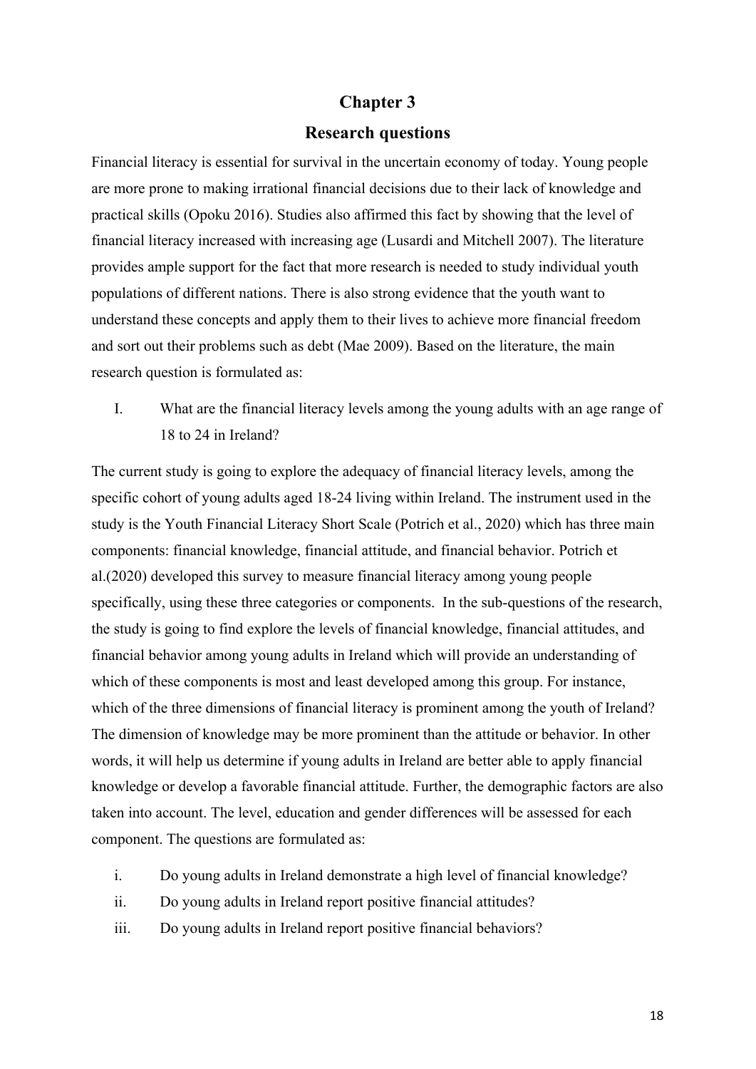# Chapter 3

## Research questions

Financial literacy is essential for survival in the uncertain economy of today. Young people are more prone to making irrational financial decisions due to their lack of knowledge and practical skills (Opoku 2016). Studies also affirmed this fact by showing that the level of financial literacy increased with increasing age (Lusardi and Mitchell 2007). The literature provides ample support for the fact that more research is needed to study individual youth populations of different nations. There is also strong evidence that the youth want to understand these concepts and apply them to their lives to achieve more financial freedom and sort out their problems such as debt (Mae 2009). Based on the literature, the main research question is formulated as:

I. What are the financial literacy levels among the young adults with an age range of 18 to 24 in Ireland?

The current study is going to explore the adequacy of financial literacy levels, among the specific cohort of young adults aged 18-24 living within Ireland. The instrument used in the study is the Youth Financial Literacy Short Scale (Potrich et al., 2020) which has three main components: financial knowledge, financial attitude, and financial behavior. Potrich et al.(2020) developed this survey to measure financial literacy among young people specifically, using these three categories or components. In the sub-questions of the research, the study is going to find explore the levels of financial knowledge, financial attitudes, and financial behavior among young adults in Ireland which will provide an understanding of which of these components is most and least developed among this group. For instance, which of the three dimensions of financial literacy is prominent among the youth of Ireland? The dimension of knowledge may be more prominent than the attitude or behavior. In other words, it will help us determine if young adults in Ireland are better able to apply financial knowledge or develop a favorable financial attitude. Further, the demographic factors are also taken into account. The level, education and gender differences will be assessed for each component. The questions are formulated as:

i. Do young adults in Ireland demonstrate a high level of financial knowledge?
ii. Do young adults in Ireland report positive financial attitudes?
iii. Do young adults in Ireland report positive financial behaviors?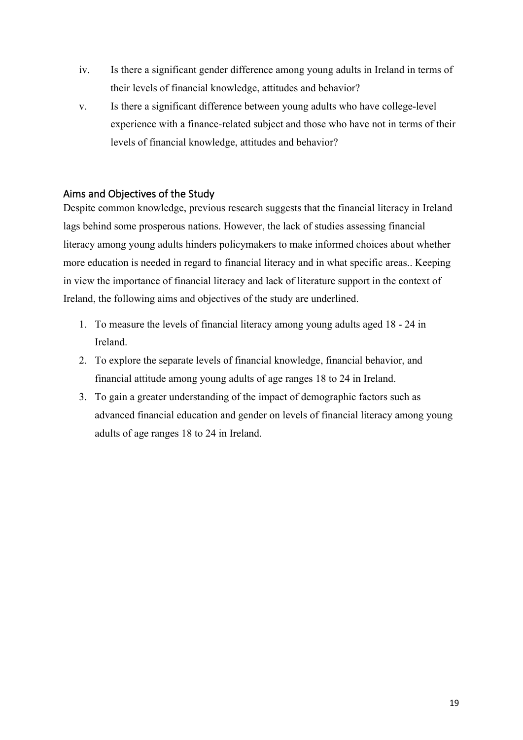iv. Is there a significant gender difference among young adults in Ireland in terms of their levels of financial knowledge, attitudes and behavior?

v. Is there a significant difference between young adults who have college-level experience with a finance-related subject and those who have not in terms of their levels of financial knowledge, attitudes and behavior?

## Aims and Objectives of the Study

Despite common knowledge, previous research suggests that the financial literacy in Ireland lags behind some prosperous nations. However, the lack of studies assessing financial literacy among young adults hinders policymakers to make informed choices about whether more education is needed in regard to financial literacy and in what specific areas.. Keeping in view the importance of financial literacy and lack of literature support in the context of Ireland, the following aims and objectives of the study are underlined.

1. To measure the levels of financial literacy among young adults aged 18 - 24 in Ireland.
2. To explore the separate levels of financial knowledge, financial behavior, and financial attitude among young adults of age ranges 18 to 24 in Ireland.
3. To gain a greater understanding of the impact of demographic factors such as advanced financial education and gender on levels of financial literacy among young adults of age ranges 18 to 24 in Ireland.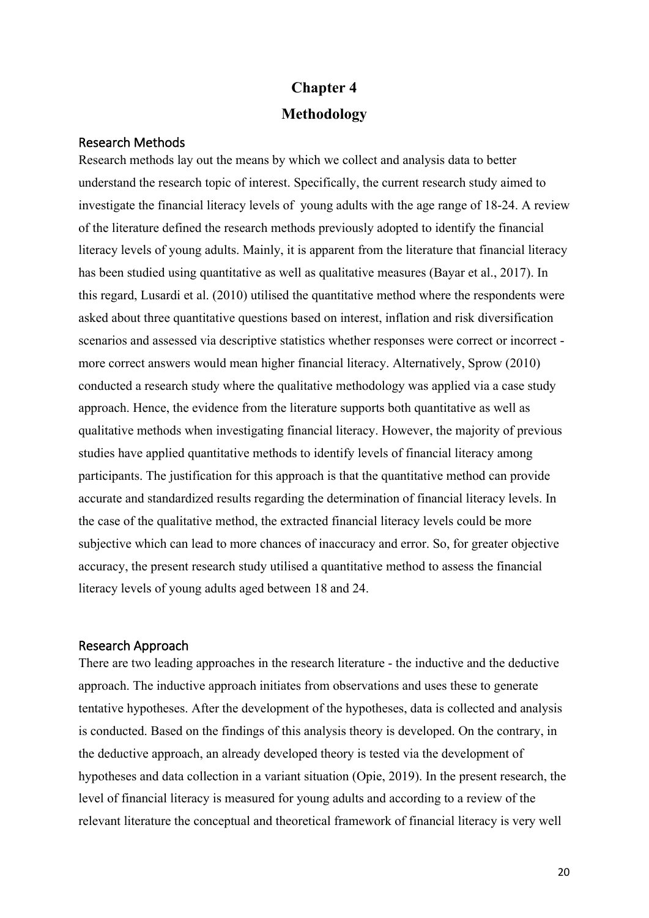# Chapter 4

# Methodology

## Research Methods

Research methods lay out the means by which we collect and analysis data to better understand the research topic of interest. Specifically, the current research study aimed to investigate the financial literacy levels of young adults with the age range of 18-24. A review of the literature defined the research methods previously adopted to identify the financial literacy levels of young adults. Mainly, it is apparent from the literature that financial literacy has been studied using quantitative as well as qualitative measures (Bayar et al., 2017). In this regard, Lusardi et al. (2010) utilised the quantitative method where the respondents were asked about three quantitative questions based on interest, inflation and risk diversification scenarios and assessed via descriptive statistics whether responses were correct or incorrect - more correct answers would mean higher financial literacy. Alternatively, Sprow (2010) conducted a research study where the qualitative methodology was applied via a case study approach. Hence, the evidence from the literature supports both quantitative as well as qualitative methods when investigating financial literacy. However, the majority of previous studies have applied quantitative methods to identify levels of financial literacy among participants. The justification for this approach is that the quantitative method can provide accurate and standardized results regarding the determination of financial literacy levels. In the case of the qualitative method, the extracted financial literacy levels could be more subjective which can lead to more chances of inaccuracy and error. So, for greater objective accuracy, the present research study utilised a quantitative method to assess the financial literacy levels of young adults aged between 18 and 24.

## Research Approach

There are two leading approaches in the research literature - the inductive and the deductive approach. The inductive approach initiates from observations and uses these to generate tentative hypotheses. After the development of the hypotheses, data is collected and analysis is conducted. Based on the findings of this analysis theory is developed. On the contrary, in the deductive approach, an already developed theory is tested via the development of hypotheses and data collection in a variant situation (Opie, 2019). In the present research, the level of financial literacy is measured for young adults and according to a review of the relevant literature the conceptual and theoretical framework of financial literacy is very well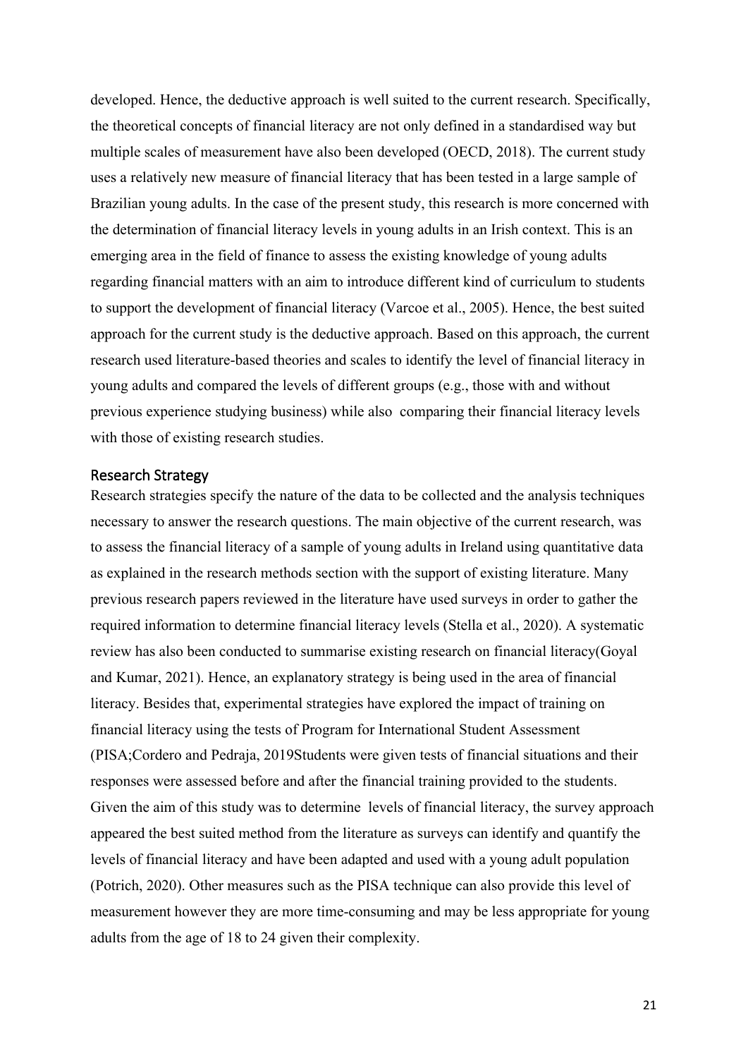developed. Hence, the deductive approach is well suited to the current research. Specifically, the theoretical concepts of financial literacy are not only defined in a standardised way but multiple scales of measurement have also been developed (OECD, 2018). The current study uses a relatively new measure of financial literacy that has been tested in a large sample of Brazilian young adults. In the case of the present study, this research is more concerned with the determination of financial literacy levels in young adults in an Irish context. This is an emerging area in the field of finance to assess the existing knowledge of young adults regarding financial matters with an aim to introduce different kind of curriculum to students to support the development of financial literacy (Varcoe et al., 2005). Hence, the best suited approach for the current study is the deductive approach. Based on this approach, the current research used literature-based theories and scales to identify the level of financial literacy in young adults and compared the levels of different groups (e.g., those with and without previous experience studying business) while also comparing their financial literacy levels with those of existing research studies.

## Research Strategy

Research strategies specify the nature of the data to be collected and the analysis techniques necessary to answer the research questions. The main objective of the current research, was to assess the financial literacy of a sample of young adults in Ireland using quantitative data as explained in the research methods section with the support of existing literature. Many previous research papers reviewed in the literature have used surveys in order to gather the required information to determine financial literacy levels (Stella et al., 2020). A systematic review has also been conducted to summarise existing research on financial literacy(Goyal and Kumar, 2021). Hence, an explanatory strategy is being used in the area of financial literacy. Besides that, experimental strategies have explored the impact of training on financial literacy using the tests of Program for International Student Assessment (PISA;Cordero and Pedraja, 2019Students were given tests of financial situations and their responses were assessed before and after the financial training provided to the students. Given the aim of this study was to determine levels of financial literacy, the survey approach appeared the best suited method from the literature as surveys can identify and quantify the levels of financial literacy and have been adapted and used with a young adult population (Potrich, 2020). Other measures such as the PISA technique can also provide this level of measurement however they are more time-consuming and may be less appropriate for young adults from the age of 18 to 24 given their complexity.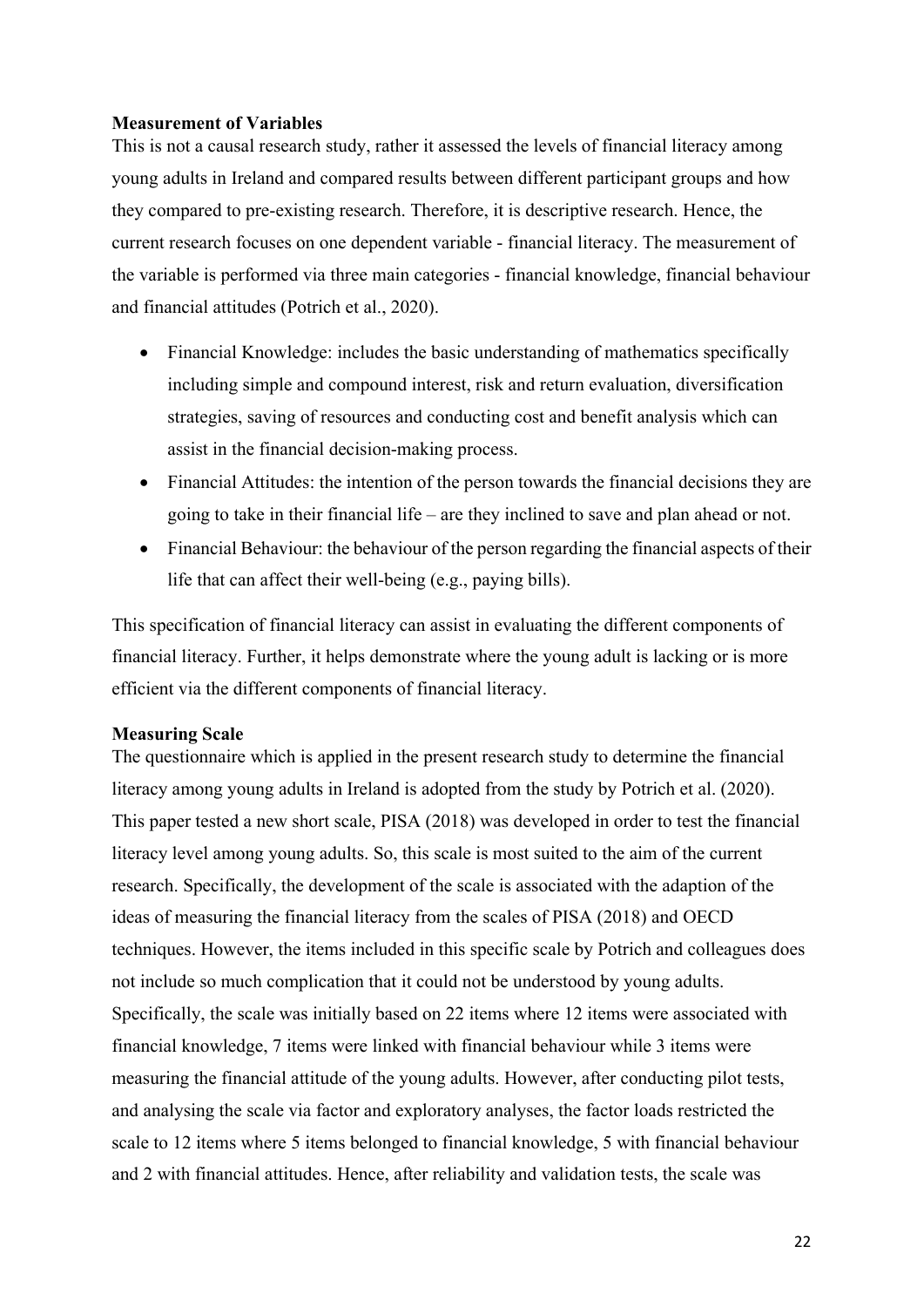**Measurement of Variables**

This is not a causal research study, rather it assessed the levels of financial literacy among young adults in Ireland and compared results between different participant groups and how they compared to pre-existing research. Therefore, it is descriptive research. Hence, the current research focuses on one dependent variable - financial literacy. The measurement of the variable is performed via three main categories - financial knowledge, financial behaviour and financial attitudes (Potrich et al., 2020).

- Financial Knowledge: includes the basic understanding of mathematics specifically including simple and compound interest, risk and return evaluation, diversification strategies, saving of resources and conducting cost and benefit analysis which can assist in the financial decision-making process.
- Financial Attitudes: the intention of the person towards the financial decisions they are going to take in their financial life – are they inclined to save and plan ahead or not.
- Financial Behaviour: the behaviour of the person regarding the financial aspects of their life that can affect their well-being (e.g., paying bills).

This specification of financial literacy can assist in evaluating the different components of financial literacy. Further, it helps demonstrate where the young adult is lacking or is more efficient via the different components of financial literacy.

**Measuring Scale**

The questionnaire which is applied in the present research study to determine the financial literacy among young adults in Ireland is adopted from the study by Potrich et al. (2020). This paper tested a new short scale, PISA (2018) was developed in order to test the financial literacy level among young adults. So, this scale is most suited to the aim of the current research. Specifically, the development of the scale is associated with the adaption of the ideas of measuring the financial literacy from the scales of PISA (2018) and OECD techniques. However, the items included in this specific scale by Potrich and colleagues does not include so much complication that it could not be understood by young adults. Specifically, the scale was initially based on 22 items where 12 items were associated with financial knowledge, 7 items were linked with financial behaviour while 3 items were measuring the financial attitude of the young adults. However, after conducting pilot tests, and analysing the scale via factor and exploratory analyses, the factor loads restricted the scale to 12 items where 5 items belonged to financial knowledge, 5 with financial behaviour and 2 with financial attitudes. Hence, after reliability and validation tests, the scale was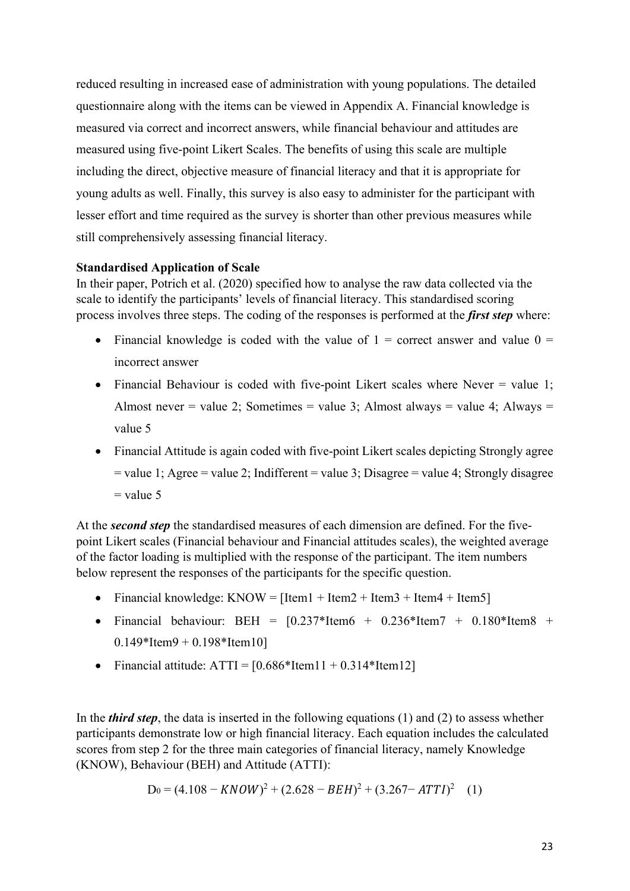reduced resulting in increased ease of administration with young populations. The detailed questionnaire along with the items can be viewed in Appendix A. Financial knowledge is measured via correct and incorrect answers, while financial behaviour and attitudes are measured using five-point Likert Scales. The benefits of using this scale are multiple including the direct, objective measure of financial literacy and that it is appropriate for young adults as well. Finally, this survey is also easy to administer for the participant with lesser effort and time required as the survey is shorter than other previous measures while still comprehensively assessing financial literacy.

**Standardised Application of Scale**

In their paper, Potrich et al. (2020) specified how to analyse the raw data collected via the scale to identify the participants' levels of financial literacy. This standardised scoring process involves three steps. The coding of the responses is performed at the ***first step*** where:

- Financial knowledge is coded with the value of 1 = correct answer and value 0 = incorrect answer
- Financial Behaviour is coded with five-point Likert scales where Never = value 1; Almost never = value 2; Sometimes = value 3; Almost always = value 4; Always = value 5
- Financial Attitude is again coded with five-point Likert scales depicting Strongly agree = value 1; Agree = value 2; Indifferent = value 3; Disagree = value 4; Strongly disagree = value 5

At the ***second step*** the standardised measures of each dimension are defined. For the five-point Likert scales (Financial behaviour and Financial attitudes scales), the weighted average of the factor loading is multiplied with the response of the participant. The item numbers below represent the responses of the participants for the specific question.

- Financial knowledge: KNOW = [Item1 + Item2 + Item3 + Item4 + Item5]
- Financial behaviour: BEH = [0.237*Item6 + 0.236*Item7 + 0.180*Item8 + 0.149*Item9 + 0.198*Item10]
- Financial attitude: ATTI = [0.686*Item11 + 0.314*Item12]

In the ***third step***, the data is inserted in the following equations (1) and (2) to assess whether participants demonstrate low or high financial literacy. Each equation includes the calculated scores from step 2 for the three main categories of financial literacy, namely Knowledge (KNOW), Behaviour (BEH) and Attitude (ATTI):

$$D_0 = (4.108 - KNOW)^2 + (2.628 - BEH)^2 + (3.267 - ATTI)^2 \quad (1)$$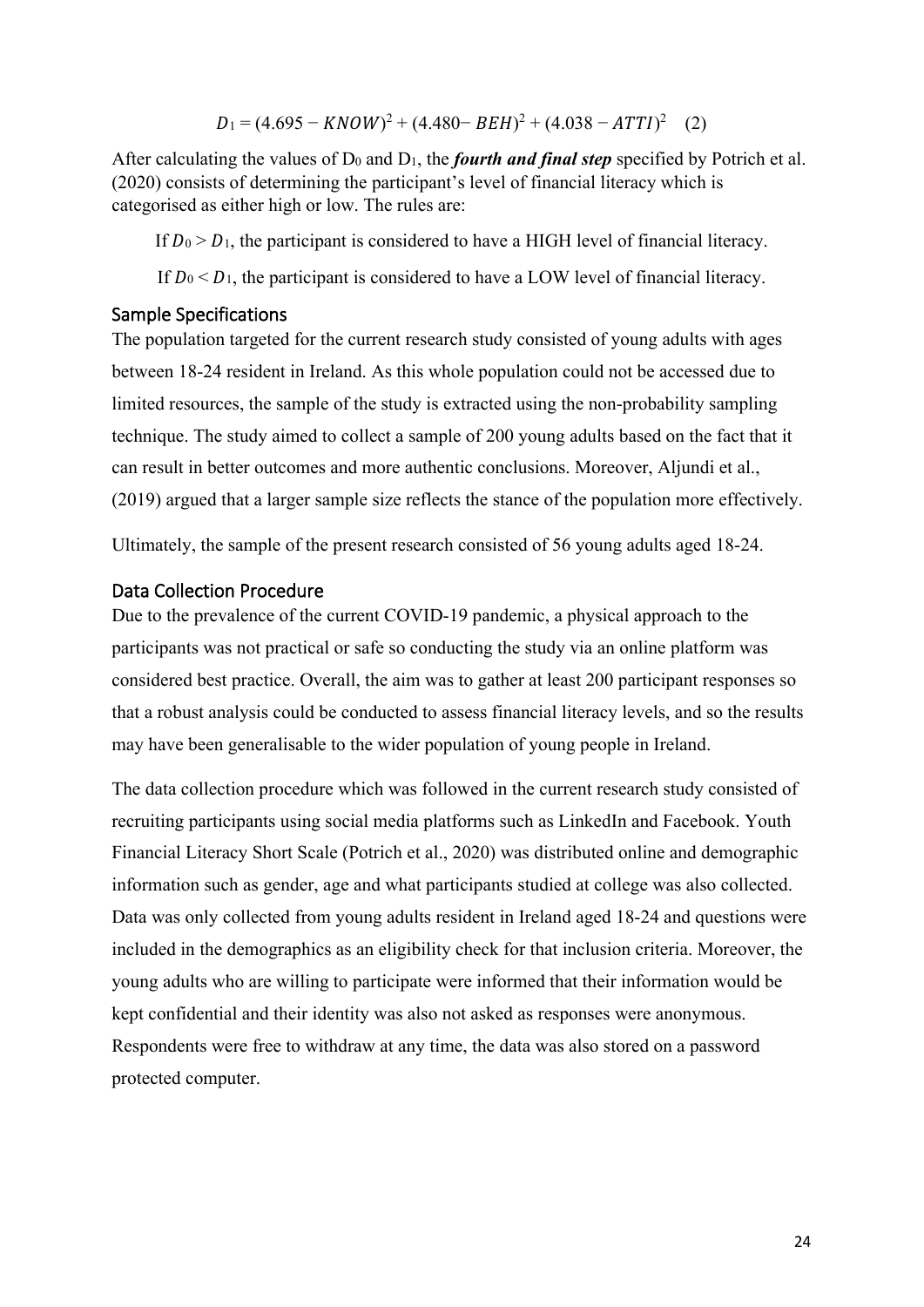$$D_1 = (4.695 - KNOW)^2 + (4.480 - BEH)^2 + (4.038 - ATTI)^2 \quad (2)$$

After calculating the values of $D_0$ and $D_1$, the ***fourth and final step*** specified by Potrich et al. (2020) consists of determining the participant's level of financial literacy which is categorised as either high or low. The rules are:

If $D_0 > D_1$, the participant is considered to have a HIGH level of financial literacy.

If $D_0 < D_1$, the participant is considered to have a LOW level of financial literacy.

## Sample Specifications

The population targeted for the current research study consisted of young adults with ages between 18-24 resident in Ireland. As this whole population could not be accessed due to limited resources, the sample of the study is extracted using the non-probability sampling technique. The study aimed to collect a sample of 200 young adults based on the fact that it can result in better outcomes and more authentic conclusions. Moreover, Aljundi et al., (2019) argued that a larger sample size reflects the stance of the population more effectively.

Ultimately, the sample of the present research consisted of 56 young adults aged 18-24.

## Data Collection Procedure

Due to the prevalence of the current COVID-19 pandemic, a physical approach to the participants was not practical or safe so conducting the study via an online platform was considered best practice. Overall, the aim was to gather at least 200 participant responses so that a robust analysis could be conducted to assess financial literacy levels, and so the results may have been generalisable to the wider population of young people in Ireland.

The data collection procedure which was followed in the current research study consisted of recruiting participants using social media platforms such as LinkedIn and Facebook. Youth Financial Literacy Short Scale (Potrich et al., 2020) was distributed online and demographic information such as gender, age and what participants studied at college was also collected. Data was only collected from young adults resident in Ireland aged 18-24 and questions were included in the demographics as an eligibility check for that inclusion criteria. Moreover, the young adults who are willing to participate were informed that their information would be kept confidential and their identity was also not asked as responses were anonymous. Respondents were free to withdraw at any time, the data was also stored on a password protected computer.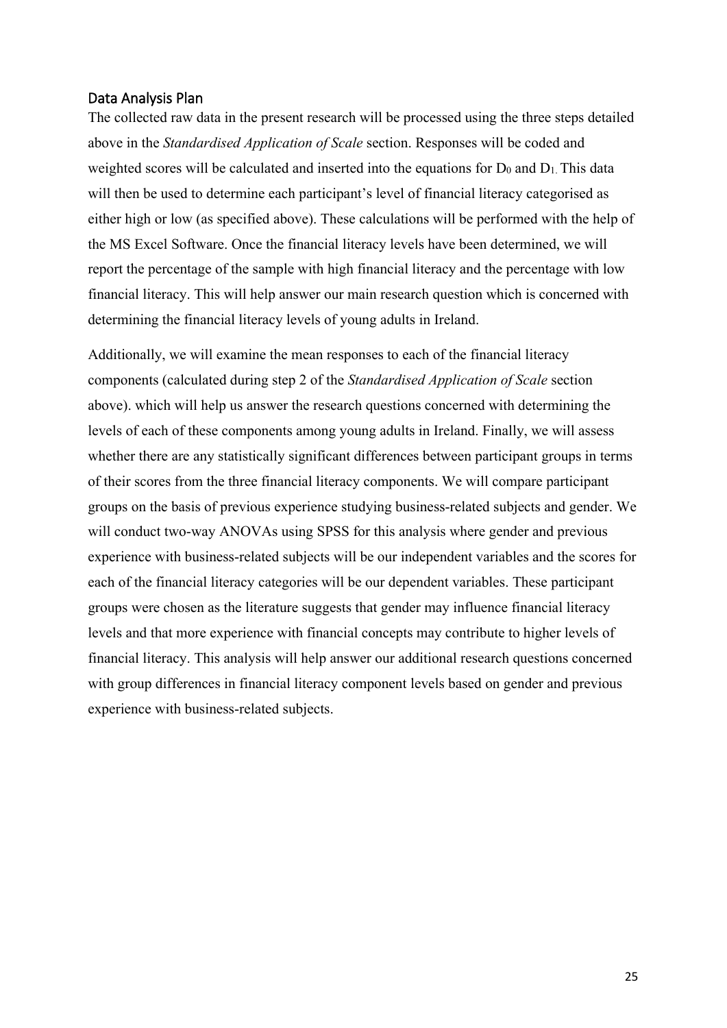## Data Analysis Plan

The collected raw data in the present research will be processed using the three steps detailed above in the *Standardised Application of Scale* section. Responses will be coded and weighted scores will be calculated and inserted into the equations for $D_0$ and $D_1$. This data will then be used to determine each participant's level of financial literacy categorised as either high or low (as specified above). These calculations will be performed with the help of the MS Excel Software. Once the financial literacy levels have been determined, we will report the percentage of the sample with high financial literacy and the percentage with low financial literacy. This will help answer our main research question which is concerned with determining the financial literacy levels of young adults in Ireland.

Additionally, we will examine the mean responses to each of the financial literacy components (calculated during step 2 of the *Standardised Application of Scale* section above). which will help us answer the research questions concerned with determining the levels of each of these components among young adults in Ireland. Finally, we will assess whether there are any statistically significant differences between participant groups in terms of their scores from the three financial literacy components. We will compare participant groups on the basis of previous experience studying business-related subjects and gender. We will conduct two-way ANOVAs using SPSS for this analysis where gender and previous experience with business-related subjects will be our independent variables and the scores for each of the financial literacy categories will be our dependent variables. These participant groups were chosen as the literature suggests that gender may influence financial literacy levels and that more experience with financial concepts may contribute to higher levels of financial literacy. This analysis will help answer our additional research questions concerned with group differences in financial literacy component levels based on gender and previous experience with business-related subjects.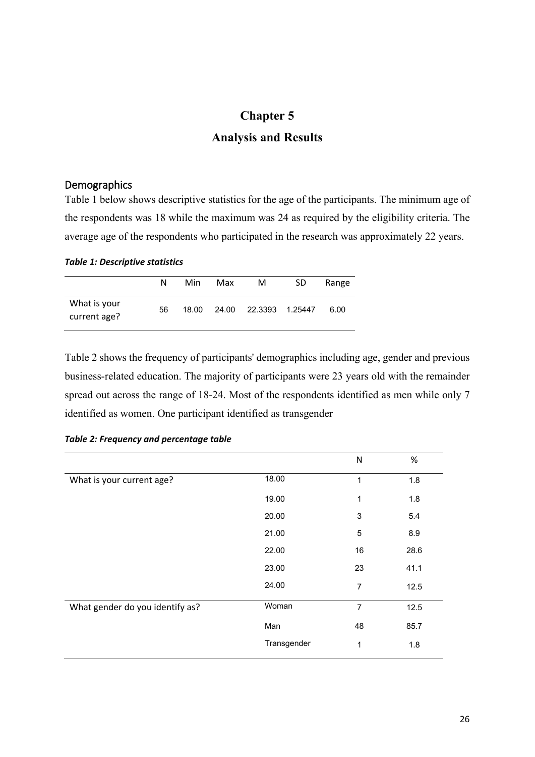# Chapter 5

# Analysis and Results

## Demographics

Table 1 below shows descriptive statistics for the age of the participants. The minimum age of the respondents was 18 while the maximum was 24 as required by the eligibility criteria. The average age of the respondents who participated in the research was approximately 22 years.

***Table 1: Descriptive statistics***

| | N | Min | Max | M | SD | Range |
|---|---|---|---|---|---|---|
| What is your current age? | 56 | 18.00 | 24.00 | 22.3393 | 1.25447 | 6.00 |

Table 2 shows the frequency of participants' demographics including age, gender and previous business-related education. The majority of participants were 23 years old with the remainder spread out across the range of 18-24. Most of the respondents identified as men while only 7 identified as women. One participant identified as transgender

***Table 2: Frequency and percentage table***

| | | N | % |
|---|---|---|---|
| What is your current age? | 18.00 | 1 | 1.8 |
| | 19.00 | 1 | 1.8 |
| | 20.00 | 3 | 5.4 |
| | 21.00 | 5 | 8.9 |
| | 22.00 | 16 | 28.6 |
| | 23.00 | 23 | 41.1 |
| | 24.00 | 7 | 12.5 |
| What gender do you identify as? | Woman | 7 | 12.5 |
| | Man | 48 | 85.7 |
| | Transgender | 1 | 1.8 |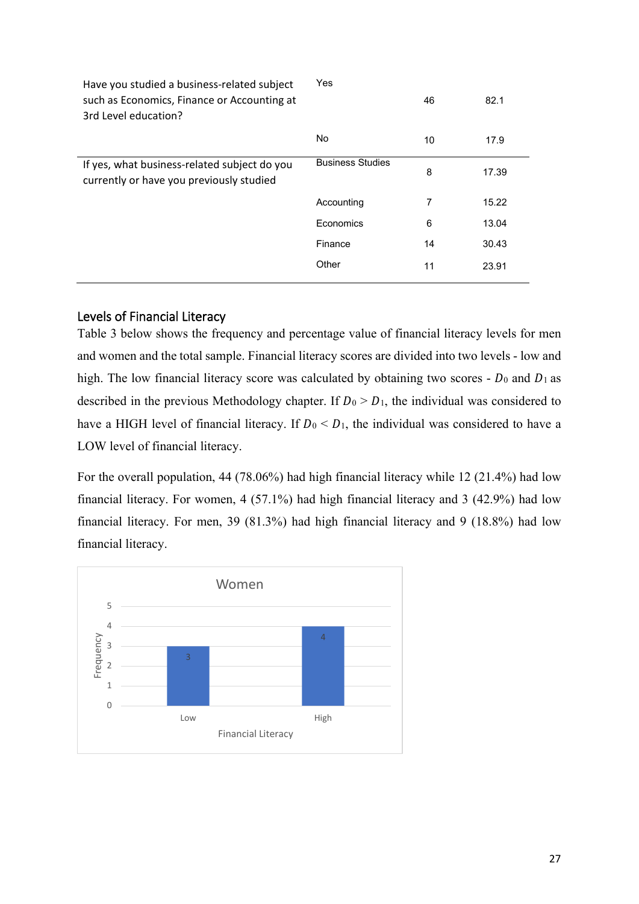| | | | |
|---|---|---|---|
| Have you studied a business-related subject such as Economics, Finance or Accounting at 3rd Level education? | Yes | 46 | 82.1 |
| | No | 10 | 17.9 |
| If yes, what business-related subject do you currently or have you previously studied | Business Studies | 8 | 17.39 |
| | Accounting | 7 | 15.22 |
| | Economics | 6 | 13.04 |
| | Finance | 14 | 30.43 |
| | Other | 11 | 23.91 |

## Levels of Financial Literacy

Table 3 below shows the frequency and percentage value of financial literacy levels for men and women and the total sample. Financial literacy scores are divided into two levels - low and high. The low financial literacy score was calculated by obtaining two scores - $D_0$ and $D_1$ as described in the previous Methodology chapter. If $D_0 > D_1$, the individual was considered to have a HIGH level of financial literacy. If $D_0 < D_1$, the individual was considered to have a LOW level of financial literacy.

For the overall population, 44 (78.06%) had high financial literacy while 12 (21.4%) had low financial literacy. For women, 4 (57.1%) had high financial literacy and 3 (42.9%) had low financial literacy. For men, 39 (81.3%) had high financial literacy and 9 (18.8%) had low financial literacy.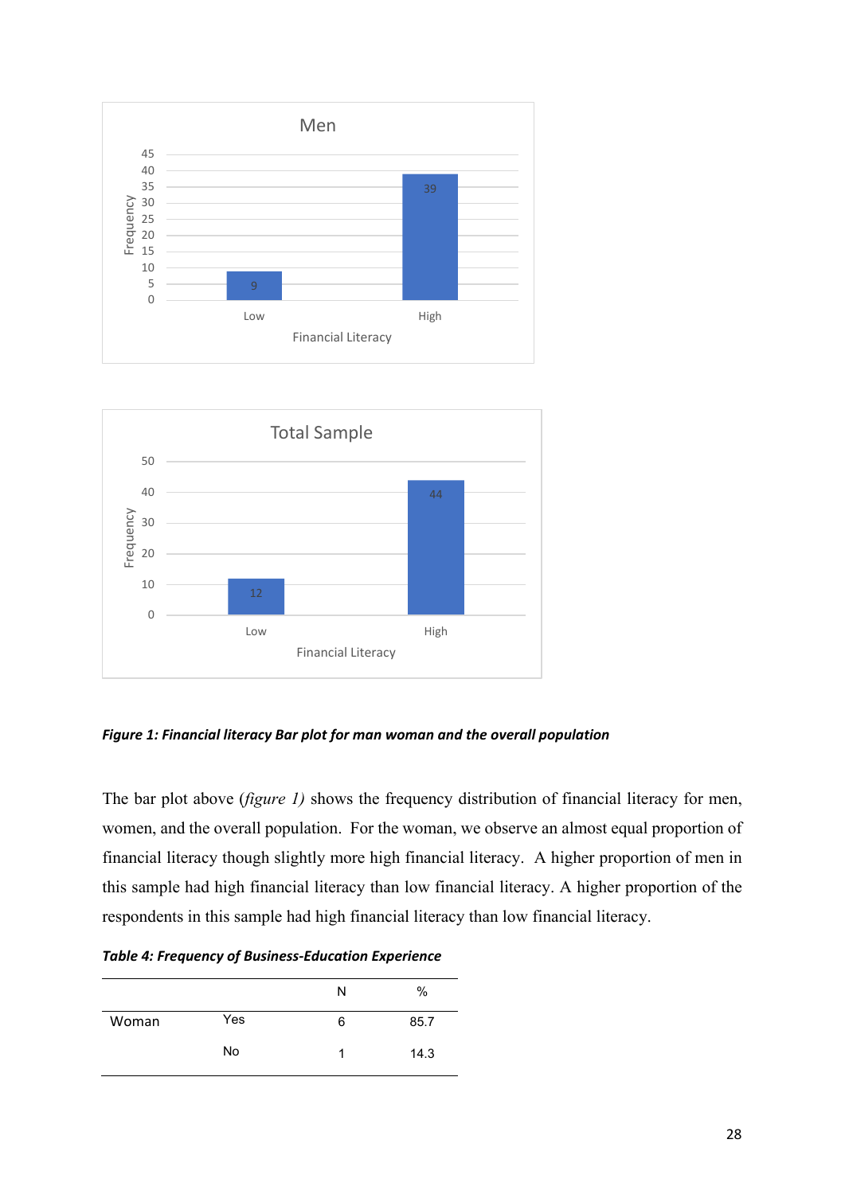*Figure 1: Financial literacy Bar plot for man woman and the overall population*

The bar plot above (*figure 1)* shows the frequency distribution of financial literacy for men, women, and the overall population. For the woman, we observe an almost equal proportion of financial literacy though slightly more high financial literacy. A higher proportion of men in this sample had high financial literacy than low financial literacy. A higher proportion of the respondents in this sample had high financial literacy than low financial literacy.

*Table 4: Frequency of Business-Education Experience*

| | | N | % |
|---|---|---|---|
| Woman | Yes | 6 | 85.7 |
| | No | 1 | 14.3 |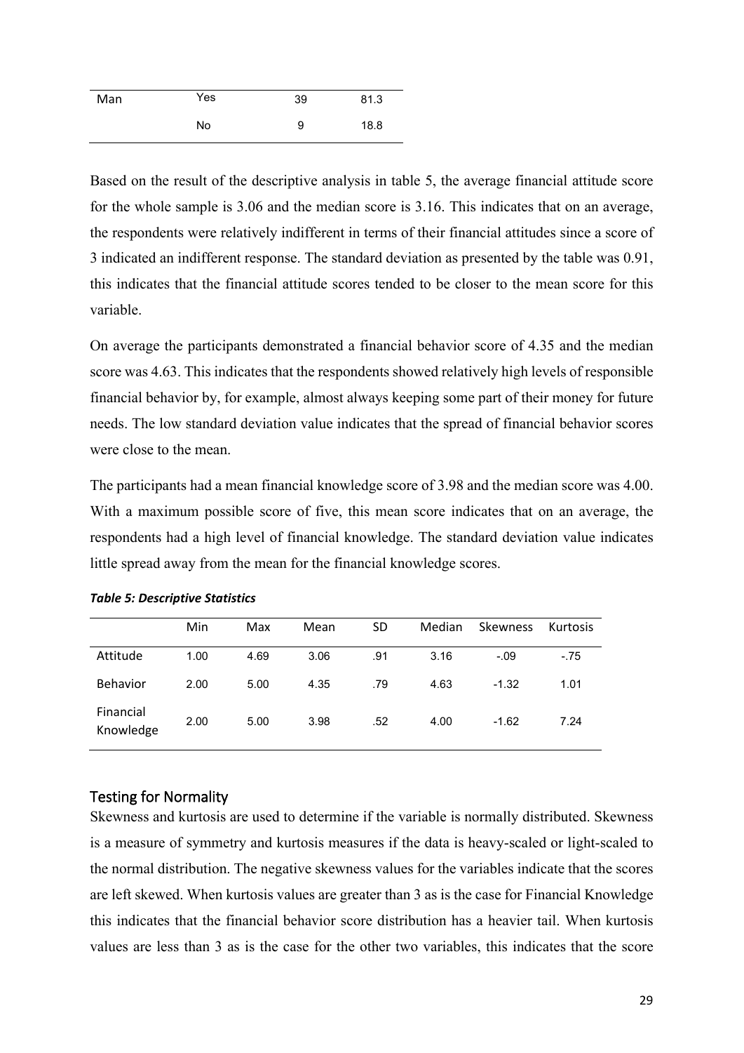| Man | Yes | 39 | 81.3 |
|---|---|---|---|
| | No | 9 | 18.8 |

Based on the result of the descriptive analysis in table 5, the average financial attitude score for the whole sample is 3.06 and the median score is 3.16. This indicates that on an average, the respondents were relatively indifferent in terms of their financial attitudes since a score of 3 indicated an indifferent response. The standard deviation as presented by the table was 0.91, this indicates that the financial attitude scores tended to be closer to the mean score for this variable.

On average the participants demonstrated a financial behavior score of 4.35 and the median score was 4.63. This indicates that the respondents showed relatively high levels of responsible financial behavior by, for example, almost always keeping some part of their money for future needs. The low standard deviation value indicates that the spread of financial behavior scores were close to the mean.

The participants had a mean financial knowledge score of 3.98 and the median score was 4.00. With a maximum possible score of five, this mean score indicates that on an average, the respondents had a high level of financial knowledge. The standard deviation value indicates little spread away from the mean for the financial knowledge scores.

***Table 5: Descriptive Statistics***

| | Min | Max | Mean | SD | Median | Skewness | Kurtosis |
|---|---|---|---|---|---|---|---|
| Attitude | 1.00 | 4.69 | 3.06 | .91 | 3.16 | -.09 | -.75 |
| Behavior | 2.00 | 5.00 | 4.35 | .79 | 4.63 | -1.32 | 1.01 |
| Financial Knowledge | 2.00 | 5.00 | 3.98 | .52 | 4.00 | -1.62 | 7.24 |

## Testing for Normality

Skewness and kurtosis are used to determine if the variable is normally distributed. Skewness is a measure of symmetry and kurtosis measures if the data is heavy-scaled or light-scaled to the normal distribution. The negative skewness values for the variables indicate that the scores are left skewed. When kurtosis values are greater than 3 as is the case for Financial Knowledge this indicates that the financial behavior score distribution has a heavier tail. When kurtosis values are less than 3 as is the case for the other two variables, this indicates that the score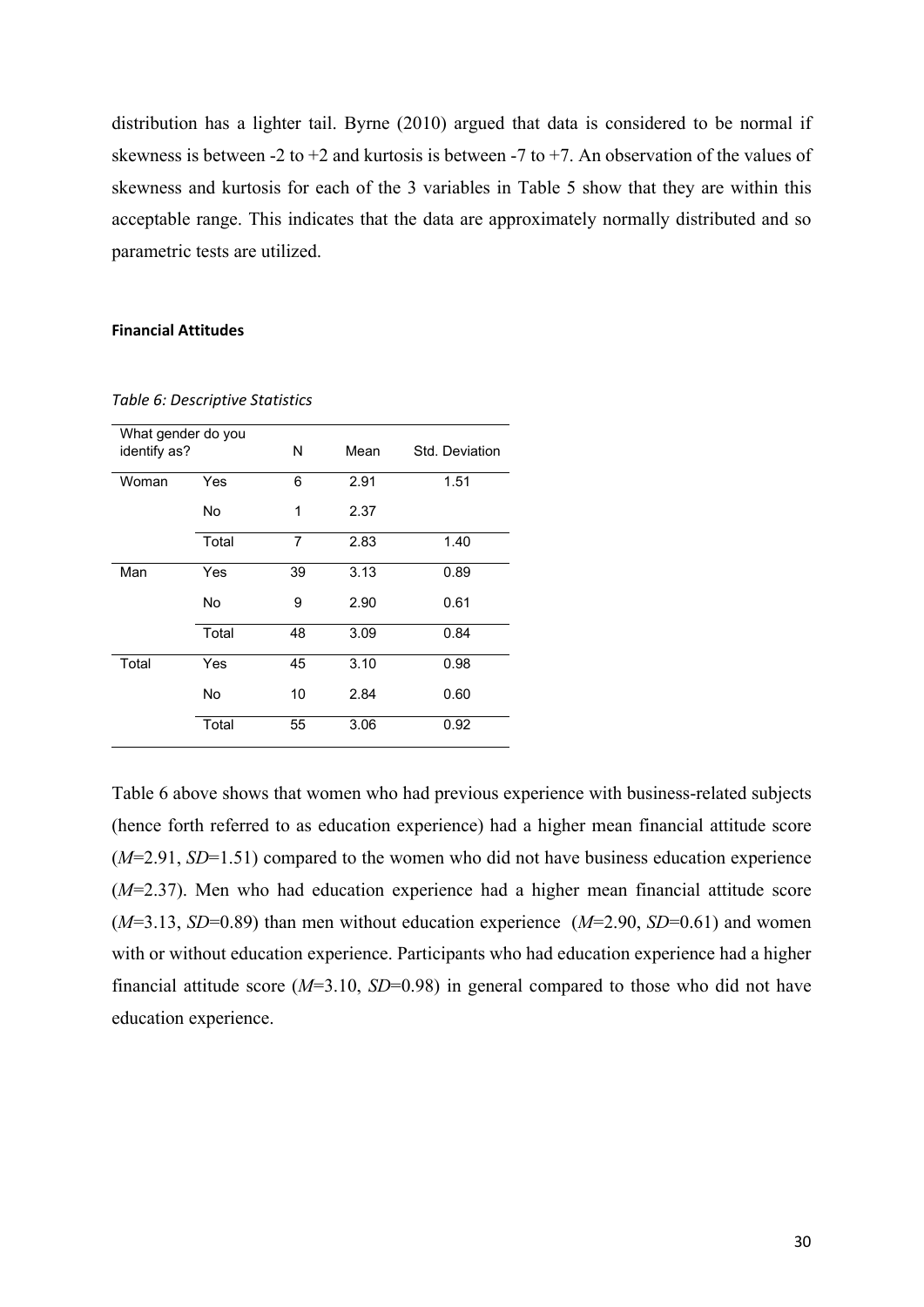distribution has a lighter tail. Byrne (2010) argued that data is considered to be normal if skewness is between -2 to +2 and kurtosis is between -7 to +7. An observation of the values of skewness and kurtosis for each of the 3 variables in Table 5 show that they are within this acceptable range. This indicates that the data are approximately normally distributed and so parametric tests are utilized.

#### Financial Attitudes

*Table 6: Descriptive Statistics*

| What gender do you identify as? | | N | Mean | Std. Deviation |
|---|---|---|---|---|
| Woman | Yes | 6 | 2.91 | 1.51 |
| | No | 1 | 2.37 | |
| | Total | 7 | 2.83 | 1.40 |
| Man | Yes | 39 | 3.13 | 0.89 |
| | No | 9 | 2.90 | 0.61 |
| | Total | 48 | 3.09 | 0.84 |
| Total | Yes | 45 | 3.10 | 0.98 |
| | No | 10 | 2.84 | 0.60 |
| | Total | 55 | 3.06 | 0.92 |

Table 6 above shows that women who had previous experience with business-related subjects (hence forth referred to as education experience) had a higher mean financial attitude score (*M*=2.91, *SD*=1.51) compared to the women who did not have business education experience (*M*=2.37). Men who had education experience had a higher mean financial attitude score (*M*=3.13, *SD*=0.89) than men without education experience (*M*=2.90, *SD*=0.61) and women with or without education experience. Participants who had education experience had a higher financial attitude score (*M*=3.10, *SD*=0.98) in general compared to those who did not have education experience.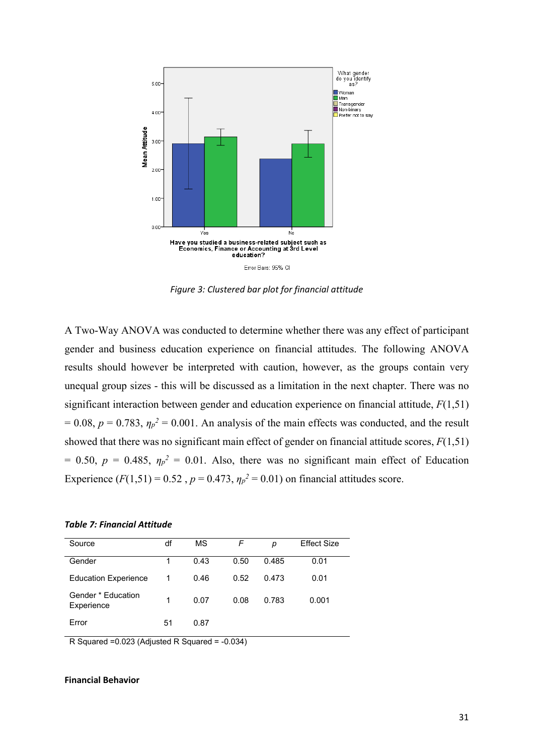*Figure 3: Clustered bar plot for financial attitude*

A Two-Way ANOVA was conducted to determine whether there was any effect of participant gender and business education experience on financial attitudes. The following ANOVA results should however be interpreted with caution, however, as the groups contain very unequal group sizes - this will be discussed as a limitation in the next chapter. There was no significant interaction between gender and education experience on financial attitude, $F(1,51) = 0.08$, $p = 0.783$, $\eta_p^2 = 0.001$. An analysis of the main effects was conducted, and the result showed that there was no significant main effect of gender on financial attitude scores, $F(1,51) = 0.50$, $p = 0.485$, $\eta_p^2 = 0.01$. Also, there was no significant main effect of Education Experience ($F(1,51) = 0.52$ , $p = 0.473$, $\eta_p^2 = 0.01$) on financial attitudes score.

***Table 7: Financial Attitude***

| Source | df | MS | *F* | *p* | Effect Size |
|---|---|---|---|---|---|
| Gender | 1 | 0.43 | 0.50 | 0.485 | 0.01 |
| Education Experience | 1 | 0.46 | 0.52 | 0.473 | 0.01 |
| Gender * Education Experience | 1 | 0.07 | 0.08 | 0.783 | 0.001 |
| Error | 51 | 0.87 | | | |

R Squared =0.023 (Adjusted R Squared = -0.034)

**Financial Behavior**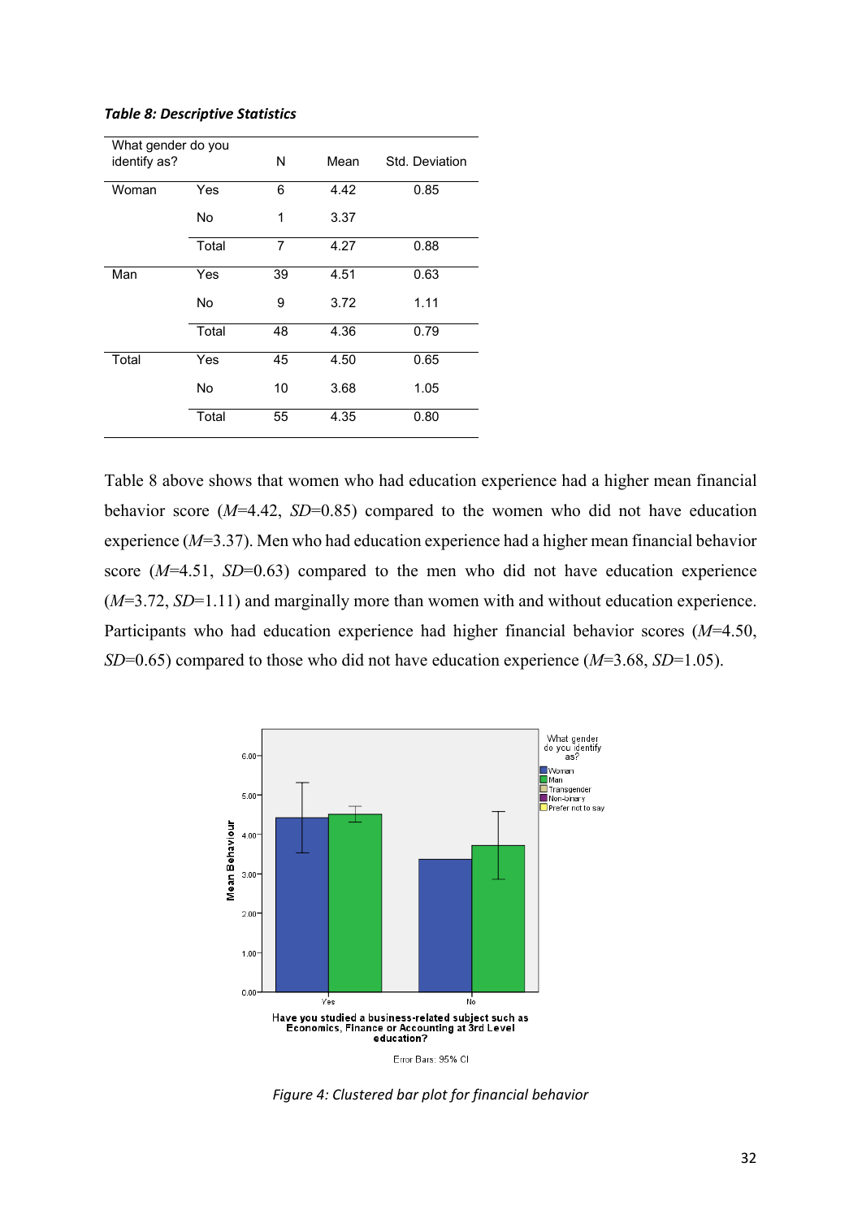***Table 8: Descriptive Statistics***

| What gender do you identify as? | | N | Mean | Std. Deviation |
|---|---|---|---|---|
| Woman | Yes | 6 | 4.42 | 0.85 |
| | No | 1 | 3.37 | |
| | Total | 7 | 4.27 | 0.88 |
| Man | Yes | 39 | 4.51 | 0.63 |
| | No | 9 | 3.72 | 1.11 |
| | Total | 48 | 4.36 | 0.79 |
| Total | Yes | 45 | 4.50 | 0.65 |
| | No | 10 | 3.68 | 1.05 |
| | Total | 55 | 4.35 | 0.80 |

Table 8 above shows that women who had education experience had a higher mean financial behavior score (*M*=4.42, *SD*=0.85) compared to the women who did not have education experience (*M*=3.37). Men who had education experience had a higher mean financial behavior score (*M*=4.51, *SD*=0.63) compared to the men who did not have education experience (*M*=3.72, *SD*=1.11) and marginally more than women with and without education experience. Participants who had education experience had higher financial behavior scores (*M*=4.50, *SD*=0.65) compared to those who did not have education experience (*M*=3.68, *SD*=1.05).

*Figure 4: Clustered bar plot for financial behavior*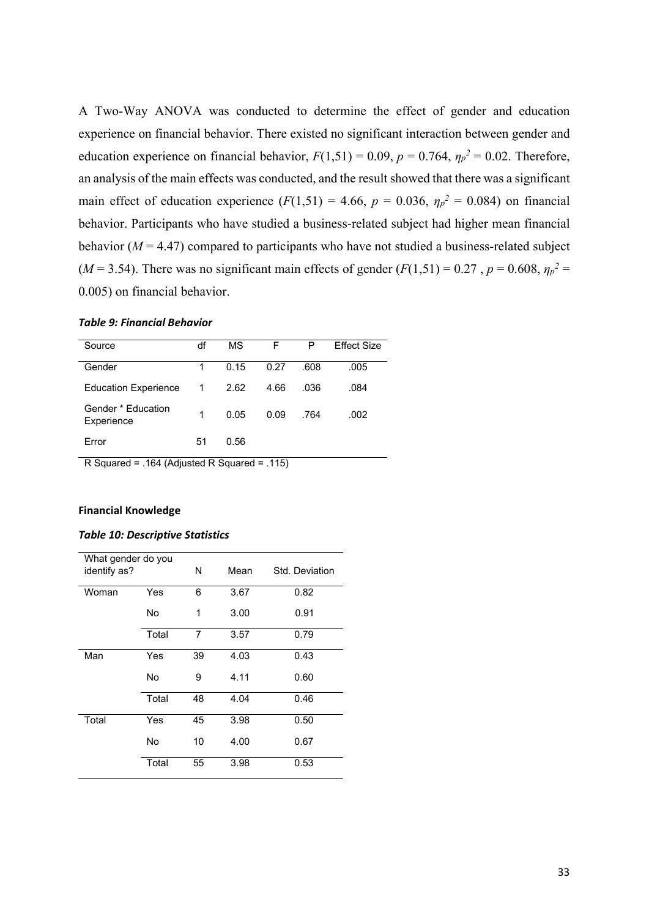A Two-Way ANOVA was conducted to determine the effect of gender and education experience on financial behavior. There existed no significant interaction between gender and education experience on financial behavior, $F(1,51) = 0.09$, $p = 0.764$, $\eta_p^2 = 0.02$. Therefore, an analysis of the main effects was conducted, and the result showed that there was a significant main effect of education experience ($F(1,51) = 4.66$, $p = 0.036$, $\eta_p^2 = 0.084$) on financial behavior. Participants who have studied a business-related subject had higher mean financial behavior ($M = 4.47$) compared to participants who have not studied a business-related subject ($M = 3.54$). There was no significant main effects of gender ($F(1,51) = 0.27$ , $p = 0.608$, $\eta_p^2 = 0.005$) on financial behavior.

***Table 9: Financial Behavior***

| Source | df | MS | F | P | Effect Size |
|---|---|---|---|---|---|
| Gender | 1 | 0.15 | 0.27 | .608 | .005 |
| Education Experience | 1 | 2.62 | 4.66 | .036 | .084 |
| Gender * Education Experience | 1 | 0.05 | 0.09 | .764 | .002 |
| Error | 51 | 0.56 | | | |

R Squared = .164 (Adjusted R Squared = .115)

**Financial Knowledge**

***Table 10: Descriptive Statistics***

| What gender do you identify as? | | N | Mean | Std. Deviation |
|---|---|---|---|---|
| Woman | Yes | 6 | 3.67 | 0.82 |
| | No | 1 | 3.00 | 0.91 |
| | Total | 7 | 3.57 | 0.79 |
| Man | Yes | 39 | 4.03 | 0.43 |
| | No | 9 | 4.11 | 0.60 |
| | Total | 48 | 4.04 | 0.46 |
| Total | Yes | 45 | 3.98 | 0.50 |
| | No | 10 | 4.00 | 0.67 |
| | Total | 55 | 3.98 | 0.53 |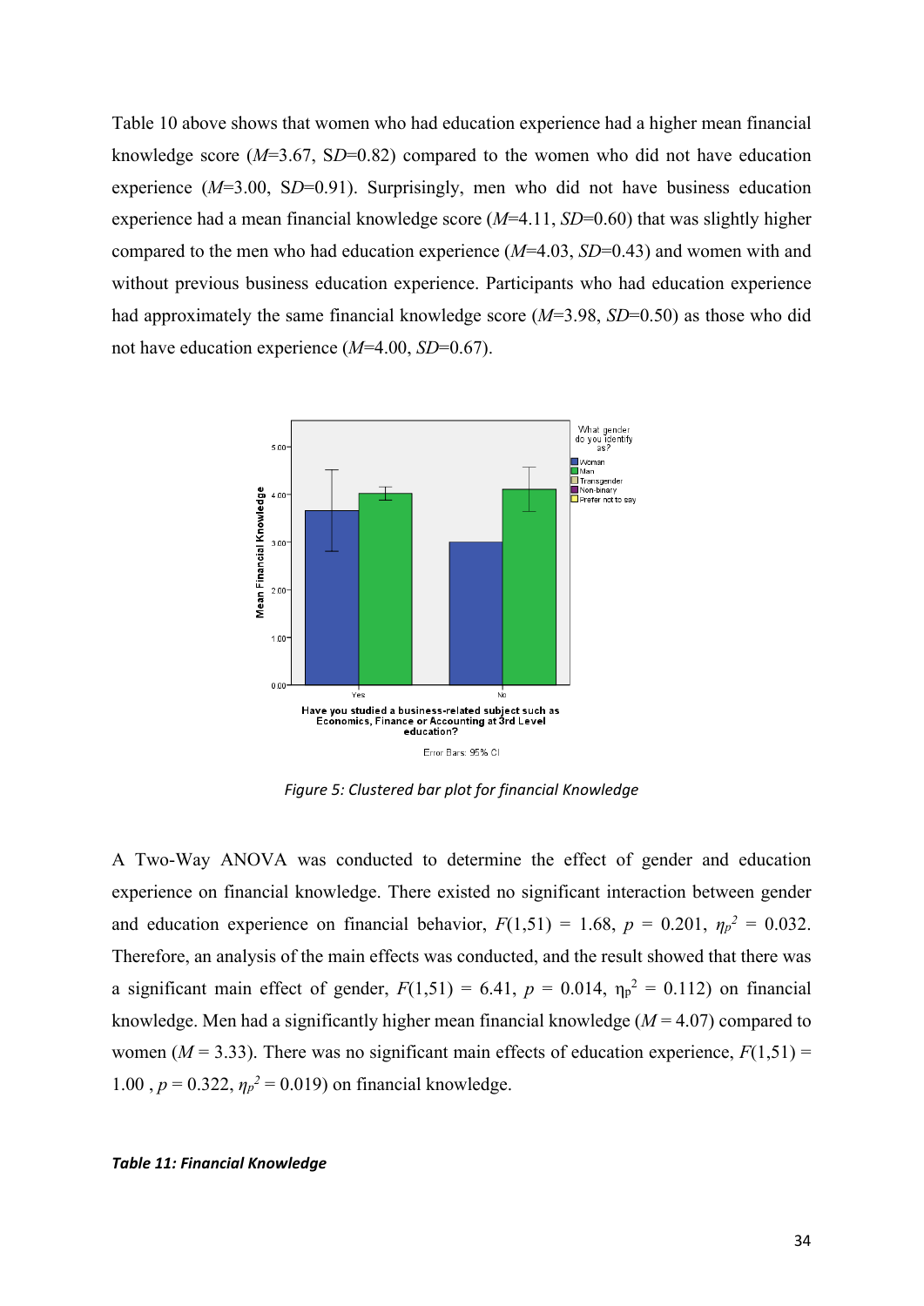Table 10 above shows that women who had education experience had a higher mean financial knowledge score (*M*=3.67, SD=0.82) compared to the women who did not have education experience (*M*=3.00, SD=0.91). Surprisingly, men who did not have business education experience had a mean financial knowledge score (*M*=4.11, *SD*=0.60) that was slightly higher compared to the men who had education experience (*M*=4.03, *SD*=0.43) and women with and without previous business education experience. Participants who had education experience had approximately the same financial knowledge score (*M*=3.98, *SD*=0.50) as those who did not have education experience (*M*=4.00, *SD*=0.67).

*Figure 5: Clustered bar plot for financial Knowledge*

A Two-Way ANOVA was conducted to determine the effect of gender and education experience on financial knowledge. There existed no significant interaction between gender and education experience on financial behavior, $F(1,51) = 1.68$, $p = 0.201$, $\eta_p^2 = 0.032$. Therefore, an analysis of the main effects was conducted, and the result showed that there was a significant main effect of gender, $F(1,51) = 6.41$, $p = 0.014$, $\eta_p^2 = 0.112$) on financial knowledge. Men had a significantly higher mean financial knowledge ($M = 4.07$) compared to women ($M = 3.33$). There was no significant main effects of education experience, $F(1,51) = 1.00$ , $p = 0.322$, $\eta_p^2 = 0.019$) on financial knowledge.

***Table 11: Financial Knowledge***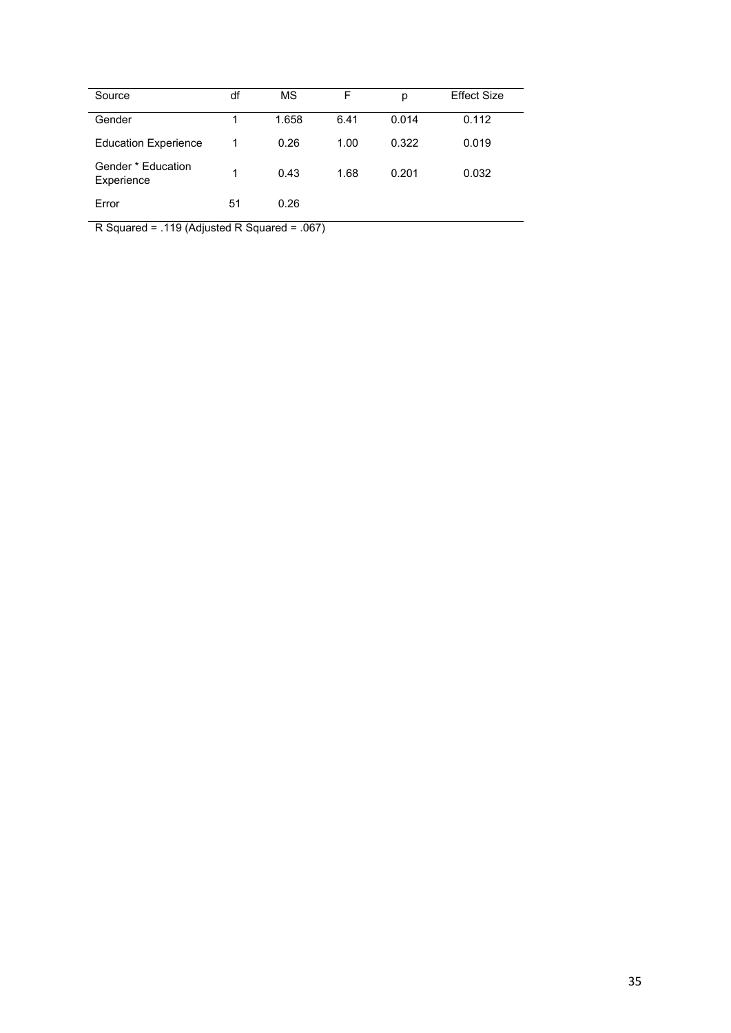| Source | df | MS | F | p | Effect Size |
|---|---|---|---|---|---|
| Gender | 1 | 1.658 | 6.41 | 0.014 | 0.112 |
| Education Experience | 1 | 0.26 | 1.00 | 0.322 | 0.019 |
| Gender * Education Experience | 1 | 0.43 | 1.68 | 0.201 | 0.032 |
| Error | 51 | 0.26 | | | |

R Squared = .119 (Adjusted R Squared = .067)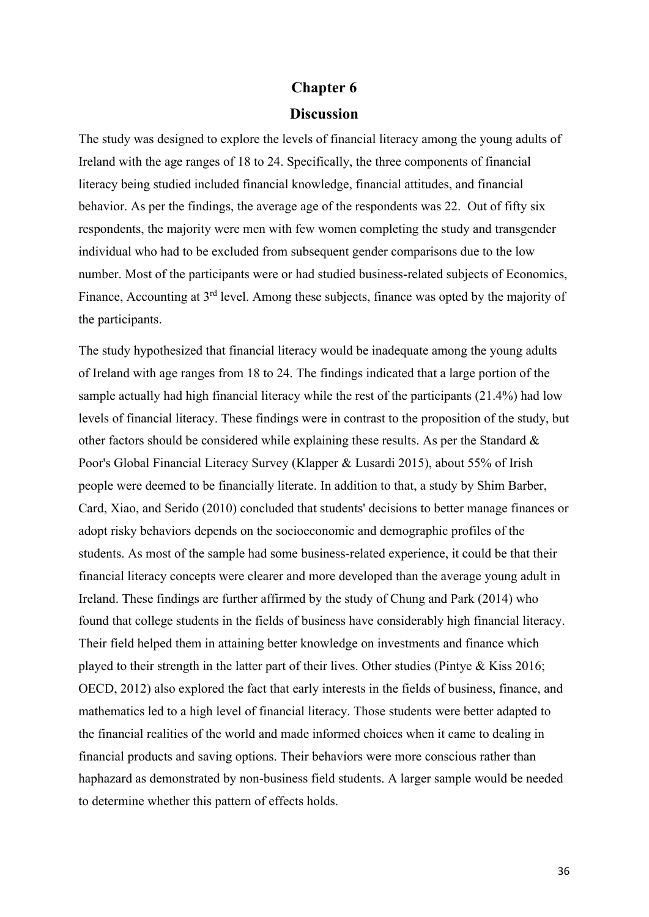# Chapter 6

## Discussion

The study was designed to explore the levels of financial literacy among the young adults of Ireland with the age ranges of 18 to 24. Specifically, the three components of financial literacy being studied included financial knowledge, financial attitudes, and financial behavior. As per the findings, the average age of the respondents was 22. Out of fifty six respondents, the majority were men with few women completing the study and transgender individual who had to be excluded from subsequent gender comparisons due to the low number. Most of the participants were or had studied business-related subjects of Economics, Finance, Accounting at 3rd level. Among these subjects, finance was opted by the majority of the participants.

The study hypothesized that financial literacy would be inadequate among the young adults of Ireland with age ranges from 18 to 24. The findings indicated that a large portion of the sample actually had high financial literacy while the rest of the participants (21.4%) had low levels of financial literacy. These findings were in contrast to the proposition of the study, but other factors should be considered while explaining these results. As per the Standard & Poor's Global Financial Literacy Survey (Klapper & Lusardi 2015), about 55% of Irish people were deemed to be financially literate. In addition to that, a study by Shim Barber, Card, Xiao, and Serido (2010) concluded that students' decisions to better manage finances or adopt risky behaviors depends on the socioeconomic and demographic profiles of the students. As most of the sample had some business-related experience, it could be that their financial literacy concepts were clearer and more developed than the average young adult in Ireland. These findings are further affirmed by the study of Chung and Park (2014) who found that college students in the fields of business have considerably high financial literacy. Their field helped them in attaining better knowledge on investments and finance which played to their strength in the latter part of their lives. Other studies (Pintye & Kiss 2016; OECD, 2012) also explored the fact that early interests in the fields of business, finance, and mathematics led to a high level of financial literacy. Those students were better adapted to the financial realities of the world and made informed choices when it came to dealing in financial products and saving options. Their behaviors were more conscious rather than haphazard as demonstrated by non-business field students. A larger sample would be needed to determine whether this pattern of effects holds.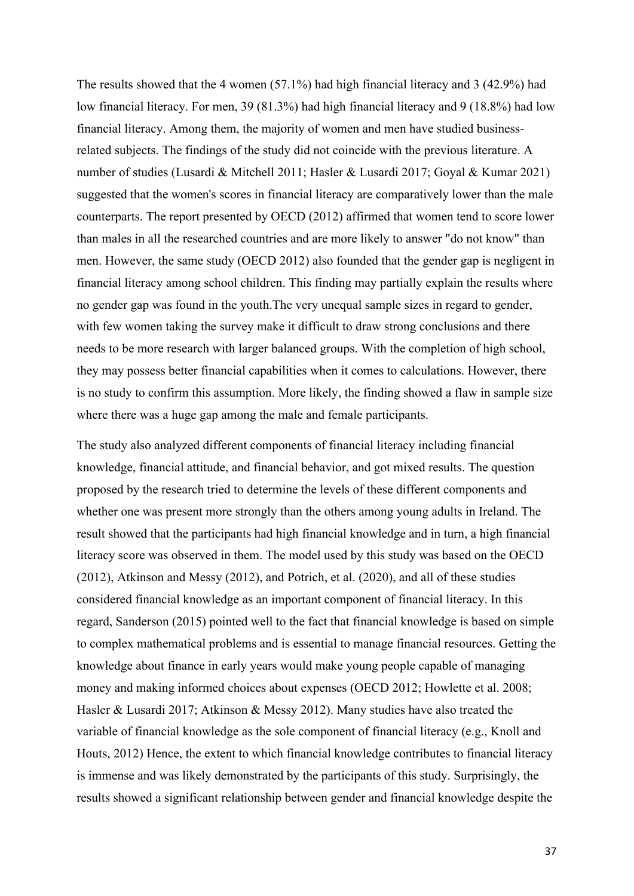The results showed that the 4 women (57.1%) had high financial literacy and 3 (42.9%) had low financial literacy. For men, 39 (81.3%) had high financial literacy and 9 (18.8%) had low financial literacy. Among them, the majority of women and men have studied business-related subjects. The findings of the study did not coincide with the previous literature. A number of studies (Lusardi & Mitchell 2011; Hasler & Lusardi 2017; Goyal & Kumar 2021) suggested that the women's scores in financial literacy are comparatively lower than the male counterparts. The report presented by OECD (2012) affirmed that women tend to score lower than males in all the researched countries and are more likely to answer "do not know" than men. However, the same study (OECD 2012) also founded that the gender gap is negligent in financial literacy among school children. This finding may partially explain the results where no gender gap was found in the youth.The very unequal sample sizes in regard to gender, with few women taking the survey make it difficult to draw strong conclusions and there needs to be more research with larger balanced groups. With the completion of high school, they may possess better financial capabilities when it comes to calculations. However, there is no study to confirm this assumption. More likely, the finding showed a flaw in sample size where there was a huge gap among the male and female participants.

The study also analyzed different components of financial literacy including financial knowledge, financial attitude, and financial behavior, and got mixed results. The question proposed by the research tried to determine the levels of these different components and whether one was present more strongly than the others among young adults in Ireland. The result showed that the participants had high financial knowledge and in turn, a high financial literacy score was observed in them. The model used by this study was based on the OECD (2012), Atkinson and Messy (2012), and Potrich, et al. (2020), and all of these studies considered financial knowledge as an important component of financial literacy. In this regard, Sanderson (2015) pointed well to the fact that financial knowledge is based on simple to complex mathematical problems and is essential to manage financial resources. Getting the knowledge about finance in early years would make young people capable of managing money and making informed choices about expenses (OECD 2012; Howlette et al. 2008; Hasler & Lusardi 2017; Atkinson & Messy 2012). Many studies have also treated the variable of financial knowledge as the sole component of financial literacy (e.g., Knoll and Houts, 2012) Hence, the extent to which financial knowledge contributes to financial literacy is immense and was likely demonstrated by the participants of this study. Surprisingly, the results showed a significant relationship between gender and financial knowledge despite the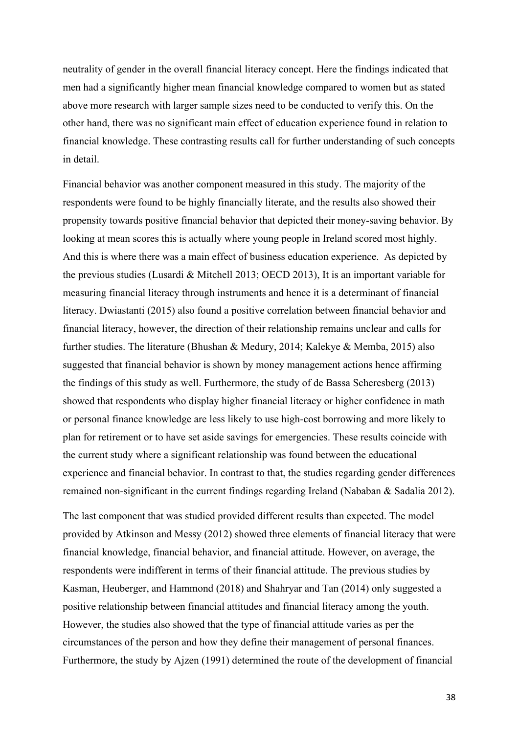neutrality of gender in the overall financial literacy concept. Here the findings indicated that men had a significantly higher mean financial knowledge compared to women but as stated above more research with larger sample sizes need to be conducted to verify this. On the other hand, there was no significant main effect of education experience found in relation to financial knowledge. These contrasting results call for further understanding of such concepts in detail.

Financial behavior was another component measured in this study. The majority of the respondents were found to be highly financially literate, and the results also showed their propensity towards positive financial behavior that depicted their money-saving behavior. By looking at mean scores this is actually where young people in Ireland scored most highly. And this is where there was a main effect of business education experience. As depicted by the previous studies (Lusardi & Mitchell 2013; OECD 2013), It is an important variable for measuring financial literacy through instruments and hence it is a determinant of financial literacy. Dwiastanti (2015) also found a positive correlation between financial behavior and financial literacy, however, the direction of their relationship remains unclear and calls for further studies. The literature (Bhushan & Medury, 2014; Kalekye & Memba, 2015) also suggested that financial behavior is shown by money management actions hence affirming the findings of this study as well. Furthermore, the study of de Bassa Scheresberg (2013) showed that respondents who display higher financial literacy or higher confidence in math or personal finance knowledge are less likely to use high-cost borrowing and more likely to plan for retirement or to have set aside savings for emergencies. These results coincide with the current study where a significant relationship was found between the educational experience and financial behavior. In contrast to that, the studies regarding gender differences remained non-significant in the current findings regarding Ireland (Nababan & Sadalia 2012).

The last component that was studied provided different results than expected. The model provided by Atkinson and Messy (2012) showed three elements of financial literacy that were financial knowledge, financial behavior, and financial attitude. However, on average, the respondents were indifferent in terms of their financial attitude. The previous studies by Kasman, Heuberger, and Hammond (2018) and Shahryar and Tan (2014) only suggested a positive relationship between financial attitudes and financial literacy among the youth. However, the studies also showed that the type of financial attitude varies as per the circumstances of the person and how they define their management of personal finances. Furthermore, the study by Ajzen (1991) determined the route of the development of financial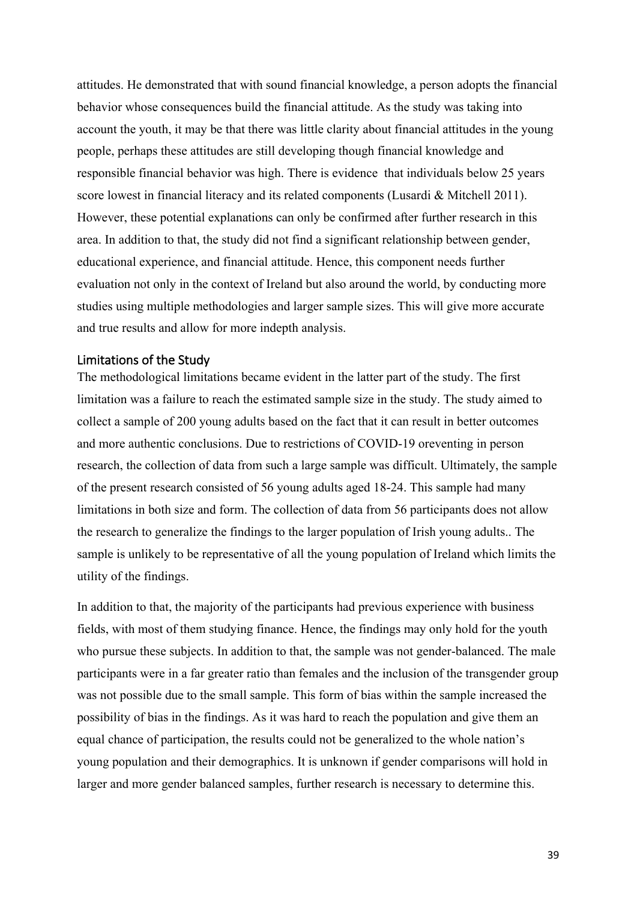attitudes. He demonstrated that with sound financial knowledge, a person adopts the financial behavior whose consequences build the financial attitude. As the study was taking into account the youth, it may be that there was little clarity about financial attitudes in the young people, perhaps these attitudes are still developing though financial knowledge and responsible financial behavior was high. There is evidence that individuals below 25 years score lowest in financial literacy and its related components (Lusardi & Mitchell 2011). However, these potential explanations can only be confirmed after further research in this area. In addition to that, the study did not find a significant relationship between gender, educational experience, and financial attitude. Hence, this component needs further evaluation not only in the context of Ireland but also around the world, by conducting more studies using multiple methodologies and larger sample sizes. This will give more accurate and true results and allow for more indepth analysis.

## Limitations of the Study

The methodological limitations became evident in the latter part of the study. The first limitation was a failure to reach the estimated sample size in the study. The study aimed to collect a sample of 200 young adults based on the fact that it can result in better outcomes and more authentic conclusions. Due to restrictions of COVID-19 oreventing in person research, the collection of data from such a large sample was difficult. Ultimately, the sample of the present research consisted of 56 young adults aged 18-24. This sample had many limitations in both size and form. The collection of data from 56 participants does not allow the research to generalize the findings to the larger population of Irish young adults.. The sample is unlikely to be representative of all the young population of Ireland which limits the utility of the findings.

In addition to that, the majority of the participants had previous experience with business fields, with most of them studying finance. Hence, the findings may only hold for the youth who pursue these subjects. In addition to that, the sample was not gender-balanced. The male participants were in a far greater ratio than females and the inclusion of the transgender group was not possible due to the small sample. This form of bias within the sample increased the possibility of bias in the findings. As it was hard to reach the population and give them an equal chance of participation, the results could not be generalized to the whole nation's young population and their demographics. It is unknown if gender comparisons will hold in larger and more gender balanced samples, further research is necessary to determine this.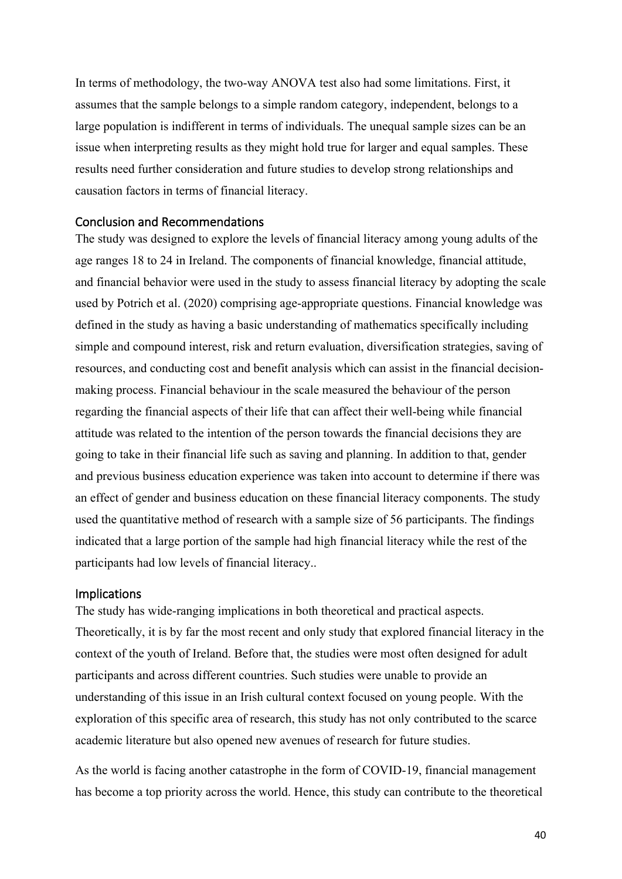In terms of methodology, the two-way ANOVA test also had some limitations. First, it assumes that the sample belongs to a simple random category, independent, belongs to a large population is indifferent in terms of individuals. The unequal sample sizes can be an issue when interpreting results as they might hold true for larger and equal samples. These results need further consideration and future studies to develop strong relationships and causation factors in terms of financial literacy.

## Conclusion and Recommendations

The study was designed to explore the levels of financial literacy among young adults of the age ranges 18 to 24 in Ireland. The components of financial knowledge, financial attitude, and financial behavior were used in the study to assess financial literacy by adopting the scale used by Potrich et al. (2020) comprising age-appropriate questions. Financial knowledge was defined in the study as having a basic understanding of mathematics specifically including simple and compound interest, risk and return evaluation, diversification strategies, saving of resources, and conducting cost and benefit analysis which can assist in the financial decision-making process. Financial behaviour in the scale measured the behaviour of the person regarding the financial aspects of their life that can affect their well-being while financial attitude was related to the intention of the person towards the financial decisions they are going to take in their financial life such as saving and planning. In addition to that, gender and previous business education experience was taken into account to determine if there was an effect of gender and business education on these financial literacy components. The study used the quantitative method of research with a sample size of 56 participants. The findings indicated that a large portion of the sample had high financial literacy while the rest of the participants had low levels of financial literacy..

## Implications

The study has wide-ranging implications in both theoretical and practical aspects. Theoretically, it is by far the most recent and only study that explored financial literacy in the context of the youth of Ireland. Before that, the studies were most often designed for adult participants and across different countries. Such studies were unable to provide an understanding of this issue in an Irish cultural context focused on young people. With the exploration of this specific area of research, this study has not only contributed to the scarce academic literature but also opened new avenues of research for future studies.

As the world is facing another catastrophe in the form of COVID-19, financial management has become a top priority across the world. Hence, this study can contribute to the theoretical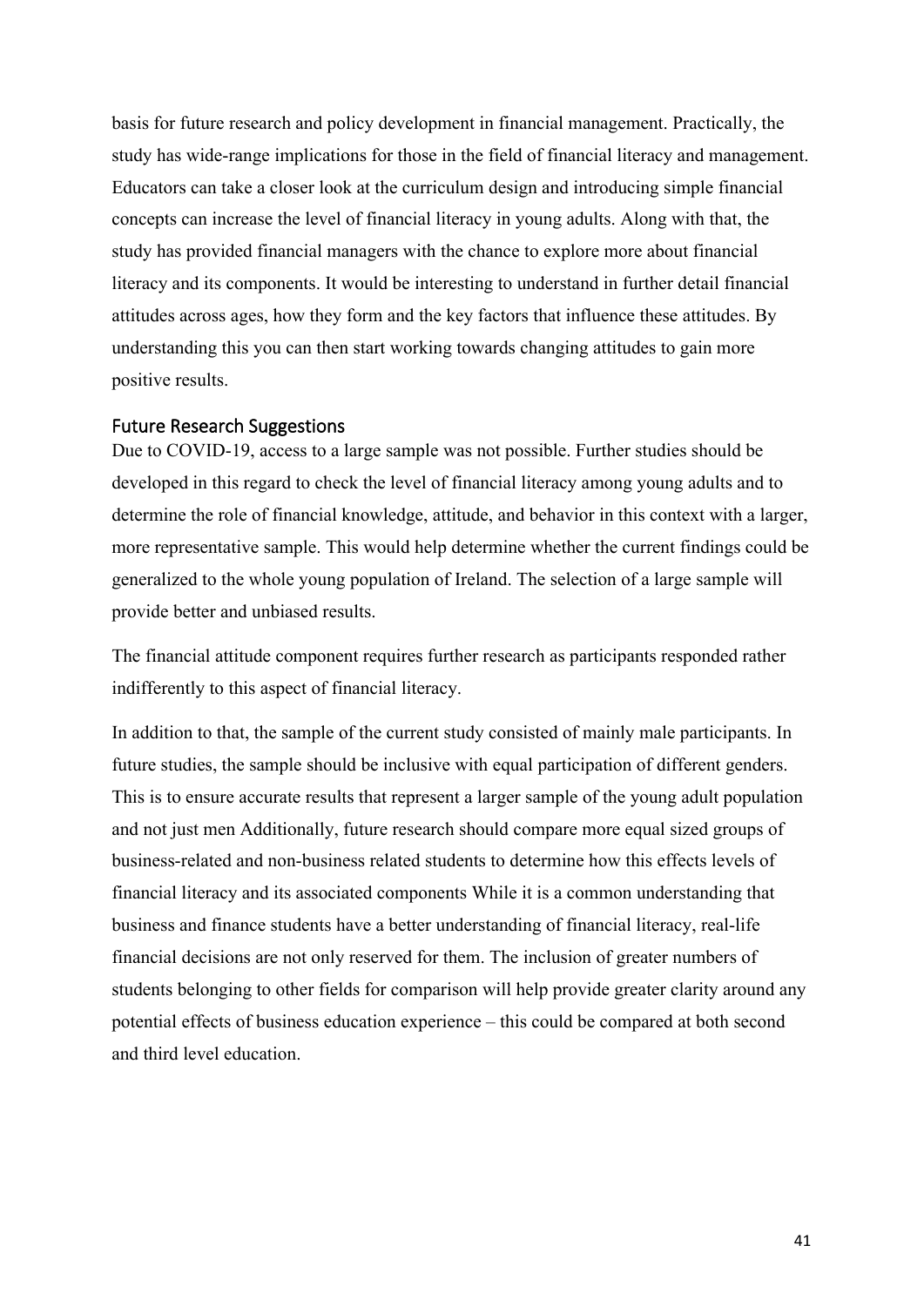basis for future research and policy development in financial management. Practically, the study has wide-range implications for those in the field of financial literacy and management. Educators can take a closer look at the curriculum design and introducing simple financial concepts can increase the level of financial literacy in young adults. Along with that, the study has provided financial managers with the chance to explore more about financial literacy and its components. It would be interesting to understand in further detail financial attitudes across ages, how they form and the key factors that influence these attitudes. By understanding this you can then start working towards changing attitudes to gain more positive results.

## Future Research Suggestions

Due to COVID-19, access to a large sample was not possible. Further studies should be developed in this regard to check the level of financial literacy among young adults and to determine the role of financial knowledge, attitude, and behavior in this context with a larger, more representative sample. This would help determine whether the current findings could be generalized to the whole young population of Ireland. The selection of a large sample will provide better and unbiased results.

The financial attitude component requires further research as participants responded rather indifferently to this aspect of financial literacy.

In addition to that, the sample of the current study consisted of mainly male participants. In future studies, the sample should be inclusive with equal participation of different genders. This is to ensure accurate results that represent a larger sample of the young adult population and not just men Additionally, future research should compare more equal sized groups of business-related and non-business related students to determine how this effects levels of financial literacy and its associated components While it is a common understanding that business and finance students have a better understanding of financial literacy, real-life financial decisions are not only reserved for them. The inclusion of greater numbers of students belonging to other fields for comparison will help provide greater clarity around any potential effects of business education experience – this could be compared at both second and third level education.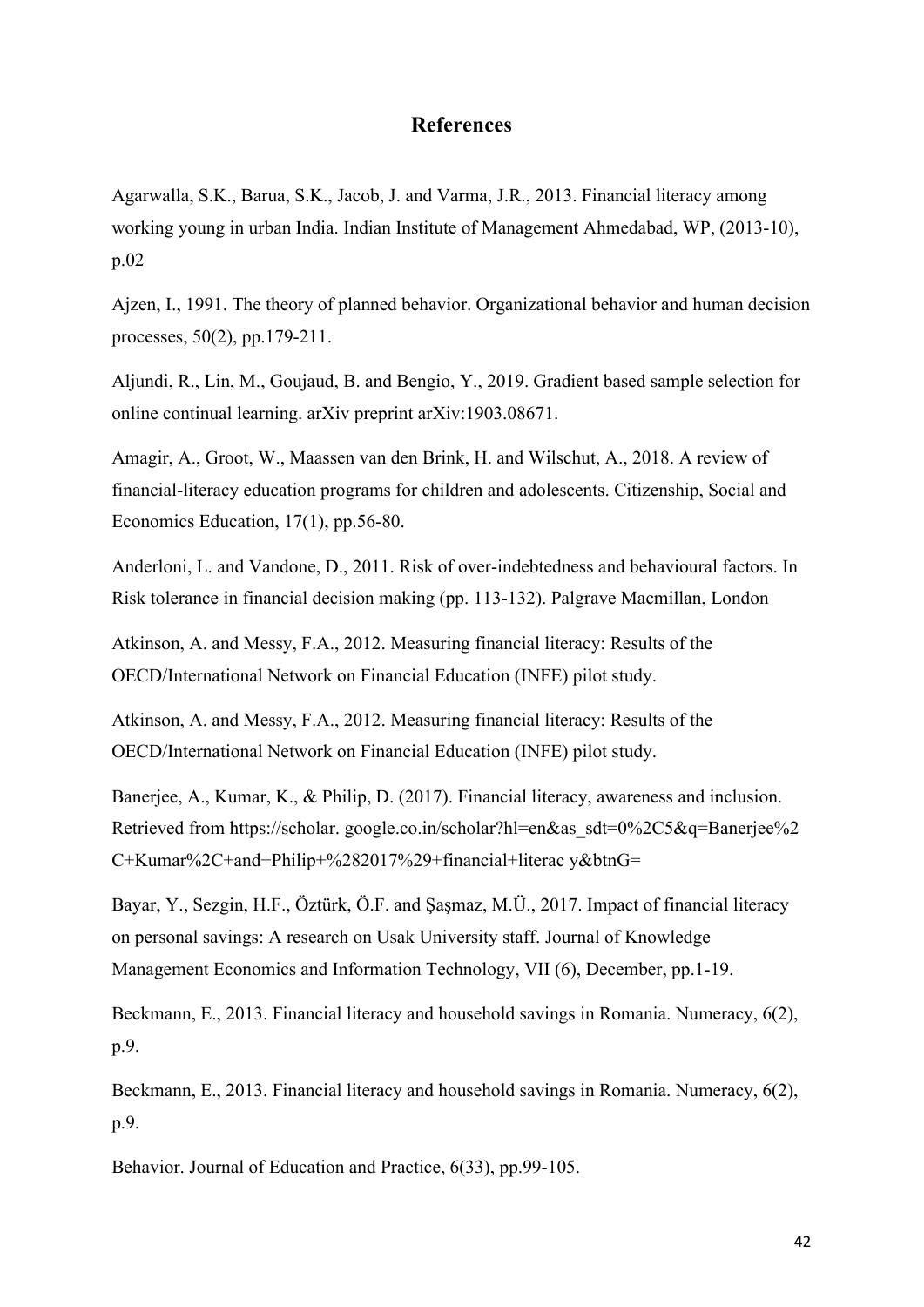## References

Agarwalla, S.K., Barua, S.K., Jacob, J. and Varma, J.R., 2013. Financial literacy among working young in urban India. Indian Institute of Management Ahmedabad, WP, (2013-10), p.02

Ajzen, I., 1991. The theory of planned behavior. Organizational behavior and human decision processes, 50(2), pp.179-211.

Aljundi, R., Lin, M., Goujaud, B. and Bengio, Y., 2019. Gradient based sample selection for online continual learning. arXiv preprint arXiv:1903.08671.

Amagir, A., Groot, W., Maassen van den Brink, H. and Wilschut, A., 2018. A review of financial-literacy education programs for children and adolescents. Citizenship, Social and Economics Education, 17(1), pp.56-80.

Anderloni, L. and Vandone, D., 2011. Risk of over-indebtedness and behavioural factors. In Risk tolerance in financial decision making (pp. 113-132). Palgrave Macmillan, London

Atkinson, A. and Messy, F.A., 2012. Measuring financial literacy: Results of the OECD/International Network on Financial Education (INFE) pilot study.

Atkinson, A. and Messy, F.A., 2012. Measuring financial literacy: Results of the OECD/International Network on Financial Education (INFE) pilot study.

Banerjee, A., Kumar, K., & Philip, D. (2017). Financial literacy, awareness and inclusion. Retrieved from https://scholar. google.co.in/scholar?hl=en&as_sdt=0%2C5&q=Banerjee%2 C+Kumar%2C+and+Philip+%282017%29+financial+literac y&btnG=

Bayar, Y., Sezgin, H.F., Öztürk, Ö.F. and Şaşmaz, M.Ü., 2017. Impact of financial literacy on personal savings: A research on Usak University staff. Journal of Knowledge Management Economics and Information Technology, VII (6), December, pp.1-19.

Beckmann, E., 2013. Financial literacy and household savings in Romania. Numeracy, 6(2), p.9.

Beckmann, E., 2013. Financial literacy and household savings in Romania. Numeracy, 6(2), p.9.

Behavior. Journal of Education and Practice, 6(33), pp.99-105.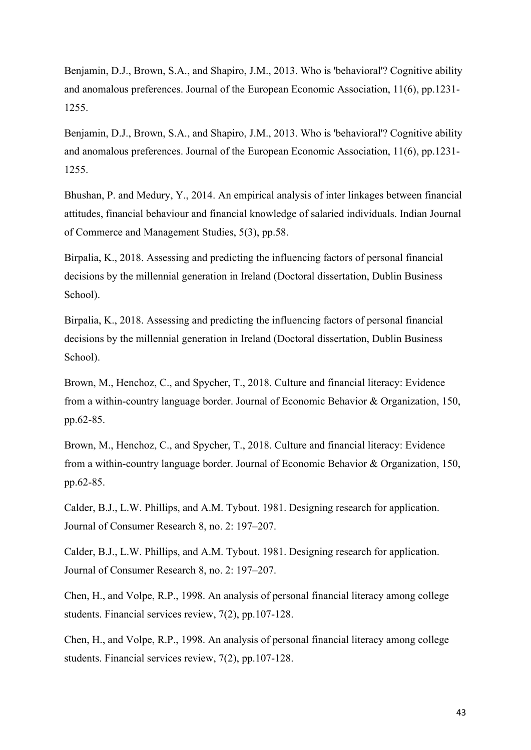Benjamin, D.J., Brown, S.A., and Shapiro, J.M., 2013. Who is 'behavioral'? Cognitive ability and anomalous preferences. Journal of the European Economic Association, 11(6), pp.1231-1255.

Benjamin, D.J., Brown, S.A., and Shapiro, J.M., 2013. Who is 'behavioral'? Cognitive ability and anomalous preferences. Journal of the European Economic Association, 11(6), pp.1231-1255.

Bhushan, P. and Medury, Y., 2014. An empirical analysis of inter linkages between financial attitudes, financial behaviour and financial knowledge of salaried individuals. Indian Journal of Commerce and Management Studies, 5(3), pp.58.

Birpalia, K., 2018. Assessing and predicting the influencing factors of personal financial decisions by the millennial generation in Ireland (Doctoral dissertation, Dublin Business School).

Birpalia, K., 2018. Assessing and predicting the influencing factors of personal financial decisions by the millennial generation in Ireland (Doctoral dissertation, Dublin Business School).

Brown, M., Henchoz, C., and Spycher, T., 2018. Culture and financial literacy: Evidence from a within-country language border. Journal of Economic Behavior & Organization, 150, pp.62-85.

Brown, M., Henchoz, C., and Spycher, T., 2018. Culture and financial literacy: Evidence from a within-country language border. Journal of Economic Behavior & Organization, 150, pp.62-85.

Calder, B.J., L.W. Phillips, and A.M. Tybout. 1981. Designing research for application. Journal of Consumer Research 8, no. 2: 197–207.

Calder, B.J., L.W. Phillips, and A.M. Tybout. 1981. Designing research for application. Journal of Consumer Research 8, no. 2: 197–207.

Chen, H., and Volpe, R.P., 1998. An analysis of personal financial literacy among college students. Financial services review, 7(2), pp.107-128.

Chen, H., and Volpe, R.P., 1998. An analysis of personal financial literacy among college students. Financial services review, 7(2), pp.107-128.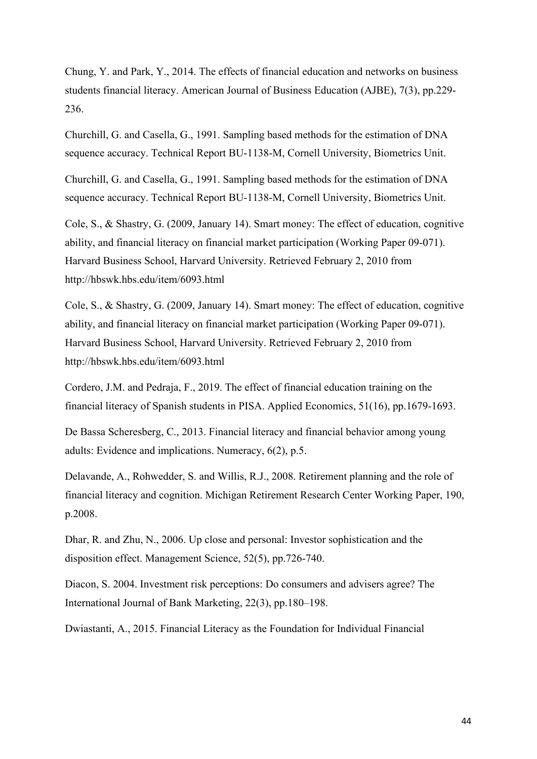Chung, Y. and Park, Y., 2014. The effects of financial education and networks on business students financial literacy. American Journal of Business Education (AJBE), 7(3), pp.229-236.

Churchill, G. and Casella, G., 1991. Sampling based methods for the estimation of DNA sequence accuracy. Technical Report BU-1138-M, Cornell University, Biometrics Unit.

Churchill, G. and Casella, G., 1991. Sampling based methods for the estimation of DNA sequence accuracy. Technical Report BU-1138-M, Cornell University, Biometrics Unit.

Cole, S., & Shastry, G. (2009, January 14). Smart money: The effect of education, cognitive ability, and financial literacy on financial market participation (Working Paper 09-071). Harvard Business School, Harvard University. Retrieved February 2, 2010 from http://hbswk.hbs.edu/item/6093.html

Cole, S., & Shastry, G. (2009, January 14). Smart money: The effect of education, cognitive ability, and financial literacy on financial market participation (Working Paper 09-071). Harvard Business School, Harvard University. Retrieved February 2, 2010 from http://hbswk.hbs.edu/item/6093.html

Cordero, J.M. and Pedraja, F., 2019. The effect of financial education training on the financial literacy of Spanish students in PISA. Applied Economics, 51(16), pp.1679-1693.

De Bassa Scheresberg, C., 2013. Financial literacy and financial behavior among young adults: Evidence and implications. Numeracy, 6(2), p.5.

Delavande, A., Rohwedder, S. and Willis, R.J., 2008. Retirement planning and the role of financial literacy and cognition. Michigan Retirement Research Center Working Paper, 190, p.2008.

Dhar, R. and Zhu, N., 2006. Up close and personal: Investor sophistication and the disposition effect. Management Science, 52(5), pp.726-740.

Diacon, S. 2004. Investment risk perceptions: Do consumers and advisers agree? The International Journal of Bank Marketing, 22(3), pp.180–198.

Dwiastanti, A., 2015. Financial Literacy as the Foundation for Individual Financial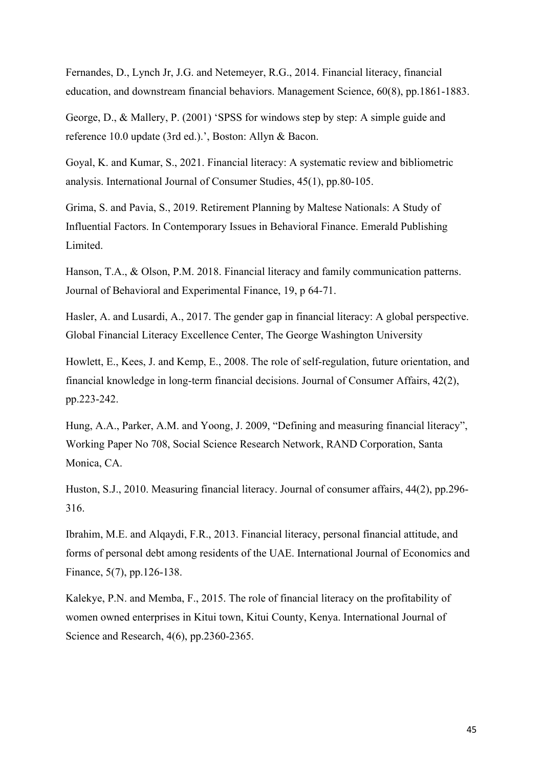Fernandes, D., Lynch Jr, J.G. and Netemeyer, R.G., 2014. Financial literacy, financial education, and downstream financial behaviors. Management Science, 60(8), pp.1861-1883.

George, D., & Mallery, P. (2001) 'SPSS for windows step by step: A simple guide and reference 10.0 update (3rd ed.).', Boston: Allyn & Bacon.

Goyal, K. and Kumar, S., 2021. Financial literacy: A systematic review and bibliometric analysis. International Journal of Consumer Studies, 45(1), pp.80-105.

Grima, S. and Pavia, S., 2019. Retirement Planning by Maltese Nationals: A Study of Influential Factors. In Contemporary Issues in Behavioral Finance. Emerald Publishing Limited.

Hanson, T.A., & Olson, P.M. 2018. Financial literacy and family communication patterns. Journal of Behavioral and Experimental Finance, 19, p 64-71.

Hasler, A. and Lusardi, A., 2017. The gender gap in financial literacy: A global perspective. Global Financial Literacy Excellence Center, The George Washington University

Howlett, E., Kees, J. and Kemp, E., 2008. The role of self-regulation, future orientation, and financial knowledge in long-term financial decisions. Journal of Consumer Affairs, 42(2), pp.223-242.

Hung, A.A., Parker, A.M. and Yoong, J. 2009, "Defining and measuring financial literacy", Working Paper No 708, Social Science Research Network, RAND Corporation, Santa Monica, CA.

Huston, S.J., 2010. Measuring financial literacy. Journal of consumer affairs, 44(2), pp.296-316.

Ibrahim, M.E. and Alqaydi, F.R., 2013. Financial literacy, personal financial attitude, and forms of personal debt among residents of the UAE. International Journal of Economics and Finance, 5(7), pp.126-138.

Kalekye, P.N. and Memba, F., 2015. The role of financial literacy on the profitability of women owned enterprises in Kitui town, Kitui County, Kenya. International Journal of Science and Research, 4(6), pp.2360-2365.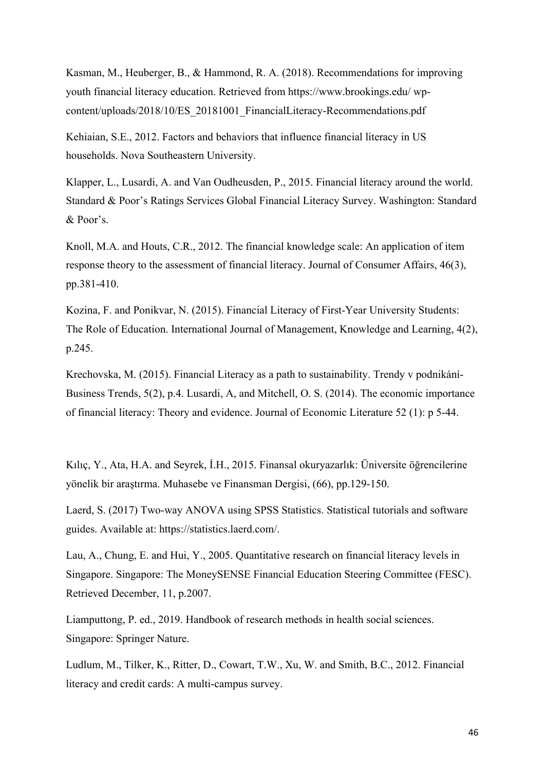Kasman, M., Heuberger, B., & Hammond, R. A. (2018). Recommendations for improving youth financial literacy education. Retrieved from https://www.brookings.edu/ wp-content/uploads/2018/10/ES_20181001_FinancialLiteracy-Recommendations.pdf

Kehiaian, S.E., 2012. Factors and behaviors that influence financial literacy in US households. Nova Southeastern University.

Klapper, L., Lusardi, A. and Van Oudheusden, P., 2015. Financial literacy around the world. Standard & Poor's Ratings Services Global Financial Literacy Survey. Washington: Standard & Poor's.

Knoll, M.A. and Houts, C.R., 2012. The financial knowledge scale: An application of item response theory to the assessment of financial literacy. Journal of Consumer Affairs, 46(3), pp.381-410.

Kozina, F. and Ponikvar, N. (2015). Financial Literacy of First-Year University Students: The Role of Education. International Journal of Management, Knowledge and Learning, 4(2), p.245.

Krechovska, M. (2015). Financial Literacy as a path to sustainability. Trendy v podnikání-Business Trends, 5(2), p.4. Lusardi, A, and Mitchell, O. S. (2014). The economic importance of financial literacy: Theory and evidence. Journal of Economic Literature 52 (1): p 5-44.

Kılıç, Y., Ata, H.A. and Seyrek, İ.H., 2015. Finansal okuryazarlık: Üniversite öğrencilerine yönelik bir araştırma. Muhasebe ve Finansman Dergisi, (66), pp.129-150.

Laerd, S. (2017) Two-way ANOVA using SPSS Statistics. Statistical tutorials and software guides. Available at: https://statistics.laerd.com/.

Lau, A., Chung, E. and Hui, Y., 2005. Quantitative research on financial literacy levels in Singapore. Singapore: The MoneySENSE Financial Education Steering Committee (FESC). Retrieved December, 11, p.2007.

Liamputtong, P. ed., 2019. Handbook of research methods in health social sciences. Singapore: Springer Nature.

Ludlum, M., Tilker, K., Ritter, D., Cowart, T.W., Xu, W. and Smith, B.C., 2012. Financial literacy and credit cards: A multi-campus survey.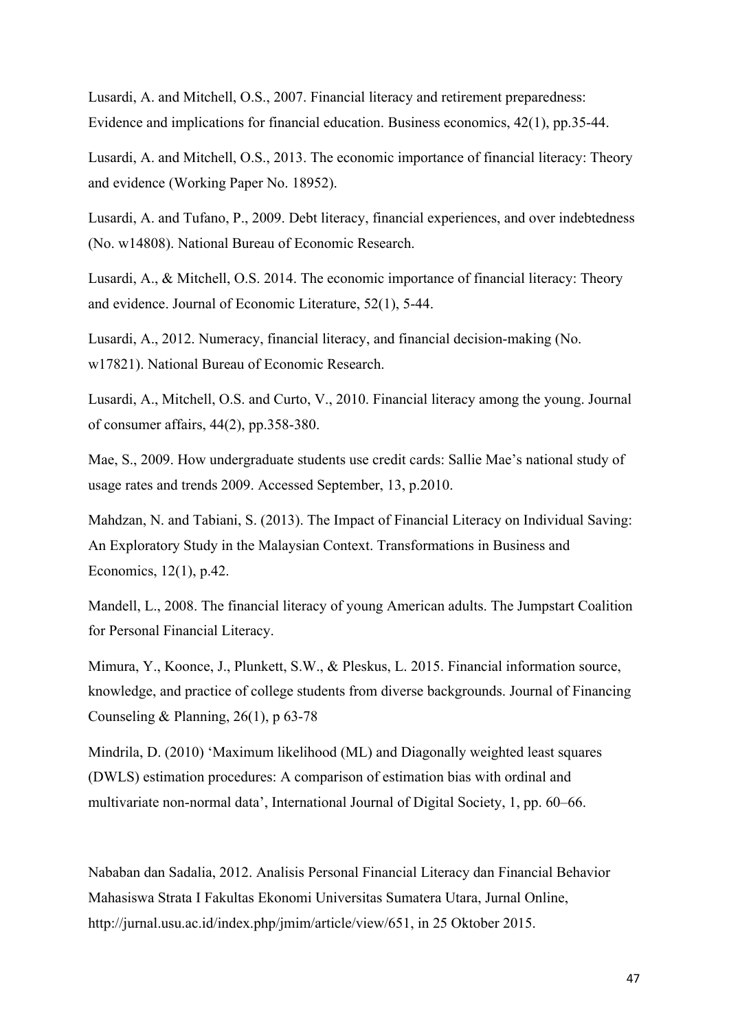Lusardi, A. and Mitchell, O.S., 2007. Financial literacy and retirement preparedness: Evidence and implications for financial education. Business economics, 42(1), pp.35-44.

Lusardi, A. and Mitchell, O.S., 2013. The economic importance of financial literacy: Theory and evidence (Working Paper No. 18952).

Lusardi, A. and Tufano, P., 2009. Debt literacy, financial experiences, and over indebtedness (No. w14808). National Bureau of Economic Research.

Lusardi, A., & Mitchell, O.S. 2014. The economic importance of financial literacy: Theory and evidence. Journal of Economic Literature, 52(1), 5-44.

Lusardi, A., 2012. Numeracy, financial literacy, and financial decision-making (No. w17821). National Bureau of Economic Research.

Lusardi, A., Mitchell, O.S. and Curto, V., 2010. Financial literacy among the young. Journal of consumer affairs, 44(2), pp.358-380.

Mae, S., 2009. How undergraduate students use credit cards: Sallie Mae's national study of usage rates and trends 2009. Accessed September, 13, p.2010.

Mahdzan, N. and Tabiani, S. (2013). The Impact of Financial Literacy on Individual Saving: An Exploratory Study in the Malaysian Context. Transformations in Business and Economics, 12(1), p.42.

Mandell, L., 2008. The financial literacy of young American adults. The Jumpstart Coalition for Personal Financial Literacy.

Mimura, Y., Koonce, J., Plunkett, S.W., & Pleskus, L. 2015. Financial information source, knowledge, and practice of college students from diverse backgrounds. Journal of Financing Counseling & Planning, 26(1), p 63-78

Mindrila, D. (2010) 'Maximum likelihood (ML) and Diagonally weighted least squares (DWLS) estimation procedures: A comparison of estimation bias with ordinal and multivariate non-normal data', International Journal of Digital Society, 1, pp. 60–66.

Nababan dan Sadalia, 2012. Analisis Personal Financial Literacy dan Financial Behavior Mahasiswa Strata I Fakultas Ekonomi Universitas Sumatera Utara, Jurnal Online, http://jurnal.usu.ac.id/index.php/jmim/article/view/651, in 25 Oktober 2015.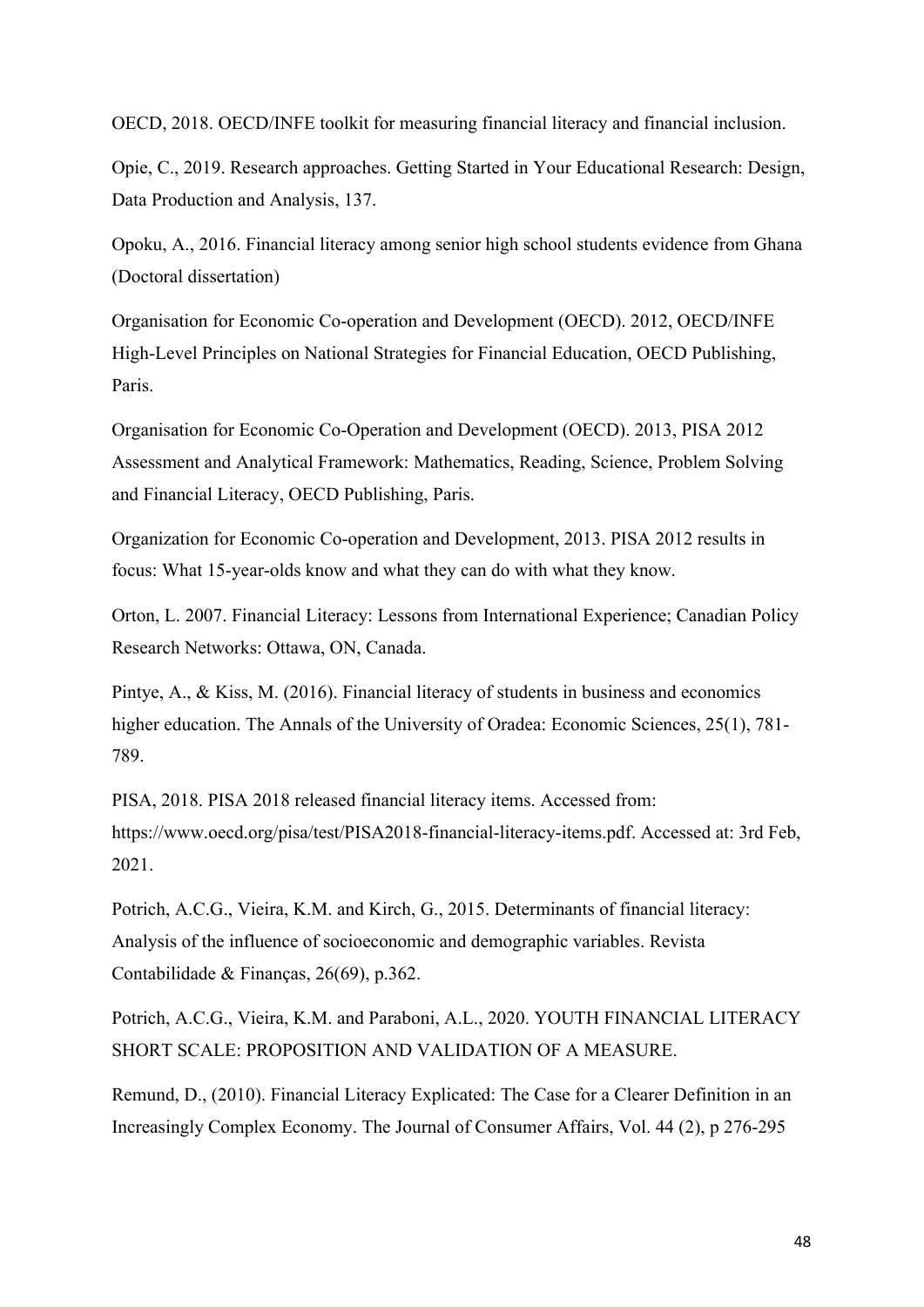OECD, 2018. OECD/INFE toolkit for measuring financial literacy and financial inclusion.

Opie, C., 2019. Research approaches. Getting Started in Your Educational Research: Design, Data Production and Analysis, 137.

Opoku, A., 2016. Financial literacy among senior high school students evidence from Ghana (Doctoral dissertation)

Organisation for Economic Co-operation and Development (OECD). 2012, OECD/INFE High-Level Principles on National Strategies for Financial Education, OECD Publishing, Paris.

Organisation for Economic Co-Operation and Development (OECD). 2013, PISA 2012 Assessment and Analytical Framework: Mathematics, Reading, Science, Problem Solving and Financial Literacy, OECD Publishing, Paris.

Organization for Economic Co-operation and Development, 2013. PISA 2012 results in focus: What 15-year-olds know and what they can do with what they know.

Orton, L. 2007. Financial Literacy: Lessons from International Experience; Canadian Policy Research Networks: Ottawa, ON, Canada.

Pintye, A., & Kiss, M. (2016). Financial literacy of students in business and economics higher education. The Annals of the University of Oradea: Economic Sciences, 25(1), 781-789.

PISA, 2018. PISA 2018 released financial literacy items. Accessed from: https://www.oecd.org/pisa/test/PISA2018-financial-literacy-items.pdf. Accessed at: 3rd Feb, 2021.

Potrich, A.C.G., Vieira, K.M. and Kirch, G., 2015. Determinants of financial literacy: Analysis of the influence of socioeconomic and demographic variables. Revista Contabilidade & Finanças, 26(69), p.362.

Potrich, A.C.G., Vieira, K.M. and Paraboni, A.L., 2020. YOUTH FINANCIAL LITERACY SHORT SCALE: PROPOSITION AND VALIDATION OF A MEASURE.

Remund, D., (2010). Financial Literacy Explicated: The Case for a Clearer Definition in an Increasingly Complex Economy. The Journal of Consumer Affairs, Vol. 44 (2), p 276-295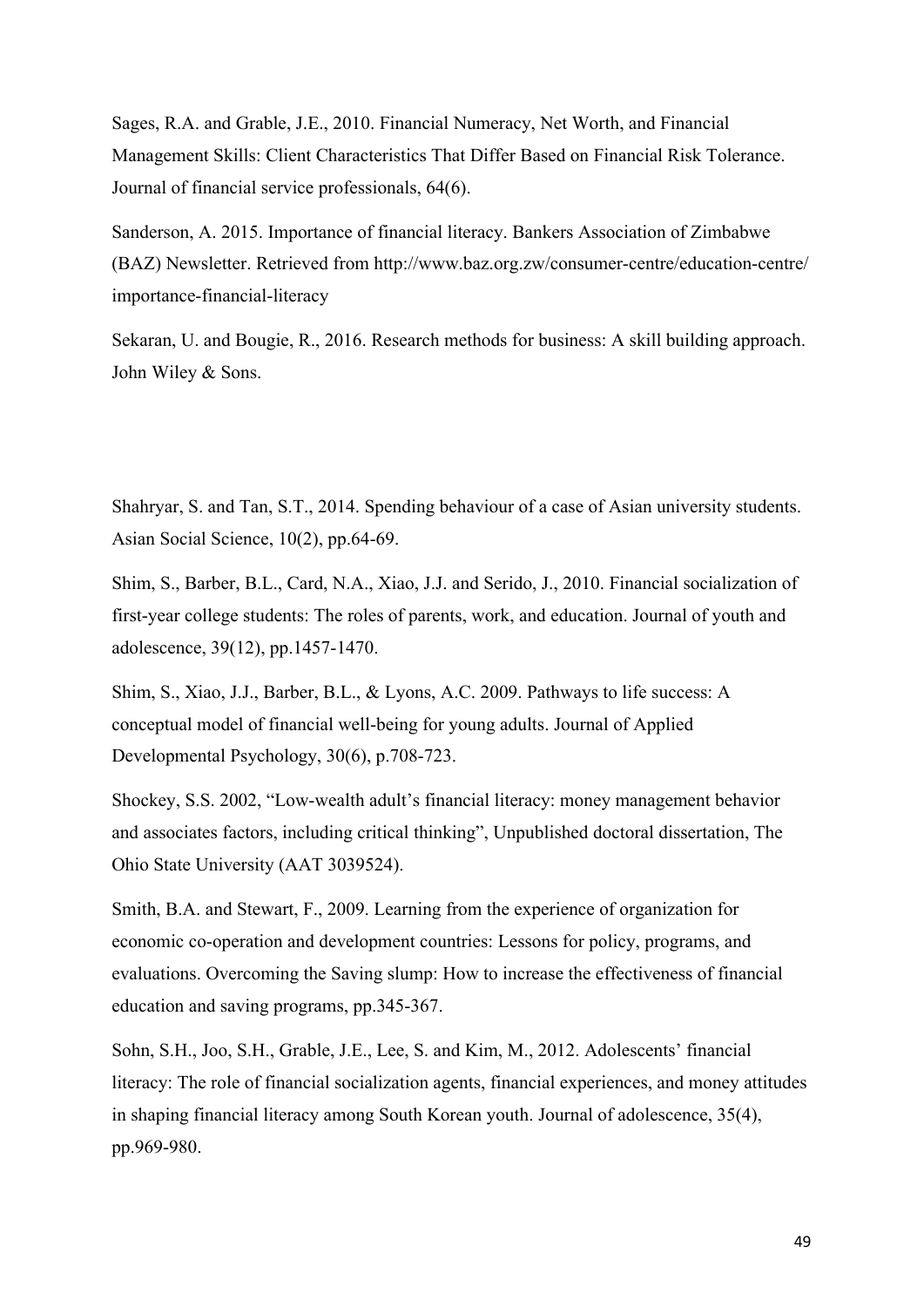Sages, R.A. and Grable, J.E., 2010. Financial Numeracy, Net Worth, and Financial Management Skills: Client Characteristics That Differ Based on Financial Risk Tolerance. Journal of financial service professionals, 64(6).

Sanderson, A. 2015. Importance of financial literacy. Bankers Association of Zimbabwe (BAZ) Newsletter. Retrieved from http://www.baz.org.zw/consumer-centre/education-centre/importance-financial-literacy

Sekaran, U. and Bougie, R., 2016. Research methods for business: A skill building approach. John Wiley & Sons.

Shahryar, S. and Tan, S.T., 2014. Spending behaviour of a case of Asian university students. Asian Social Science, 10(2), pp.64-69.

Shim, S., Barber, B.L., Card, N.A., Xiao, J.J. and Serido, J., 2010. Financial socialization of first-year college students: The roles of parents, work, and education. Journal of youth and adolescence, 39(12), pp.1457-1470.

Shim, S., Xiao, J.J., Barber, B.L., & Lyons, A.C. 2009. Pathways to life success: A conceptual model of financial well-being for young adults. Journal of Applied Developmental Psychology, 30(6), p.708-723.

Shockey, S.S. 2002, "Low-wealth adult's financial literacy: money management behavior and associates factors, including critical thinking", Unpublished doctoral dissertation, The Ohio State University (AAT 3039524).

Smith, B.A. and Stewart, F., 2009. Learning from the experience of organization for economic co-operation and development countries: Lessons for policy, programs, and evaluations. Overcoming the Saving slump: How to increase the effectiveness of financial education and saving programs, pp.345-367.

Sohn, S.H., Joo, S.H., Grable, J.E., Lee, S. and Kim, M., 2012. Adolescents' financial literacy: The role of financial socialization agents, financial experiences, and money attitudes in shaping financial literacy among South Korean youth. Journal of adolescence, 35(4), pp.969-980.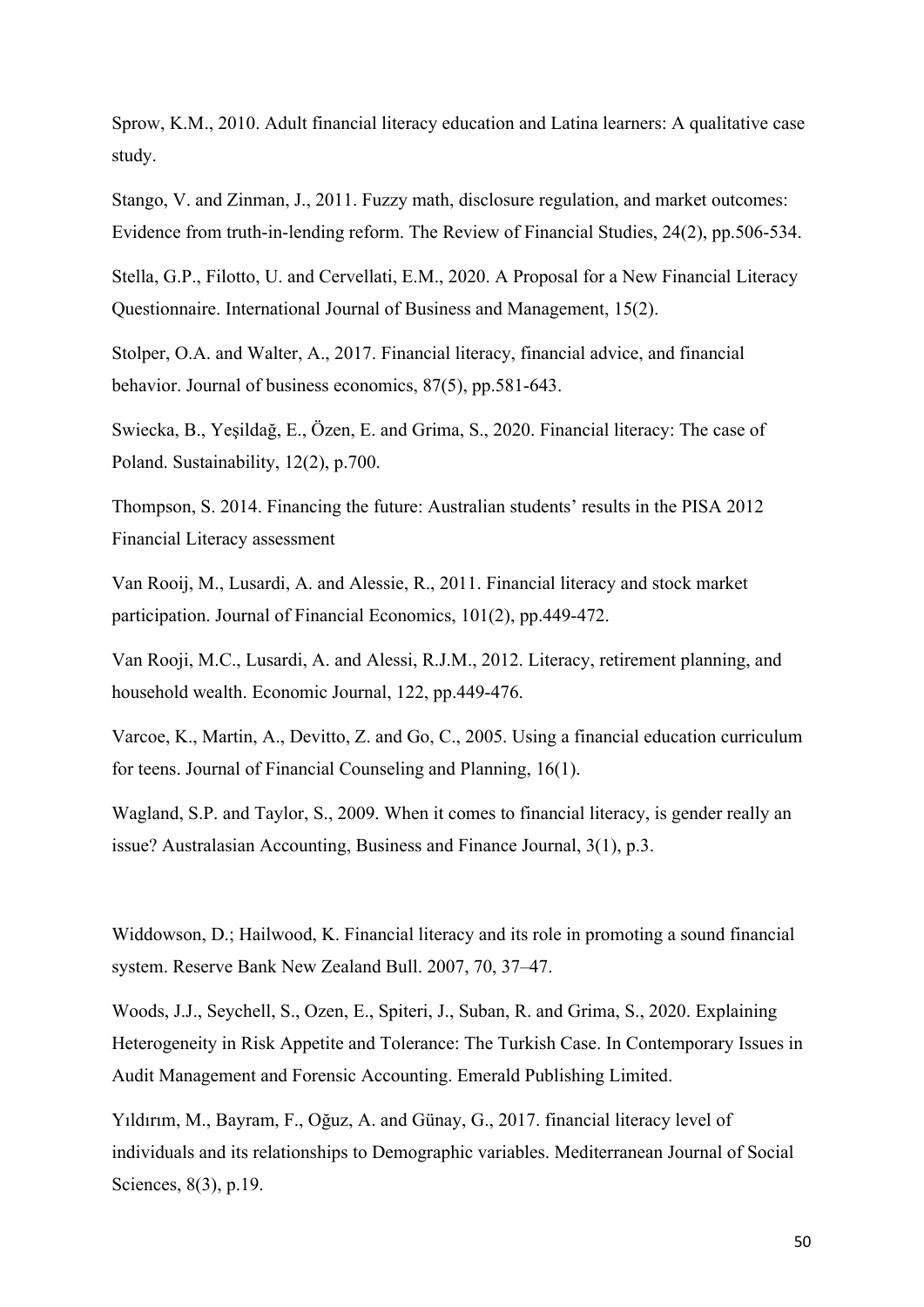Sprow, K.M., 2010. Adult financial literacy education and Latina learners: A qualitative case study.

Stango, V. and Zinman, J., 2011. Fuzzy math, disclosure regulation, and market outcomes: Evidence from truth-in-lending reform. The Review of Financial Studies, 24(2), pp.506-534.

Stella, G.P., Filotto, U. and Cervellati, E.M., 2020. A Proposal for a New Financial Literacy Questionnaire. International Journal of Business and Management, 15(2).

Stolper, O.A. and Walter, A., 2017. Financial literacy, financial advice, and financial behavior. Journal of business economics, 87(5), pp.581-643.

Swiecka, B., Yeşildağ, E., Özen, E. and Grima, S., 2020. Financial literacy: The case of Poland. Sustainability, 12(2), p.700.

Thompson, S. 2014. Financing the future: Australian students' results in the PISA 2012 Financial Literacy assessment

Van Rooij, M., Lusardi, A. and Alessie, R., 2011. Financial literacy and stock market participation. Journal of Financial Economics, 101(2), pp.449-472.

Van Rooji, M.C., Lusardi, A. and Alessi, R.J.M., 2012. Literacy, retirement planning, and household wealth. Economic Journal, 122, pp.449-476.

Varcoe, K., Martin, A., Devitto, Z. and Go, C., 2005. Using a financial education curriculum for teens. Journal of Financial Counseling and Planning, 16(1).

Wagland, S.P. and Taylor, S., 2009. When it comes to financial literacy, is gender really an issue? Australasian Accounting, Business and Finance Journal, 3(1), p.3.

Widdowson, D.; Hailwood, K. Financial literacy and its role in promoting a sound financial system. Reserve Bank New Zealand Bull. 2007, 70, 37–47.

Woods, J.J., Seychell, S., Ozen, E., Spiteri, J., Suban, R. and Grima, S., 2020. Explaining Heterogeneity in Risk Appetite and Tolerance: The Turkish Case. In Contemporary Issues in Audit Management and Forensic Accounting. Emerald Publishing Limited.

Yıldırım, M., Bayram, F., Oğuz, A. and Günay, G., 2017. financial literacy level of individuals and its relationships to Demographic variables. Mediterranean Journal of Social Sciences, 8(3), p.19.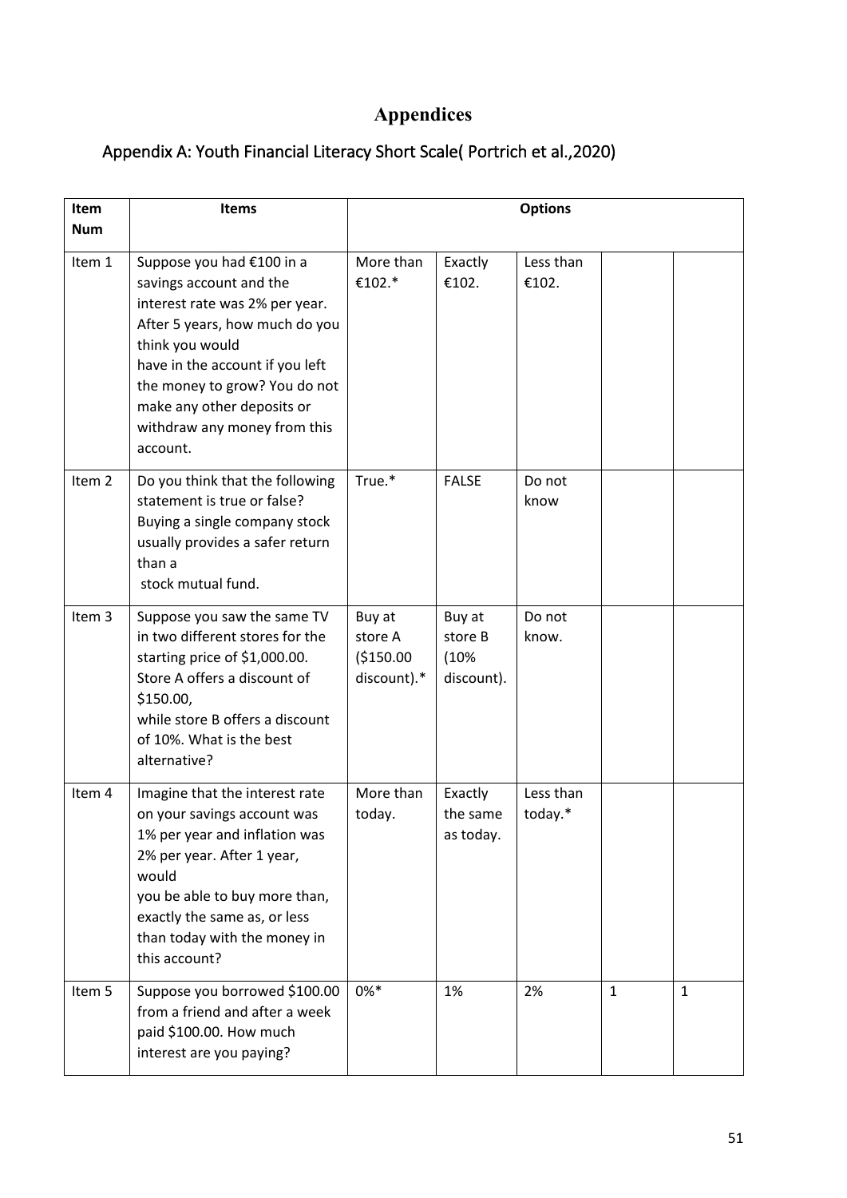# Appendices

## Appendix A: Youth Financial Literacy Short Scale( Portrich et al.,2020)

| Item Num | Items | Options | | | | |
|---|---|---|---|---|---|---|
| Item 1 | Suppose you had €100 in a savings account and the interest rate was 2% per year. After 5 years, how much do you think you would have in the account if you left the money to grow? You do not make any other deposits or withdraw any money from this account. | More than €102.* | Exactly €102. | Less than €102. | | |
| Item 2 | Do you think that the following statement is true or false? Buying a single company stock usually provides a safer return than a stock mutual fund. | True.* | FALSE | Do not know | | |
| Item 3 | Suppose you saw the same TV in two different stores for the starting price of $1,000.00. Store A offers a discount of $150.00, while store B offers a discount of 10%. What is the best alternative? | Buy at store A ($150.00 discount).* | Buy at store B (10% discount). | Do not know. | | |
| Item 4 | Imagine that the interest rate on your savings account was 1% per year and inflation was 2% per year. After 1 year, would you be able to buy more than, exactly the same as, or less than today with the money in this account? | More than today. | Exactly the same as today. | Less than today.* | | |
| Item 5 | Suppose you borrowed $100.00 from a friend and after a week paid $100.00. How much interest are you paying? | 0%* | 1% | 2% | 1 | 1 |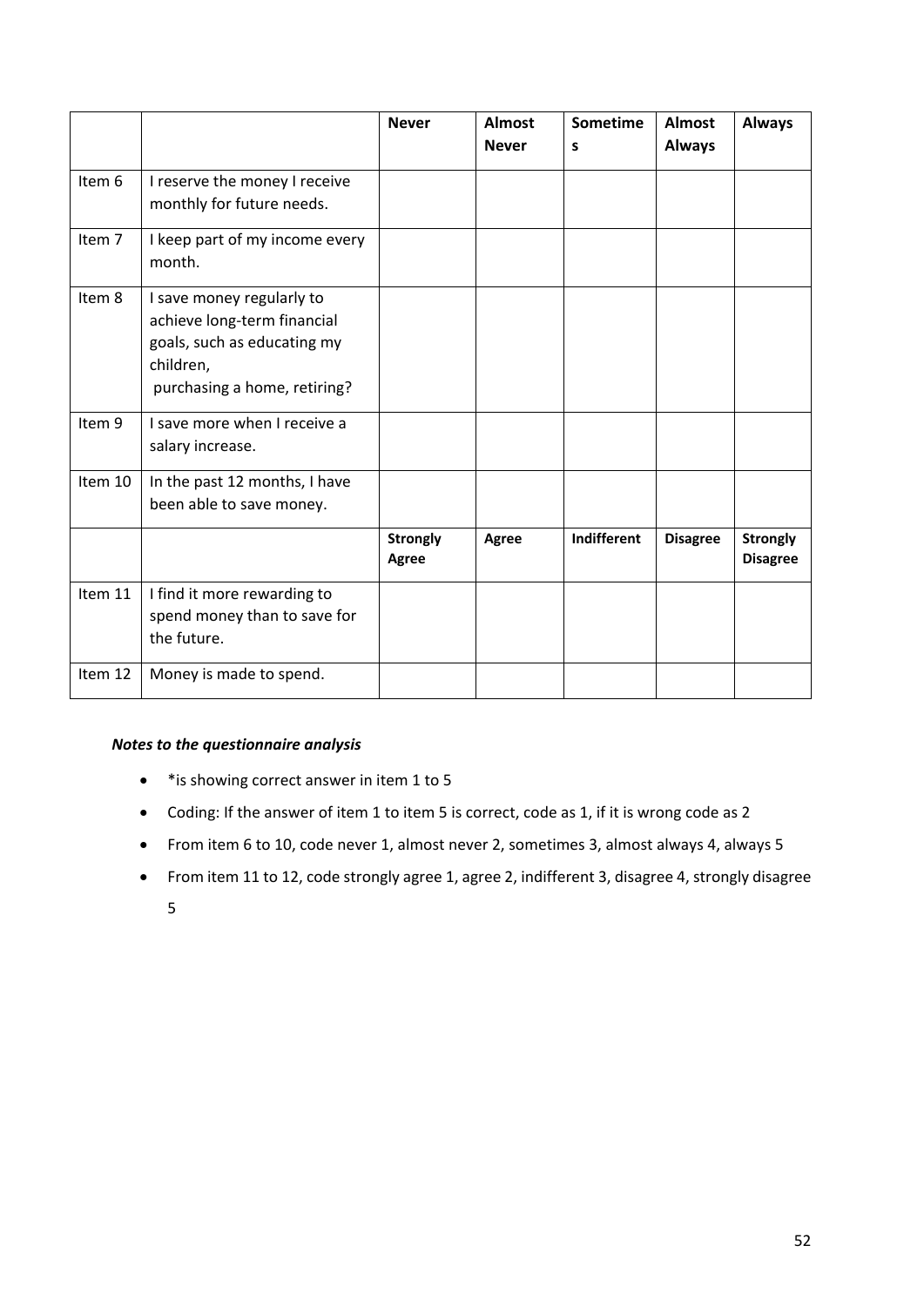| | | Never | Almost Never | Sometimes | Almost Always | Always |
|---|---|---|---|---|---|---|
| Item 6 | I reserve the money I receive monthly for future needs. | | | | | |
| Item 7 | I keep part of my income every month. | | | | | |
| Item 8 | I save money regularly to achieve long-term financial goals, such as educating my children, purchasing a home, retiring? | | | | | |
| Item 9 | I save more when I receive a salary increase. | | | | | |
| Item 10 | In the past 12 months, I have been able to save money. | | | | | |
| | | **Strongly Agree** | **Agree** | **Indifferent** | **Disagree** | **Strongly Disagree** |
| Item 11 | I find it more rewarding to spend money than to save for the future. | | | | | |
| Item 12 | Money is made to spend. | | | | | |

***Notes to the questionnaire analysis***

- *is showing correct answer in item 1 to 5
- Coding: If the answer of item 1 to item 5 is correct, code as 1, if it is wrong code as 2
- From item 6 to 10, code never 1, almost never 2, sometimes 3, almost always 4, always 5
- From item 11 to 12, code strongly agree 1, agree 2, indifferent 3, disagree 4, strongly disagree 5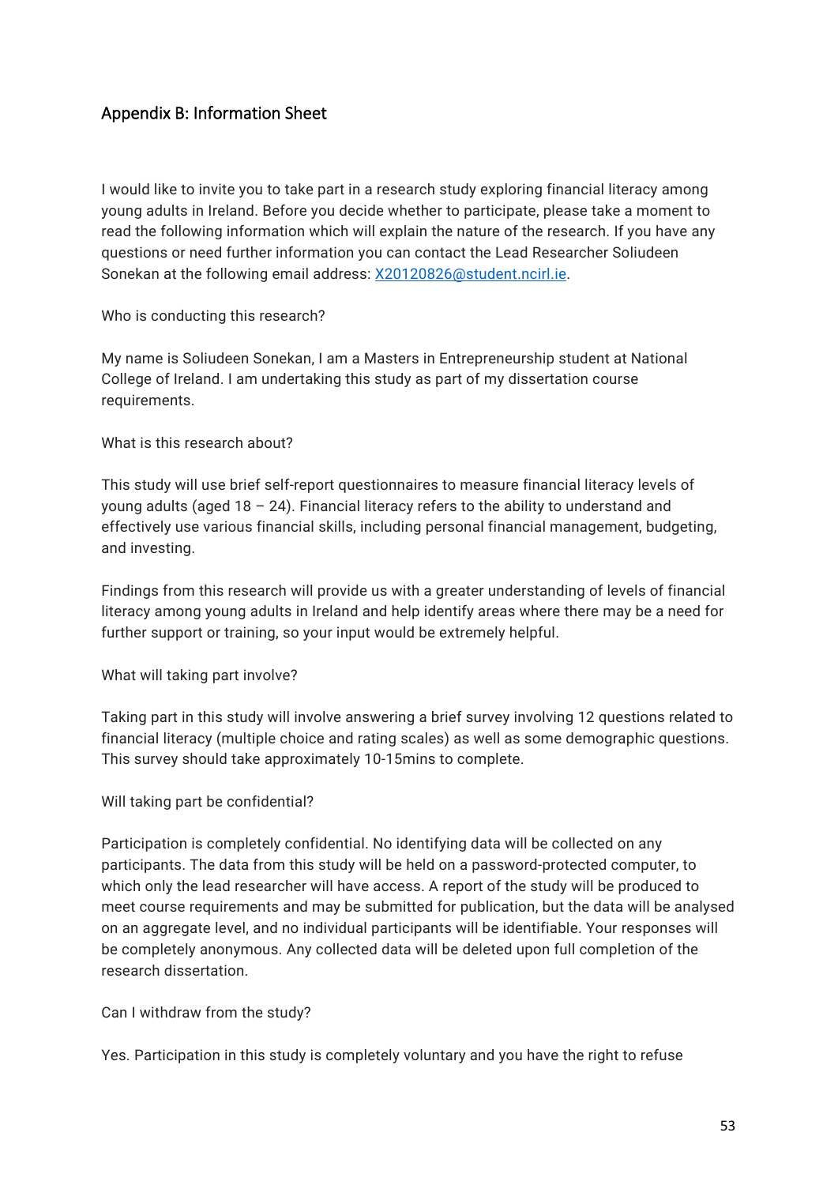## Appendix B: Information Sheet

I would like to invite you to take part in a research study exploring financial literacy among young adults in Ireland. Before you decide whether to participate, please take a moment to read the following information which will explain the nature of the research. If you have any questions or need further information you can contact the Lead Researcher Soliudeen Sonekan at the following email address: X20120826@student.ncirl.ie.

Who is conducting this research?

My name is Soliudeen Sonekan, I am a Masters in Entrepreneurship student at National College of Ireland. I am undertaking this study as part of my dissertation course requirements.

What is this research about?

This study will use brief self-report questionnaires to measure financial literacy levels of young adults (aged 18 – 24). Financial literacy refers to the ability to understand and effectively use various financial skills, including personal financial management, budgeting, and investing.

Findings from this research will provide us with a greater understanding of levels of financial literacy among young adults in Ireland and help identify areas where there may be a need for further support or training, so your input would be extremely helpful.

What will taking part involve?

Taking part in this study will involve answering a brief survey involving 12 questions related to financial literacy (multiple choice and rating scales) as well as some demographic questions. This survey should take approximately 10-15mins to complete.

Will taking part be confidential?

Participation is completely confidential. No identifying data will be collected on any participants. The data from this study will be held on a password-protected computer, to which only the lead researcher will have access. A report of the study will be produced to meet course requirements and may be submitted for publication, but the data will be analysed on an aggregate level, and no individual participants will be identifiable. Your responses will be completely anonymous. Any collected data will be deleted upon full completion of the research dissertation.

Can I withdraw from the study?

Yes. Participation in this study is completely voluntary and you have the right to refuse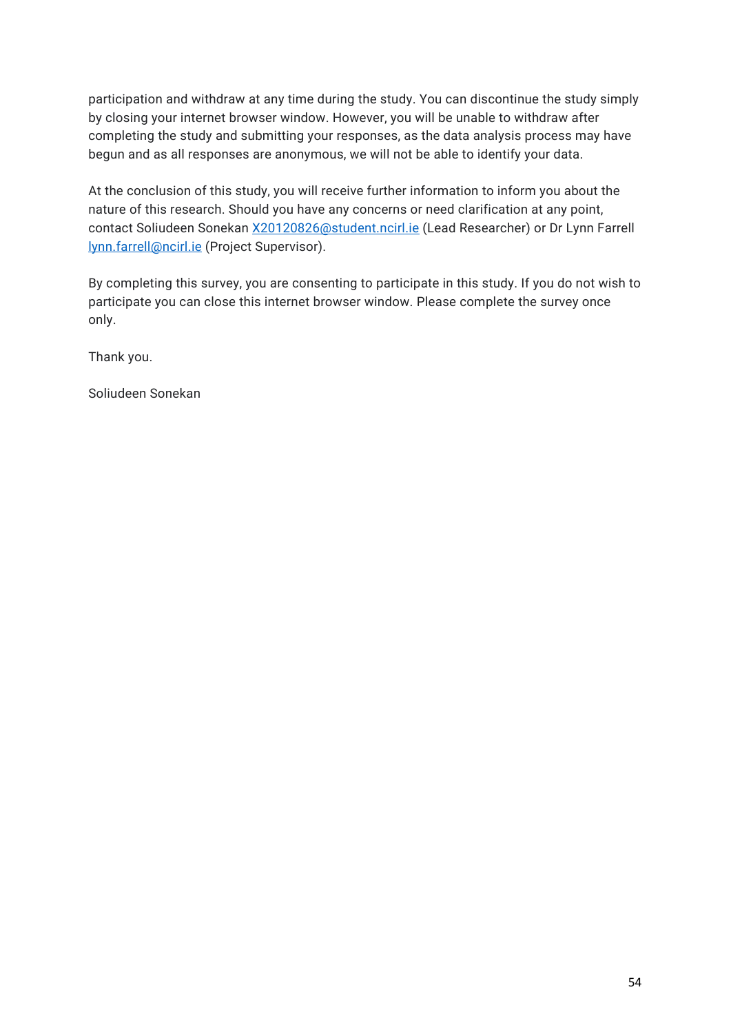participation and withdraw at any time during the study. You can discontinue the study simply by closing your internet browser window. However, you will be unable to withdraw after completing the study and submitting your responses, as the data analysis process may have begun and as all responses are anonymous, we will not be able to identify your data.

At the conclusion of this study, you will receive further information to inform you about the nature of this research. Should you have any concerns or need clarification at any point, contact Soliudeen Sonekan X20120826@student.ncirl.ie (Lead Researcher) or Dr Lynn Farrell lynn.farrell@ncirl.ie (Project Supervisor).

By completing this survey, you are consenting to participate in this study. If you do not wish to participate you can close this internet browser window. Please complete the survey once only.

Thank you.

Soliudeen Sonekan